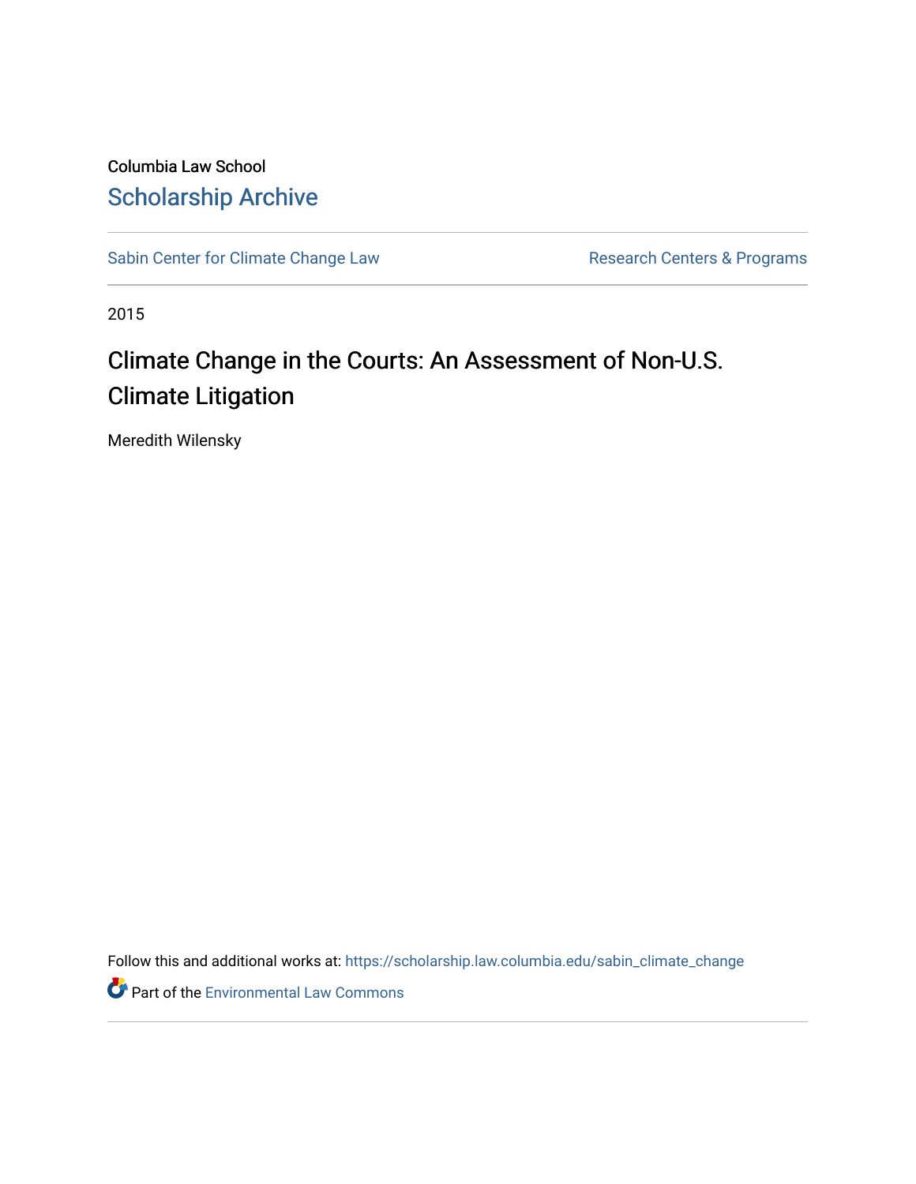Columbia Law School

# Scholarship Archive

Sabin Center for Climate Change Law | Research Centers & Programs

2015

## Climate Change in the Courts: An Assessment of Non-U.S. Climate Litigation

Meredith Wilensky

Follow this and additional works at: https://scholarship.law.columbia.edu/sabin_climate_change

Part of the Environmental Law Commons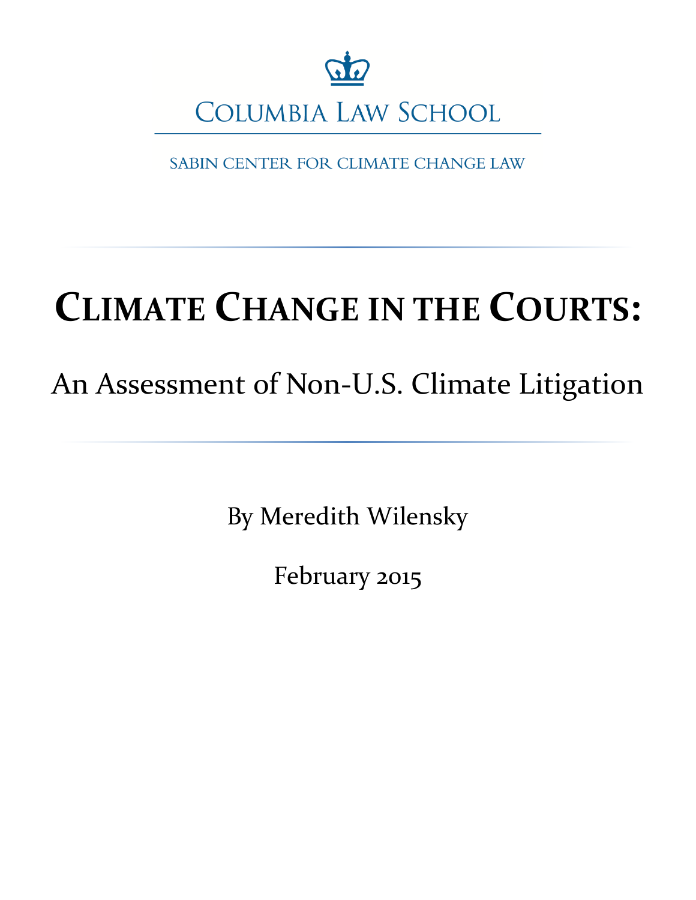COLUMBIA LAW SCHOOL

SABIN CENTER FOR CLIMATE CHANGE LAW

# CLIMATE CHANGE IN THE COURTS:

## An Assessment of Non-U.S. Climate Litigation

By Meredith Wilensky

February 2015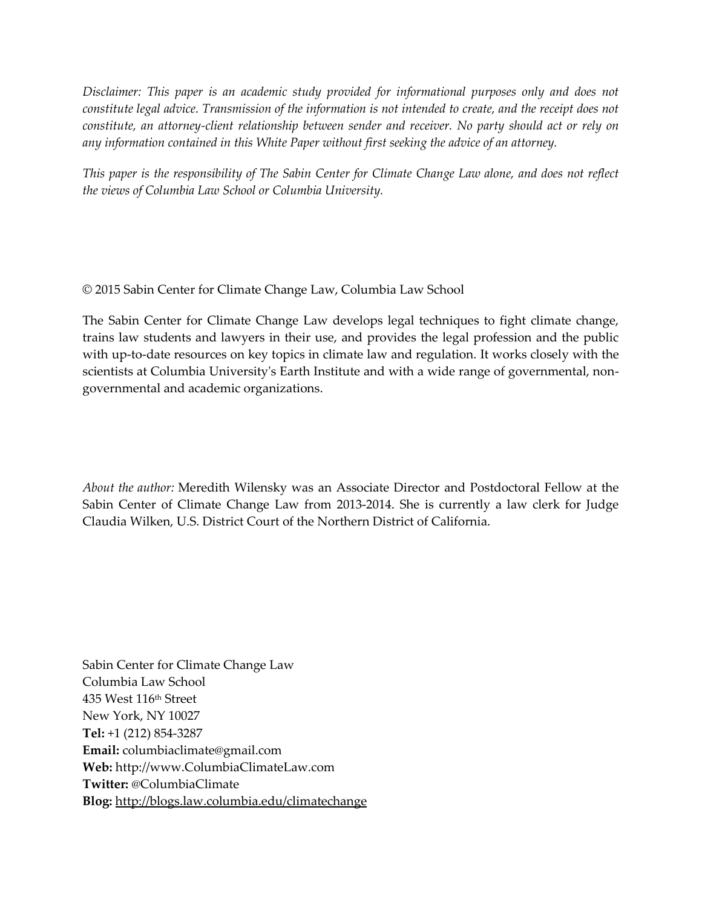*Disclaimer: This paper is an academic study provided for informational purposes only and does not constitute legal advice. Transmission of the information is not intended to create, and the receipt does not constitute, an attorney-client relationship between sender and receiver. No party should act or rely on any information contained in this White Paper without first seeking the advice of an attorney.*

*This paper is the responsibility of The Sabin Center for Climate Change Law alone, and does not reflect the views of Columbia Law School or Columbia University.*

© 2015 Sabin Center for Climate Change Law, Columbia Law School

The Sabin Center for Climate Change Law develops legal techniques to fight climate change, trains law students and lawyers in their use, and provides the legal profession and the public with up-to-date resources on key topics in climate law and regulation. It works closely with the scientists at Columbia University's Earth Institute and with a wide range of governmental, non-governmental and academic organizations.

*About the author:* Meredith Wilensky was an Associate Director and Postdoctoral Fellow at the Sabin Center of Climate Change Law from 2013-2014. She is currently a law clerk for Judge Claudia Wilken, U.S. District Court of the Northern District of California.

Sabin Center for Climate Change Law
Columbia Law School
435 West 116th Street
New York, NY 10027
**Tel:** +1 (212) 854-3287
**Email:** columbiaclimate@gmail.com
**Web:** http://www.ColumbiaClimateLaw.com
**Twitter:** @ColumbiaClimate
**Blog:** http://blogs.law.columbia.edu/climatechange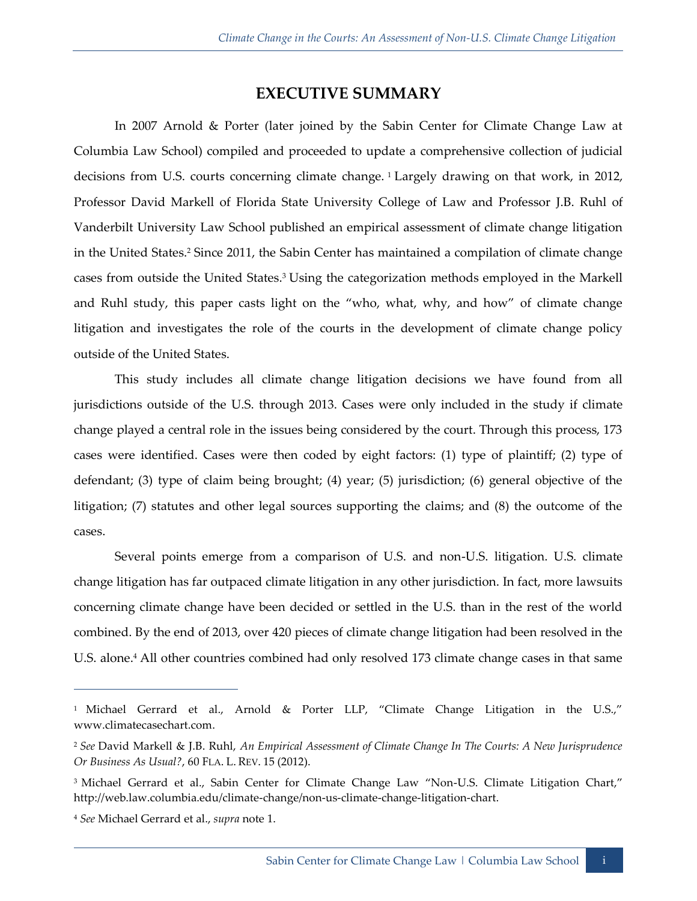# EXECUTIVE SUMMARY

In 2007 Arnold & Porter (later joined by the Sabin Center for Climate Change Law at Columbia Law School) compiled and proceeded to update a comprehensive collection of judicial decisions from U.S. courts concerning climate change. [1] Largely drawing on that work, in 2012, Professor David Markell of Florida State University College of Law and Professor J.B. Ruhl of Vanderbilt University Law School published an empirical assessment of climate change litigation in the United States.[2] Since 2011, the Sabin Center has maintained a compilation of climate change cases from outside the United States.[3] Using the categorization methods employed in the Markell and Ruhl study, this paper casts light on the "who, what, why, and how" of climate change litigation and investigates the role of the courts in the development of climate change policy outside of the United States.

This study includes all climate change litigation decisions we have found from all jurisdictions outside of the U.S. through 2013. Cases were only included in the study if climate change played a central role in the issues being considered by the court. Through this process, 173 cases were identified. Cases were then coded by eight factors: (1) type of plaintiff; (2) type of defendant; (3) type of claim being brought; (4) year; (5) jurisdiction; (6) general objective of the litigation; (7) statutes and other legal sources supporting the claims; and (8) the outcome of the cases.

Several points emerge from a comparison of U.S. and non-U.S. litigation. U.S. climate change litigation has far outpaced climate litigation in any other jurisdiction. In fact, more lawsuits concerning climate change have been decided or settled in the U.S. than in the rest of the world combined. By the end of 2013, over 420 pieces of climate change litigation had been resolved in the U.S. alone.[4] All other countries combined had only resolved 173 climate change cases in that same

---

[1] Michael Gerrard et al., Arnold & Porter LLP, "Climate Change Litigation in the U.S.," www.climatecasechart.com.

[2] *See* David Markell & J.B. Ruhl, *An Empirical Assessment of Climate Change In The Courts: A New Jurisprudence Or Business As Usual?*, 60 FLA. L. REV. 15 (2012).

[3] Michael Gerrard et al., Sabin Center for Climate Change Law "Non-U.S. Climate Litigation Chart," http://web.law.columbia.edu/climate-change/non-us-climate-change-litigation-chart.

[4] *See* Michael Gerrard et al., *supra* note 1.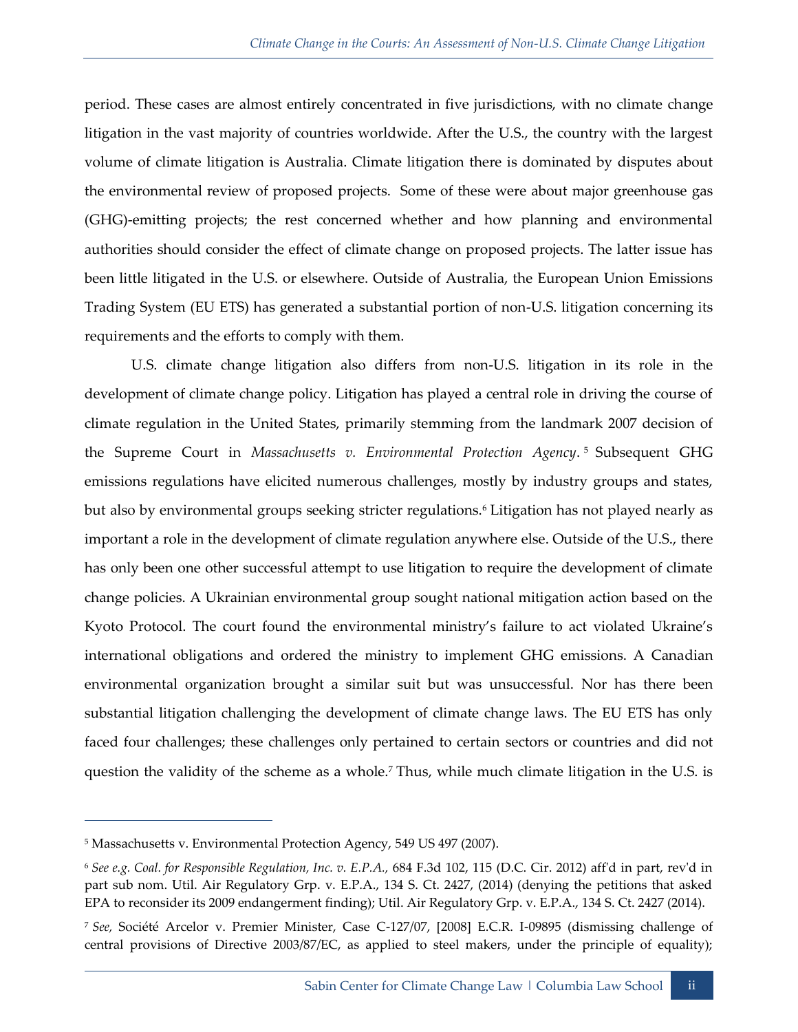period. These cases are almost entirely concentrated in five jurisdictions, with no climate change litigation in the vast majority of countries worldwide. After the U.S., the country with the largest volume of climate litigation is Australia. Climate litigation there is dominated by disputes about the environmental review of proposed projects. Some of these were about major greenhouse gas (GHG)-emitting projects; the rest concerned whether and how planning and environmental authorities should consider the effect of climate change on proposed projects. The latter issue has been little litigated in the U.S. or elsewhere. Outside of Australia, the European Union Emissions Trading System (EU ETS) has generated a substantial portion of non-U.S. litigation concerning its requirements and the efforts to comply with them.

U.S. climate change litigation also differs from non-U.S. litigation in its role in the development of climate change policy. Litigation has played a central role in driving the course of climate regulation in the United States, primarily stemming from the landmark 2007 decision of the Supreme Court in *Massachusetts v. Environmental Protection Agency*.[5] Subsequent GHG emissions regulations have elicited numerous challenges, mostly by industry groups and states, but also by environmental groups seeking stricter regulations.[6] Litigation has not played nearly as important a role in the development of climate regulation anywhere else. Outside of the U.S., there has only been one other successful attempt to use litigation to require the development of climate change policies. A Ukrainian environmental group sought national mitigation action based on the Kyoto Protocol. The court found the environmental ministry's failure to act violated Ukraine's international obligations and ordered the ministry to implement GHG emissions. A Canadian environmental organization brought a similar suit but was unsuccessful. Nor has there been substantial litigation challenging the development of climate change laws. The EU ETS has only faced four challenges; these challenges only pertained to certain sectors or countries and did not question the validity of the scheme as a whole.[7] Thus, while much climate litigation in the U.S. is

---

[5] Massachusetts v. Environmental Protection Agency, 549 US 497 (2007).

[6] *See e.g. Coal. for Responsible Regulation, Inc. v. E.P.A.,* 684 F.3d 102, 115 (D.C. Cir. 2012) aff'd in part, rev'd in part sub nom. Util. Air Regulatory Grp. v. E.P.A., 134 S. Ct. 2427, (2014) (denying the petitions that asked EPA to reconsider its 2009 endangerment finding); Util. Air Regulatory Grp. v. E.P.A., 134 S. Ct. 2427 (2014).

[7] *See,* Société Arcelor v. Premier Minister, Case C-127/07, [2008] E.C.R. I-09895 (dismissing challenge of central provisions of Directive 2003/87/EC, as applied to steel makers, under the principle of equality);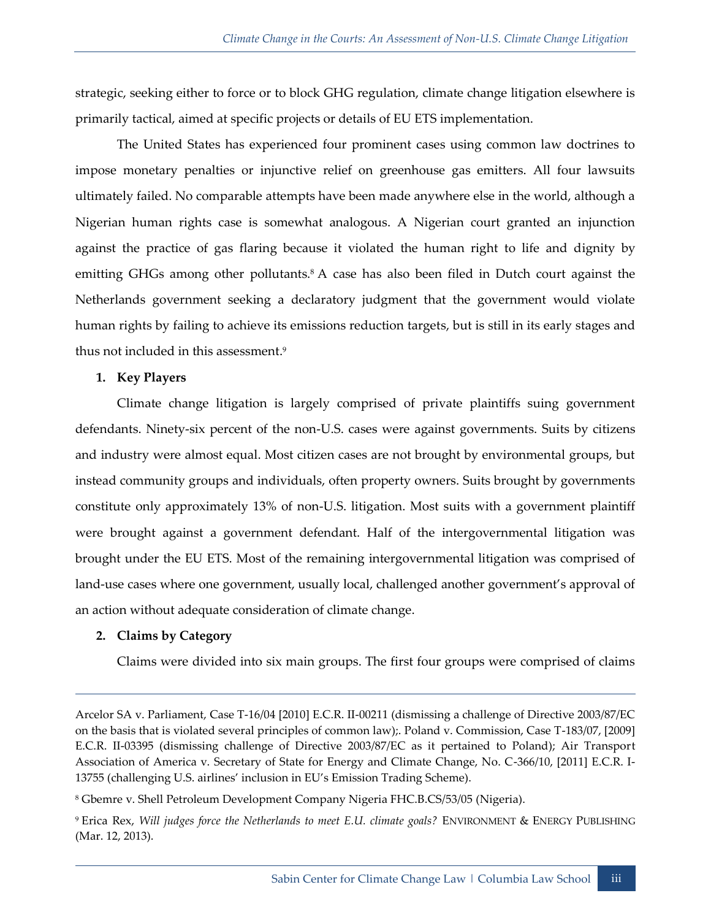strategic, seeking either to force or to block GHG regulation, climate change litigation elsewhere is primarily tactical, aimed at specific projects or details of EU ETS implementation.

The United States has experienced four prominent cases using common law doctrines to impose monetary penalties or injunctive relief on greenhouse gas emitters. All four lawsuits ultimately failed. No comparable attempts have been made anywhere else in the world, although a Nigerian human rights case is somewhat analogous. A Nigerian court granted an injunction against the practice of gas flaring because it violated the human right to life and dignity by emitting GHGs among other pollutants.[8] A case has also been filed in Dutch court against the Netherlands government seeking a declaratory judgment that the government would violate human rights by failing to achieve its emissions reduction targets, but is still in its early stages and thus not included in this assessment.[9]

**1. Key Players**

Climate change litigation is largely comprised of private plaintiffs suing government defendants. Ninety-six percent of the non-U.S. cases were against governments. Suits by citizens and industry were almost equal. Most citizen cases are not brought by environmental groups, but instead community groups and individuals, often property owners. Suits brought by governments constitute only approximately 13% of non-U.S. litigation. Most suits with a government plaintiff were brought against a government defendant. Half of the intergovernmental litigation was brought under the EU ETS. Most of the remaining intergovernmental litigation was comprised of land-use cases where one government, usually local, challenged another government's approval of an action without adequate consideration of climate change.

**2. Claims by Category**

Claims were divided into six main groups. The first four groups were comprised of claims

---

Arcelor SA v. Parliament, Case T-16/04 [2010] E.C.R. II-00211 (dismissing a challenge of Directive 2003/87/EC on the basis that is violated several principles of common law);. Poland v. Commission, Case T-183/07, [2009] E.C.R. II-03395 (dismissing challenge of Directive 2003/87/EC as it pertained to Poland); Air Transport Association of America v. Secretary of State for Energy and Climate Change, No. C-366/10, [2011] E.C.R. I-13755 (challenging U.S. airlines' inclusion in EU's Emission Trading Scheme).

[8] Gbemre v. Shell Petroleum Development Company Nigeria FHC.B.CS/53/05 (Nigeria).

[9] Erica Rex, *Will judges force the Netherlands to meet E.U. climate goals?* ENVIRONMENT & ENERGY PUBLISHING (Mar. 12, 2013).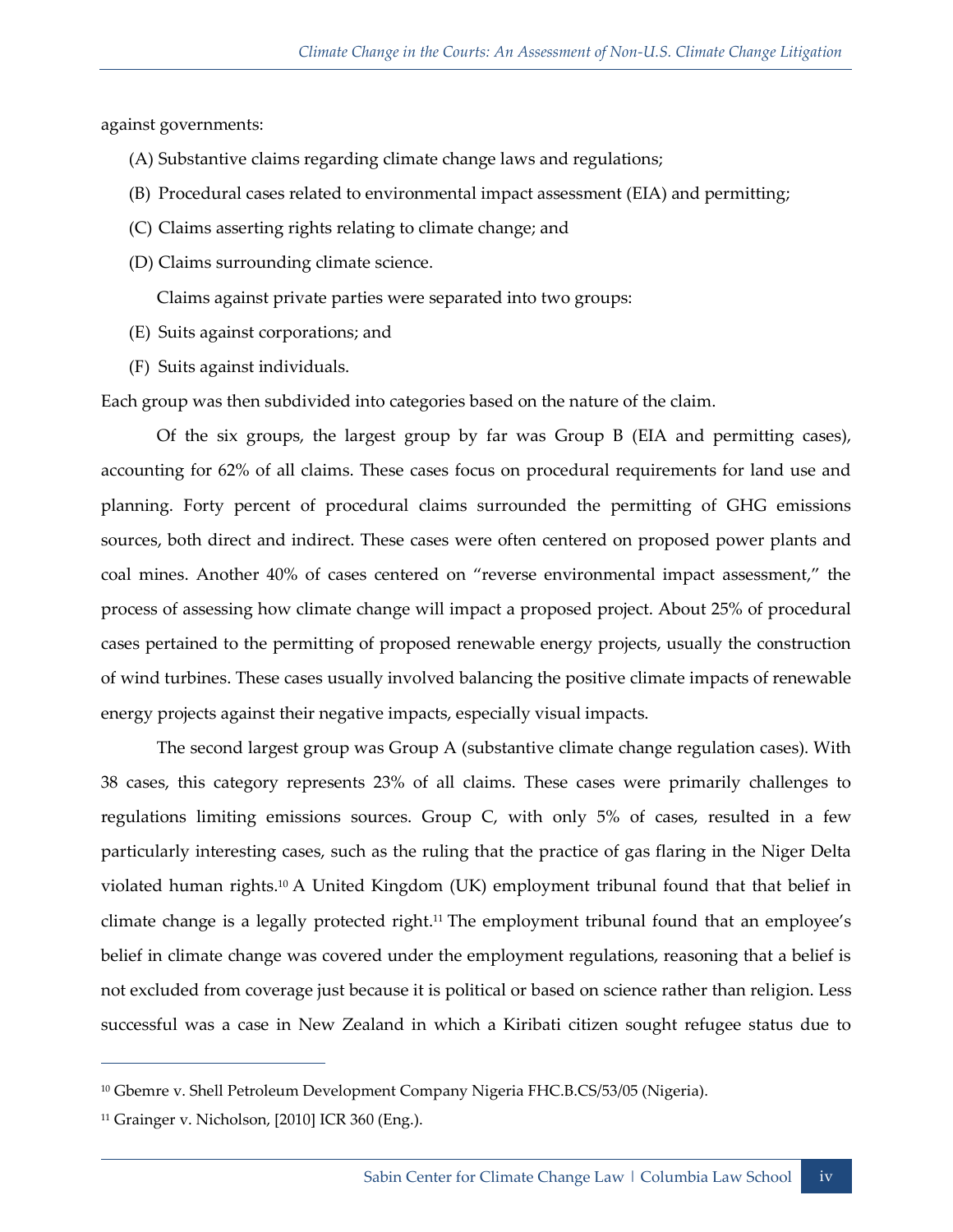against governments:

(A) Substantive claims regarding climate change laws and regulations;

(B) Procedural cases related to environmental impact assessment (EIA) and permitting;

(C) Claims asserting rights relating to climate change; and

(D) Claims surrounding climate science.

Claims against private parties were separated into two groups:

(E) Suits against corporations; and

(F) Suits against individuals.

Each group was then subdivided into categories based on the nature of the claim.

Of the six groups, the largest group by far was Group B (EIA and permitting cases), accounting for 62% of all claims. These cases focus on procedural requirements for land use and planning. Forty percent of procedural claims surrounded the permitting of GHG emissions sources, both direct and indirect. These cases were often centered on proposed power plants and coal mines. Another 40% of cases centered on "reverse environmental impact assessment," the process of assessing how climate change will impact a proposed project. About 25% of procedural cases pertained to the permitting of proposed renewable energy projects, usually the construction of wind turbines. These cases usually involved balancing the positive climate impacts of renewable energy projects against their negative impacts, especially visual impacts.

The second largest group was Group A (substantive climate change regulation cases). With 38 cases, this category represents 23% of all claims. These cases were primarily challenges to regulations limiting emissions sources. Group C, with only 5% of cases, resulted in a few particularly interesting cases, such as the ruling that the practice of gas flaring in the Niger Delta violated human rights.[10] A United Kingdom (UK) employment tribunal found that that belief in climate change is a legally protected right.[11] The employment tribunal found that an employee's belief in climate change was covered under the employment regulations, reasoning that a belief is not excluded from coverage just because it is political or based on science rather than religion. Less successful was a case in New Zealand in which a Kiribati citizen sought refugee status due to

---

[10] Gbemre v. Shell Petroleum Development Company Nigeria FHC.B.CS/53/05 (Nigeria).

[11] Grainger v. Nicholson, [2010] ICR 360 (Eng.).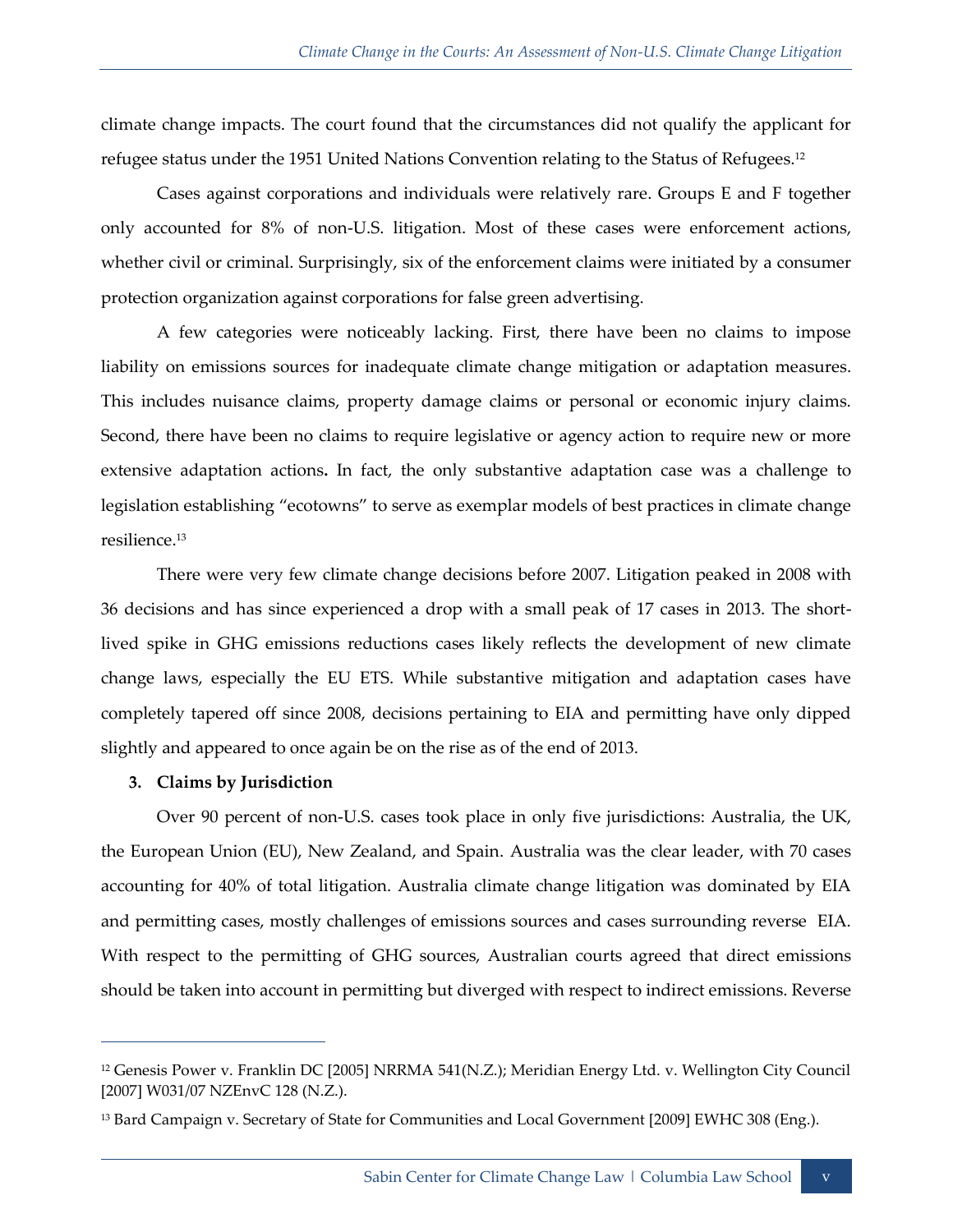climate change impacts. The court found that the circumstances did not qualify the applicant for refugee status under the 1951 United Nations Convention relating to the Status of Refugees.[12]

Cases against corporations and individuals were relatively rare. Groups E and F together only accounted for 8% of non-U.S. litigation. Most of these cases were enforcement actions, whether civil or criminal. Surprisingly, six of the enforcement claims were initiated by a consumer protection organization against corporations for false green advertising.

A few categories were noticeably lacking. First, there have been no claims to impose liability on emissions sources for inadequate climate change mitigation or adaptation measures. This includes nuisance claims, property damage claims or personal or economic injury claims. Second, there have been no claims to require legislative or agency action to require new or more extensive adaptation actions**.** In fact, the only substantive adaptation case was a challenge to legislation establishing "ecotowns" to serve as exemplar models of best practices in climate change resilience.[13]

There were very few climate change decisions before 2007. Litigation peaked in 2008 with 36 decisions and has since experienced a drop with a small peak of 17 cases in 2013. The short-lived spike in GHG emissions reductions cases likely reflects the development of new climate change laws, especially the EU ETS. While substantive mitigation and adaptation cases have completely tapered off since 2008, decisions pertaining to EIA and permitting have only dipped slightly and appeared to once again be on the rise as of the end of 2013.

**3. Claims by Jurisdiction**

Over 90 percent of non-U.S. cases took place in only five jurisdictions: Australia, the UK, the European Union (EU), New Zealand, and Spain. Australia was the clear leader, with 70 cases accounting for 40% of total litigation. Australia climate change litigation was dominated by EIA and permitting cases, mostly challenges of emissions sources and cases surrounding reverse EIA. With respect to the permitting of GHG sources, Australian courts agreed that direct emissions should be taken into account in permitting but diverged with respect to indirect emissions. Reverse

---

[12] Genesis Power v. Franklin DC [2005] NRRMA 541(N.Z.); Meridian Energy Ltd. v. Wellington City Council [2007] W031/07 NZEnvC 128 (N.Z.).

[13] Bard Campaign v. Secretary of State for Communities and Local Government [2009] EWHC 308 (Eng.).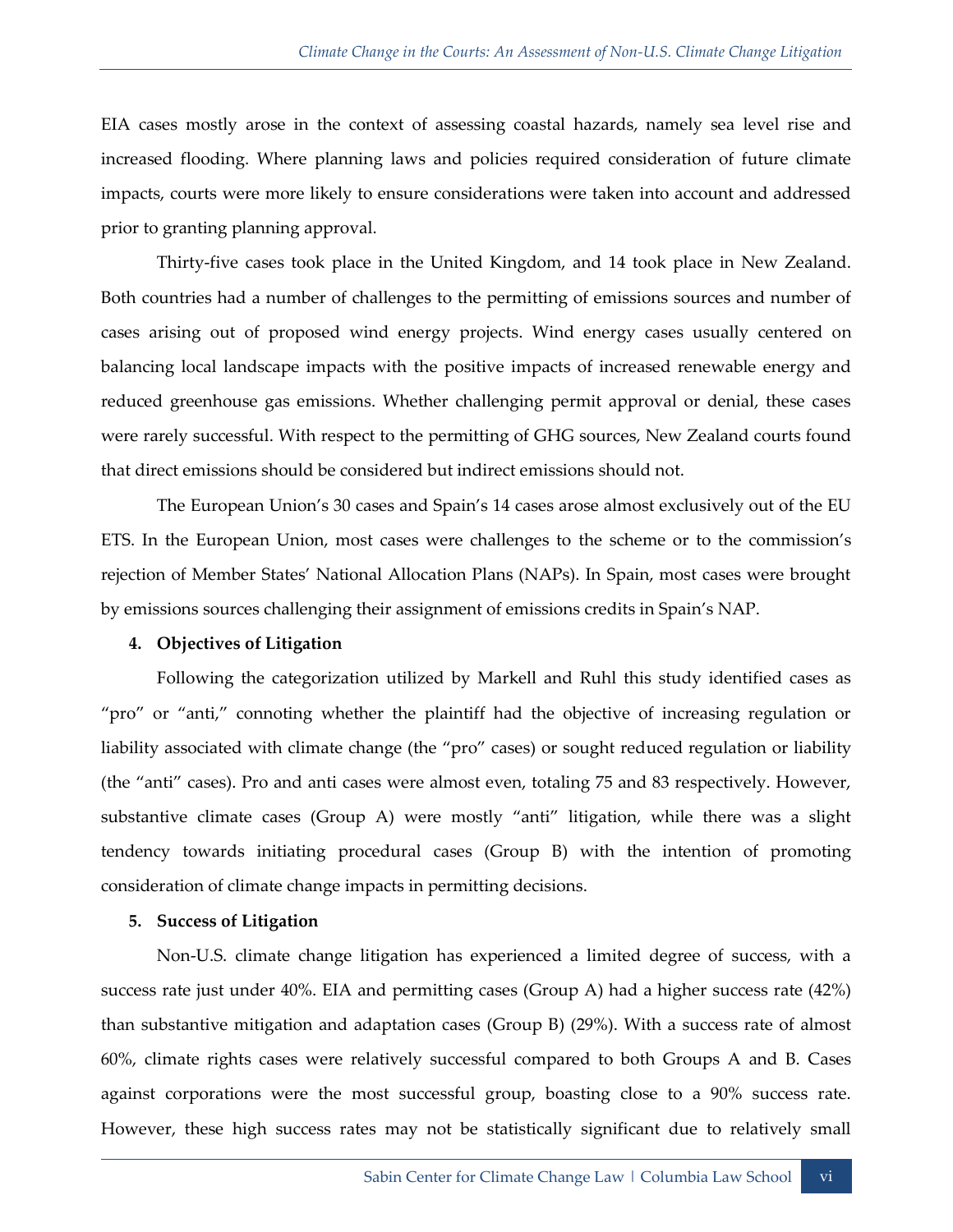EIA cases mostly arose in the context of assessing coastal hazards, namely sea level rise and increased flooding. Where planning laws and policies required consideration of future climate impacts, courts were more likely to ensure considerations were taken into account and addressed prior to granting planning approval.

Thirty-five cases took place in the United Kingdom, and 14 took place in New Zealand. Both countries had a number of challenges to the permitting of emissions sources and number of cases arising out of proposed wind energy projects. Wind energy cases usually centered on balancing local landscape impacts with the positive impacts of increased renewable energy and reduced greenhouse gas emissions. Whether challenging permit approval or denial, these cases were rarely successful. With respect to the permitting of GHG sources, New Zealand courts found that direct emissions should be considered but indirect emissions should not.

The European Union's 30 cases and Spain's 14 cases arose almost exclusively out of the EU ETS. In the European Union, most cases were challenges to the scheme or to the commission's rejection of Member States' National Allocation Plans (NAPs). In Spain, most cases were brought by emissions sources challenging their assignment of emissions credits in Spain's NAP.

**4. Objectives of Litigation**

Following the categorization utilized by Markell and Ruhl this study identified cases as "pro" or "anti," connoting whether the plaintiff had the objective of increasing regulation or liability associated with climate change (the "pro" cases) or sought reduced regulation or liability (the "anti" cases). Pro and anti cases were almost even, totaling 75 and 83 respectively. However, substantive climate cases (Group A) were mostly "anti" litigation, while there was a slight tendency towards initiating procedural cases (Group B) with the intention of promoting consideration of climate change impacts in permitting decisions.

**5. Success of Litigation**

Non-U.S. climate change litigation has experienced a limited degree of success, with a success rate just under 40%. EIA and permitting cases (Group A) had a higher success rate (42%) than substantive mitigation and adaptation cases (Group B) (29%). With a success rate of almost 60%, climate rights cases were relatively successful compared to both Groups A and B. Cases against corporations were the most successful group, boasting close to a 90% success rate. However, these high success rates may not be statistically significant due to relatively small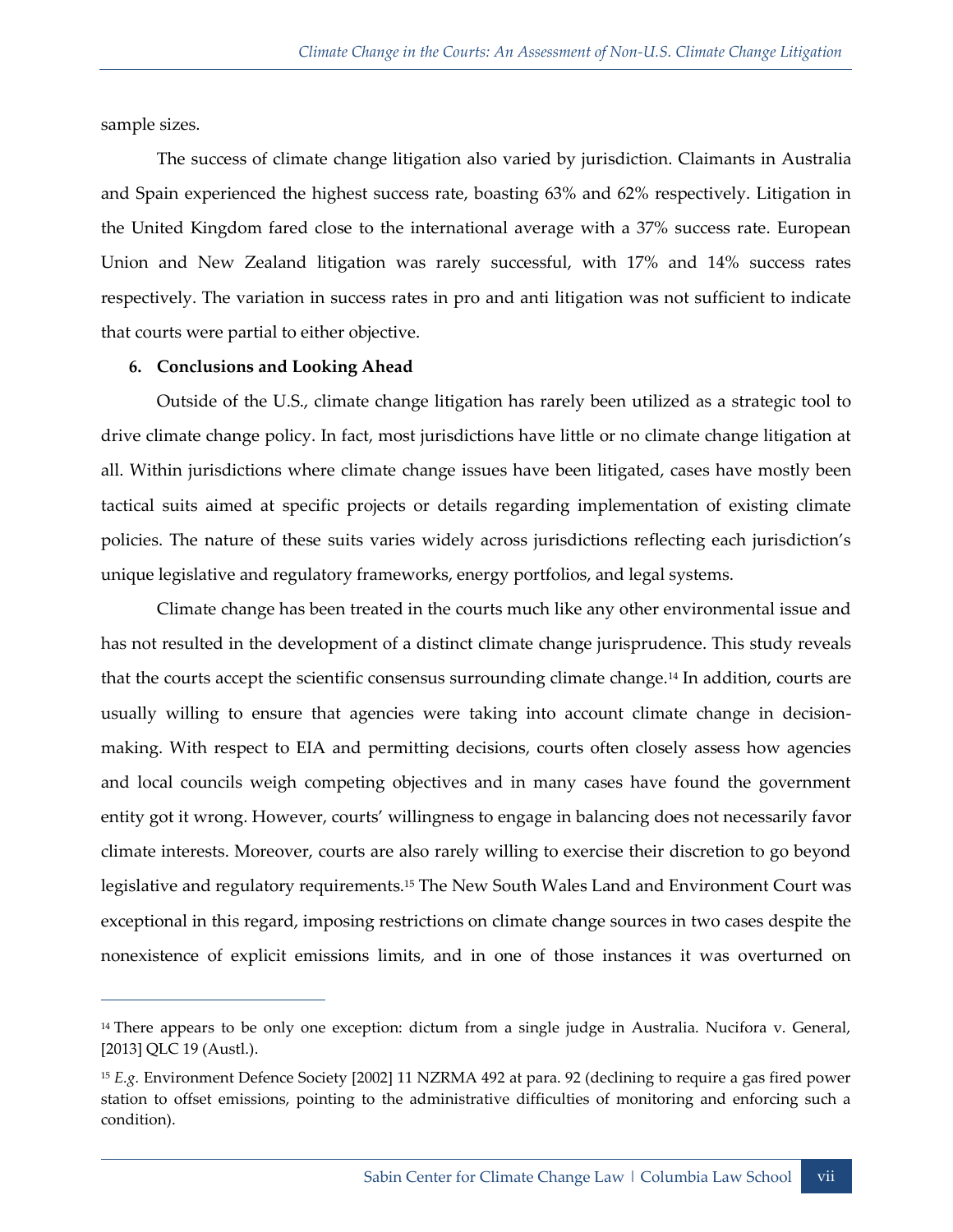sample sizes.

The success of climate change litigation also varied by jurisdiction. Claimants in Australia and Spain experienced the highest success rate, boasting 63% and 62% respectively. Litigation in the United Kingdom fared close to the international average with a 37% success rate. European Union and New Zealand litigation was rarely successful, with 17% and 14% success rates respectively. The variation in success rates in pro and anti litigation was not sufficient to indicate that courts were partial to either objective.

**6. Conclusions and Looking Ahead**

Outside of the U.S., climate change litigation has rarely been utilized as a strategic tool to drive climate change policy. In fact, most jurisdictions have little or no climate change litigation at all. Within jurisdictions where climate change issues have been litigated, cases have mostly been tactical suits aimed at specific projects or details regarding implementation of existing climate policies. The nature of these suits varies widely across jurisdictions reflecting each jurisdiction's unique legislative and regulatory frameworks, energy portfolios, and legal systems.

Climate change has been treated in the courts much like any other environmental issue and has not resulted in the development of a distinct climate change jurisprudence. This study reveals that the courts accept the scientific consensus surrounding climate change.[14] In addition, courts are usually willing to ensure that agencies were taking into account climate change in decision-making. With respect to EIA and permitting decisions, courts often closely assess how agencies and local councils weigh competing objectives and in many cases have found the government entity got it wrong. However, courts' willingness to engage in balancing does not necessarily favor climate interests. Moreover, courts are also rarely willing to exercise their discretion to go beyond legislative and regulatory requirements.[15] The New South Wales Land and Environment Court was exceptional in this regard, imposing restrictions on climate change sources in two cases despite the nonexistence of explicit emissions limits, and in one of those instances it was overturned on

---

[14] There appears to be only one exception: dictum from a single judge in Australia. Nucifora v. General, [2013] QLC 19 (Austl.).

[15] *E.g.* Environment Defence Society [2002] 11 NZRMA 492 at para. 92 (declining to require a gas fired power station to offset emissions, pointing to the administrative difficulties of monitoring and enforcing such a condition).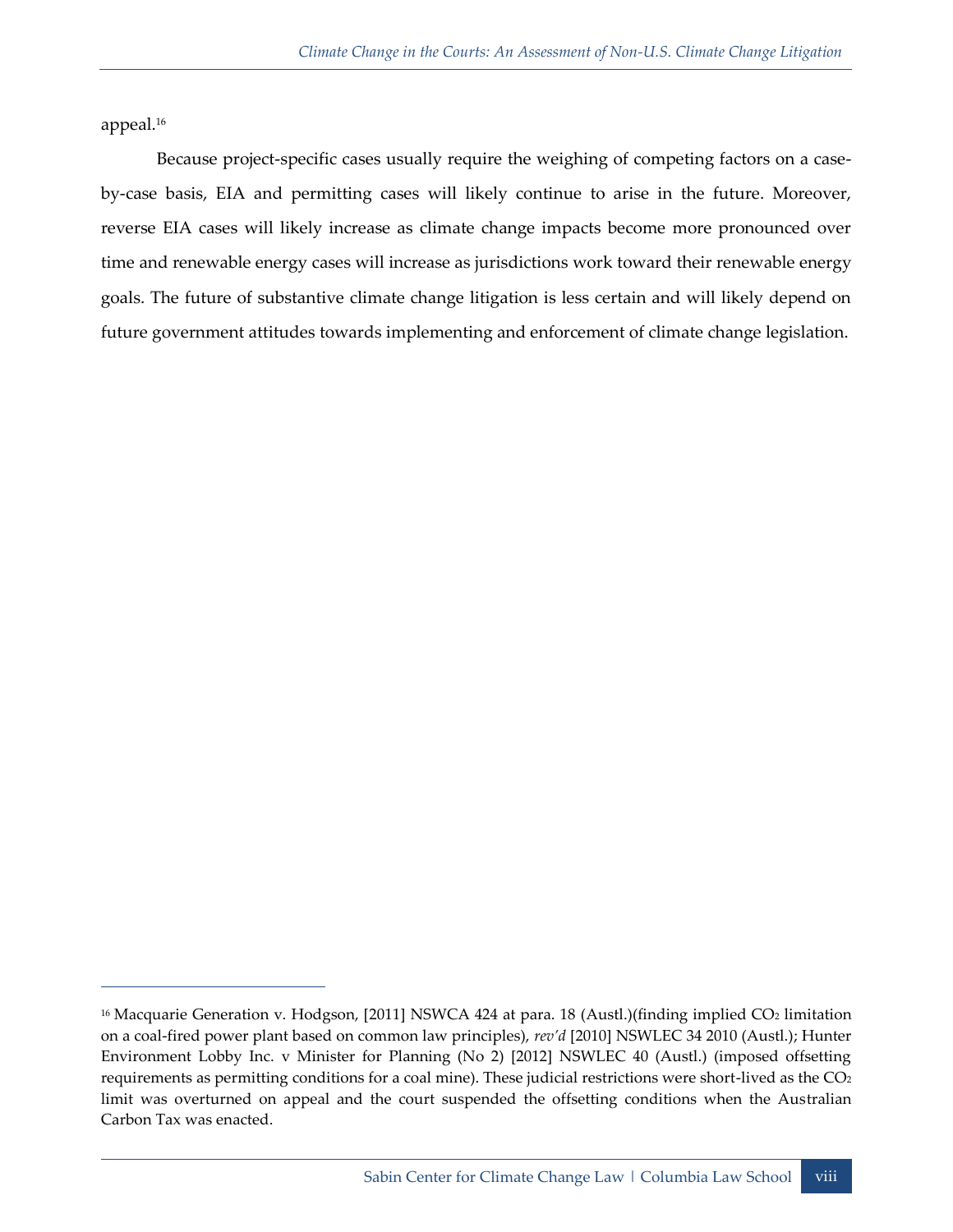appeal.[16]

Because project-specific cases usually require the weighing of competing factors on a case-by-case basis, EIA and permitting cases will likely continue to arise in the future. Moreover, reverse EIA cases will likely increase as climate change impacts become more pronounced over time and renewable energy cases will increase as jurisdictions work toward their renewable energy goals. The future of substantive climate change litigation is less certain and will likely depend on future government attitudes towards implementing and enforcement of climate change legislation.

---

[16] Macquarie Generation v. Hodgson, [2011] NSWCA 424 at para. 18 (Austl.)(finding implied $CO_2$ limitation on a coal-fired power plant based on common law principles), *rev'd* [2010] NSWLEC 34 2010 (Austl.); Hunter Environment Lobby Inc. v Minister for Planning (No 2) [2012] NSWLEC 40 (Austl.) (imposed offsetting requirements as permitting conditions for a coal mine). These judicial restrictions were short-lived as the $CO_2$ limit was overturned on appeal and the court suspended the offsetting conditions when the Australian Carbon Tax was enacted.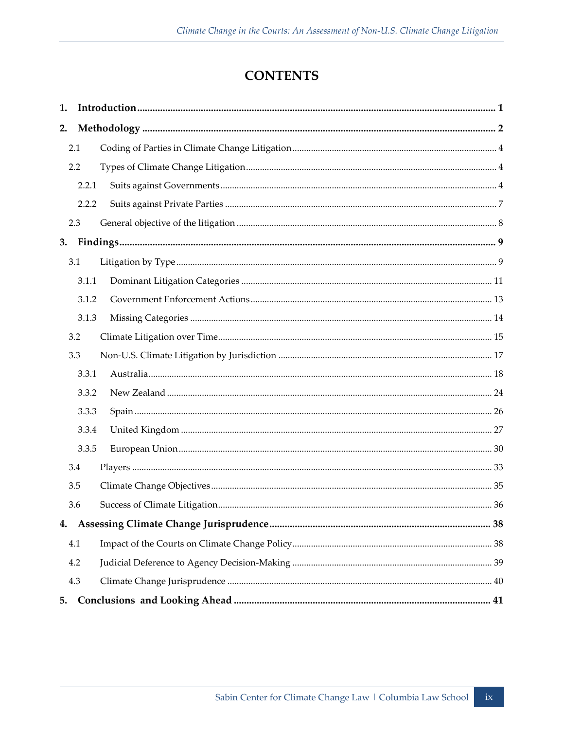# CONTENTS

1. **Introduction** ........................................................................ 1
2. **Methodology** ........................................................................ 2
   - 2.1 Coding of Parties in Climate Change Litigation ........................................ 4
   - 2.2 Types of Climate Change Litigation ........................................ 4
     - 2.2.1 Suits against Governments ........................................ 4
     - 2.2.2 Suits against Private Parties ........................................ 7
   - 2.3 General objective of the litigation ........................................ 8
3. **Findings** ........................................................................ 9
   - 3.1 Litigation by Type ........................................ 9
     - 3.1.1 Dominant Litigation Categories ........................................ 11
     - 3.1.2 Government Enforcement Actions ........................................ 13
     - 3.1.3 Missing Categories ........................................ 14
   - 3.2 Climate Litigation over Time ........................................ 15
   - 3.3 Non-U.S. Climate Litigation by Jurisdiction ........................................ 17
     - 3.3.1 Australia ........................................ 18
     - 3.3.2 New Zealand ........................................ 24
     - 3.3.3 Spain ........................................ 26
     - 3.3.4 United Kingdom ........................................ 27
     - 3.3.5 European Union ........................................ 30
   - 3.4 Players ........................................ 33
   - 3.5 Climate Change Objectives ........................................ 35
   - 3.6 Success of Climate Litigation ........................................ 36
4. **Assessing Climate Change Jurisprudence** ........................................................................ 38
   - 4.1 Impact of the Courts on Climate Change Policy ........................................ 38
   - 4.2 Judicial Deference to Agency Decision-Making ........................................ 39
   - 4.3 Climate Change Jurisprudence ........................................ 40
5. **Conclusions and Looking Ahead** ........................................................................ 41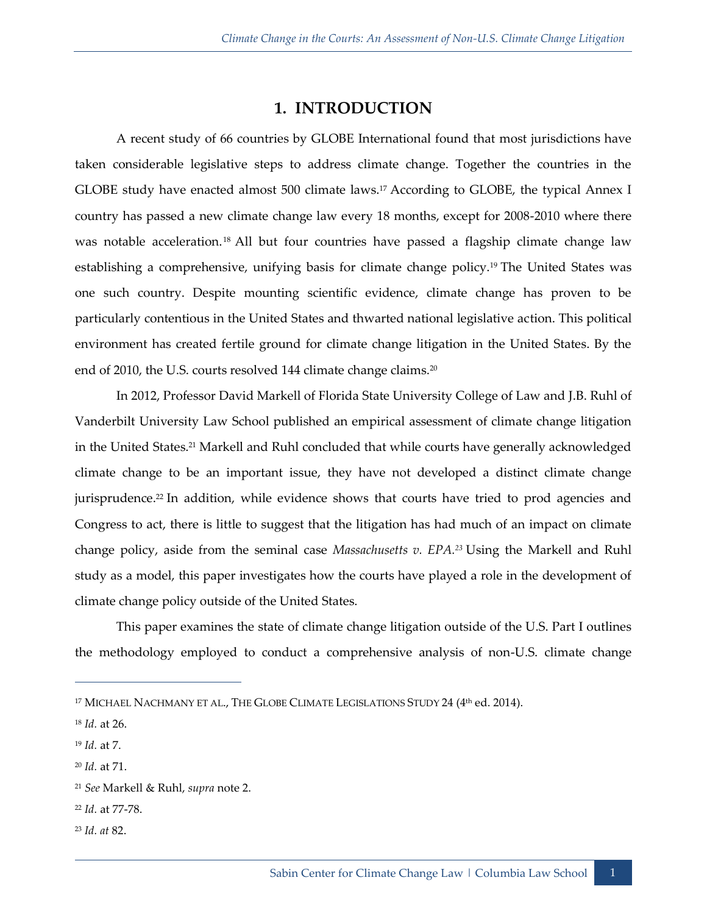# 1. INTRODUCTION

A recent study of 66 countries by GLOBE International found that most jurisdictions have taken considerable legislative steps to address climate change. Together the countries in the GLOBE study have enacted almost 500 climate laws.[17] According to GLOBE, the typical Annex I country has passed a new climate change law every 18 months, except for 2008-2010 where there was notable acceleration.[18] All but four countries have passed a flagship climate change law establishing a comprehensive, unifying basis for climate change policy.[19] The United States was one such country. Despite mounting scientific evidence, climate change has proven to be particularly contentious in the United States and thwarted national legislative action. This political environment has created fertile ground for climate change litigation in the United States. By the end of 2010, the U.S. courts resolved 144 climate change claims.[20]

In 2012, Professor David Markell of Florida State University College of Law and J.B. Ruhl of Vanderbilt University Law School published an empirical assessment of climate change litigation in the United States.[21] Markell and Ruhl concluded that while courts have generally acknowledged climate change to be an important issue, they have not developed a distinct climate change jurisprudence.[22] In addition, while evidence shows that courts have tried to prod agencies and Congress to act, there is little to suggest that the litigation has had much of an impact on climate change policy, aside from the seminal case *Massachusetts v. EPA.*[23] Using the Markell and Ruhl study as a model, this paper investigates how the courts have played a role in the development of climate change policy outside of the United States.

This paper examines the state of climate change litigation outside of the U.S. Part I outlines the methodology employed to conduct a comprehensive analysis of non-U.S. climate change

---

[17] MICHAEL NACHMANY ET AL., THE GLOBE CLIMATE LEGISLATIONS STUDY 24 (4th ed. 2014).

[18] *Id.* at 26.

[19] *Id.* at 7.

[20] *Id.* at 71.

[21] *See* Markell & Ruhl, *supra* note 2.

[22] *Id.* at 77-78.

[23] *Id. at* 82.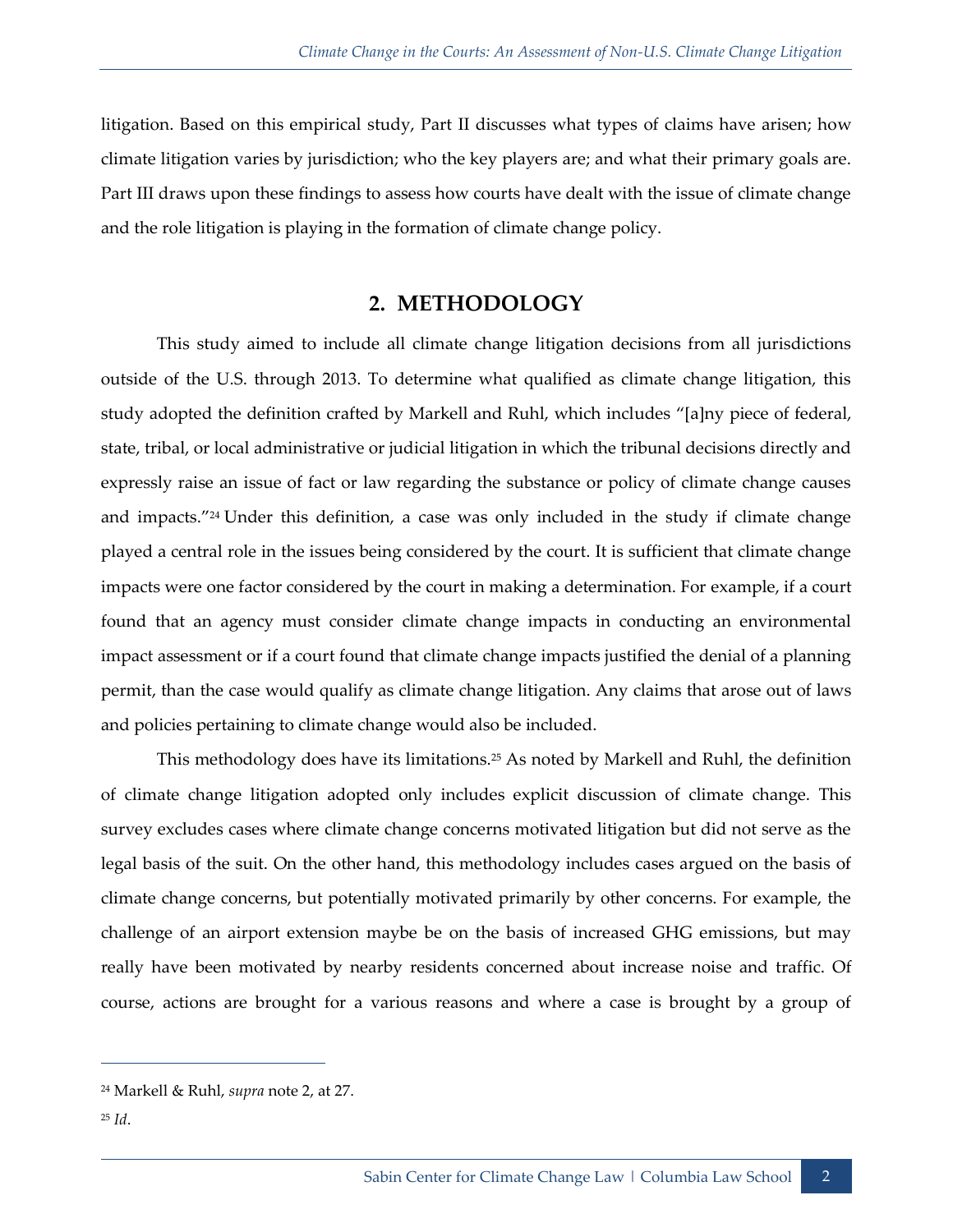litigation. Based on this empirical study, Part II discusses what types of claims have arisen; how climate litigation varies by jurisdiction; who the key players are; and what their primary goals are. Part III draws upon these findings to assess how courts have dealt with the issue of climate change and the role litigation is playing in the formation of climate change policy.

## 2. METHODOLOGY

This study aimed to include all climate change litigation decisions from all jurisdictions outside of the U.S. through 2013. To determine what qualified as climate change litigation, this study adopted the definition crafted by Markell and Ruhl, which includes "[a]ny piece of federal, state, tribal, or local administrative or judicial litigation in which the tribunal decisions directly and expressly raise an issue of fact or law regarding the substance or policy of climate change causes and impacts."[24] Under this definition, a case was only included in the study if climate change played a central role in the issues being considered by the court. It is sufficient that climate change impacts were one factor considered by the court in making a determination. For example, if a court found that an agency must consider climate change impacts in conducting an environmental impact assessment or if a court found that climate change impacts justified the denial of a planning permit, than the case would qualify as climate change litigation. Any claims that arose out of laws and policies pertaining to climate change would also be included.

This methodology does have its limitations.[25] As noted by Markell and Ruhl, the definition of climate change litigation adopted only includes explicit discussion of climate change. This survey excludes cases where climate change concerns motivated litigation but did not serve as the legal basis of the suit. On the other hand, this methodology includes cases argued on the basis of climate change concerns, but potentially motivated primarily by other concerns. For example, the challenge of an airport extension maybe be on the basis of increased GHG emissions, but may really have been motivated by nearby residents concerned about increase noise and traffic. Of course, actions are brought for a various reasons and where a case is brought by a group of

---

[24] Markell & Ruhl, *supra* note 2, at 27.

[25] *Id*.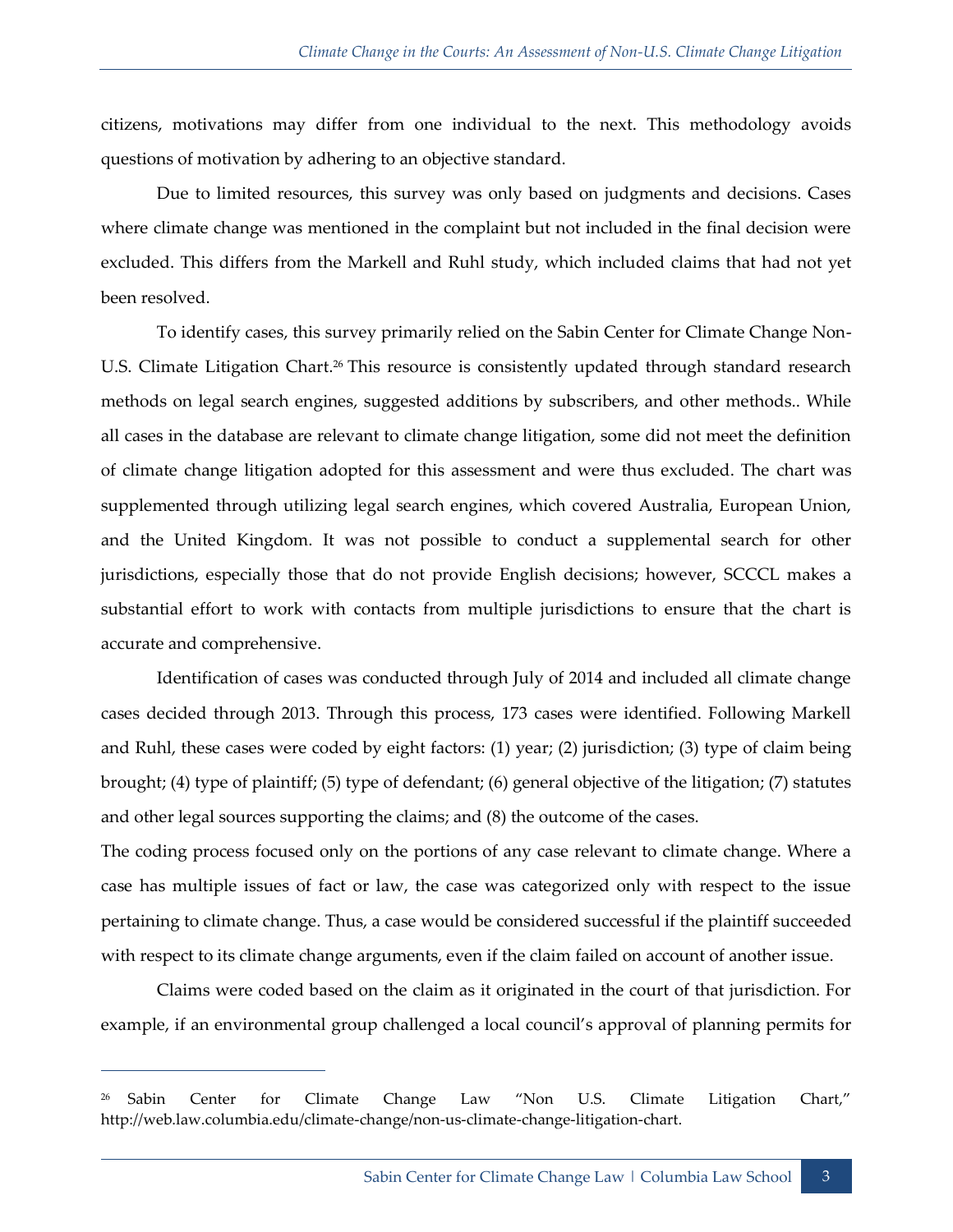citizens, motivations may differ from one individual to the next. This methodology avoids questions of motivation by adhering to an objective standard.

Due to limited resources, this survey was only based on judgments and decisions. Cases where climate change was mentioned in the complaint but not included in the final decision were excluded. This differs from the Markell and Ruhl study, which included claims that had not yet been resolved.

To identify cases, this survey primarily relied on the Sabin Center for Climate Change Non-U.S. Climate Litigation Chart.[26] This resource is consistently updated through standard research methods on legal search engines, suggested additions by subscribers, and other methods.. While all cases in the database are relevant to climate change litigation, some did not meet the definition of climate change litigation adopted for this assessment and were thus excluded. The chart was supplemented through utilizing legal search engines, which covered Australia, European Union, and the United Kingdom. It was not possible to conduct a supplemental search for other jurisdictions, especially those that do not provide English decisions; however, SCCCL makes a substantial effort to work with contacts from multiple jurisdictions to ensure that the chart is accurate and comprehensive.

Identification of cases was conducted through July of 2014 and included all climate change cases decided through 2013. Through this process, 173 cases were identified. Following Markell and Ruhl, these cases were coded by eight factors: (1) year; (2) jurisdiction; (3) type of claim being brought; (4) type of plaintiff; (5) type of defendant; (6) general objective of the litigation; (7) statutes and other legal sources supporting the claims; and (8) the outcome of the cases.

The coding process focused only on the portions of any case relevant to climate change. Where a case has multiple issues of fact or law, the case was categorized only with respect to the issue pertaining to climate change. Thus, a case would be considered successful if the plaintiff succeeded with respect to its climate change arguments, even if the claim failed on account of another issue.

Claims were coded based on the claim as it originated in the court of that jurisdiction. For example, if an environmental group challenged a local council's approval of planning permits for

---

[26] Sabin Center for Climate Change Law "Non U.S. Climate Litigation Chart," http://web.law.columbia.edu/climate-change/non-us-climate-change-litigation-chart.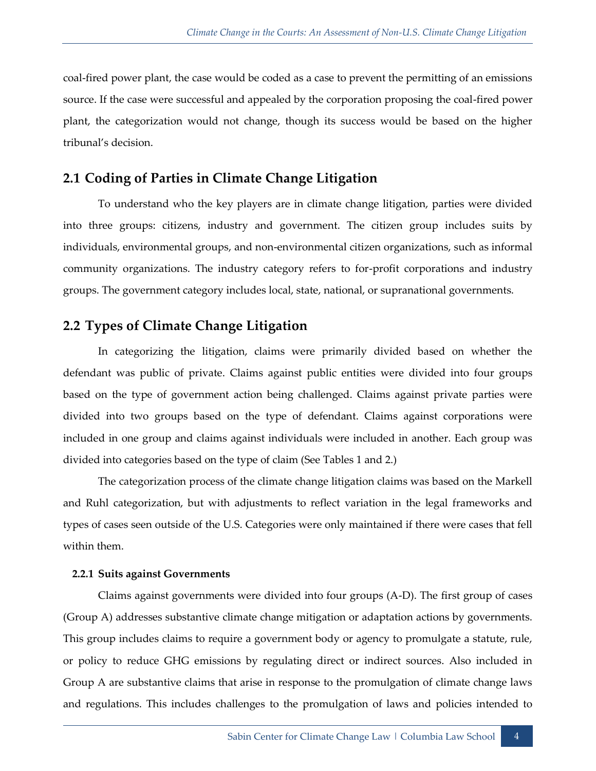coal-fired power plant, the case would be coded as a case to prevent the permitting of an emissions source. If the case were successful and appealed by the corporation proposing the coal-fired power plant, the categorization would not change, though its success would be based on the higher tribunal's decision.

## 2.1 Coding of Parties in Climate Change Litigation

To understand who the key players are in climate change litigation, parties were divided into three groups: citizens, industry and government. The citizen group includes suits by individuals, environmental groups, and non-environmental citizen organizations, such as informal community organizations. The industry category refers to for-profit corporations and industry groups. The government category includes local, state, national, or supranational governments.

## 2.2 Types of Climate Change Litigation

In categorizing the litigation, claims were primarily divided based on whether the defendant was public of private. Claims against public entities were divided into four groups based on the type of government action being challenged. Claims against private parties were divided into two groups based on the type of defendant. Claims against corporations were included in one group and claims against individuals were included in another. Each group was divided into categories based on the type of claim (See Tables 1 and 2.)

The categorization process of the climate change litigation claims was based on the Markell and Ruhl categorization, but with adjustments to reflect variation in the legal frameworks and types of cases seen outside of the U.S. Categories were only maintained if there were cases that fell within them.

### 2.2.1 Suits against Governments

Claims against governments were divided into four groups (A-D). The first group of cases (Group A) addresses substantive climate change mitigation or adaptation actions by governments. This group includes claims to require a government body or agency to promulgate a statute, rule, or policy to reduce GHG emissions by regulating direct or indirect sources. Also included in Group A are substantive claims that arise in response to the promulgation of climate change laws and regulations. This includes challenges to the promulgation of laws and policies intended to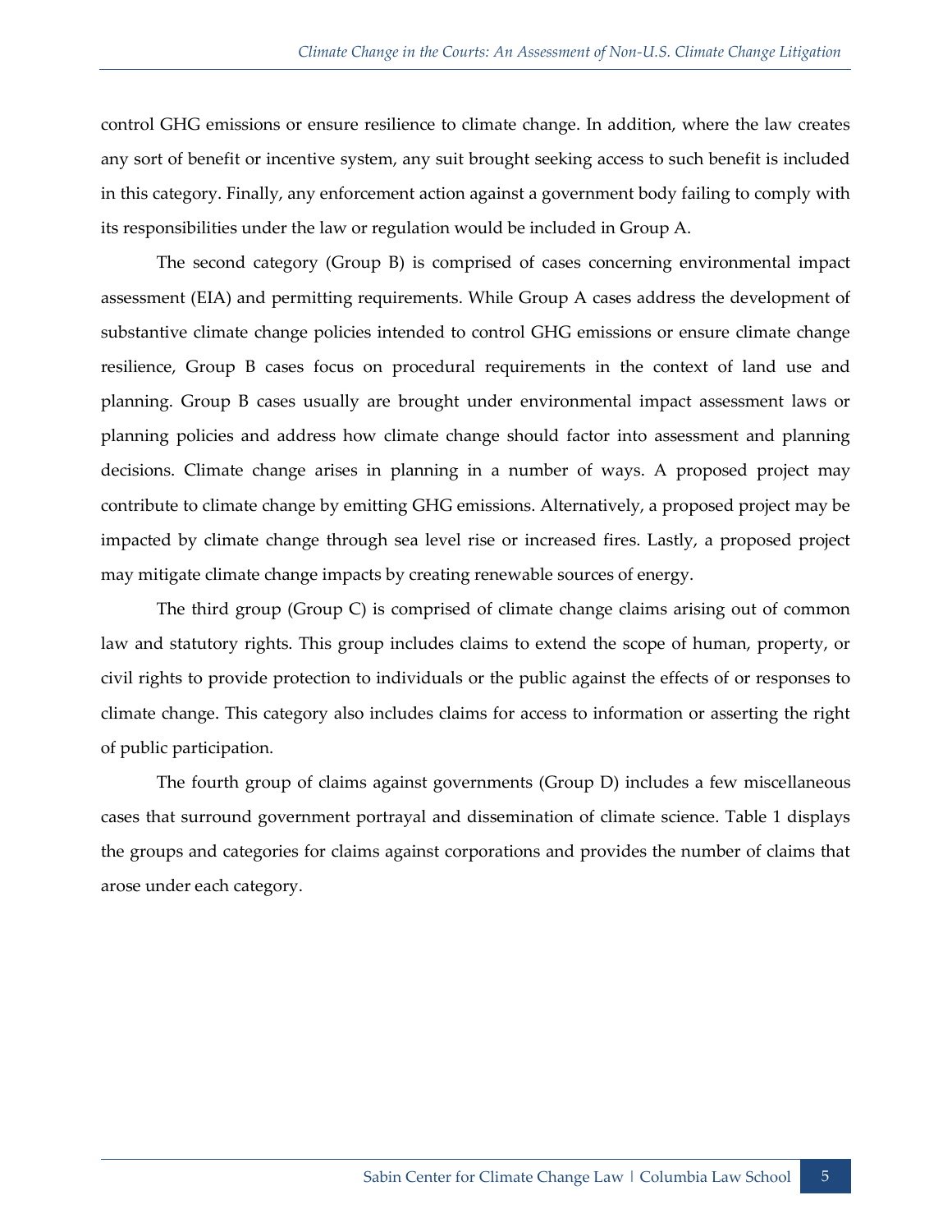control GHG emissions or ensure resilience to climate change. In addition, where the law creates any sort of benefit or incentive system, any suit brought seeking access to such benefit is included in this category. Finally, any enforcement action against a government body failing to comply with its responsibilities under the law or regulation would be included in Group A.

The second category (Group B) is comprised of cases concerning environmental impact assessment (EIA) and permitting requirements. While Group A cases address the development of substantive climate change policies intended to control GHG emissions or ensure climate change resilience, Group B cases focus on procedural requirements in the context of land use and planning. Group B cases usually are brought under environmental impact assessment laws or planning policies and address how climate change should factor into assessment and planning decisions. Climate change arises in planning in a number of ways. A proposed project may contribute to climate change by emitting GHG emissions. Alternatively, a proposed project may be impacted by climate change through sea level rise or increased fires. Lastly, a proposed project may mitigate climate change impacts by creating renewable sources of energy.

The third group (Group C) is comprised of climate change claims arising out of common law and statutory rights. This group includes claims to extend the scope of human, property, or civil rights to provide protection to individuals or the public against the effects of or responses to climate change. This category also includes claims for access to information or asserting the right of public participation.

The fourth group of claims against governments (Group D) includes a few miscellaneous cases that surround government portrayal and dissemination of climate science. Table 1 displays the groups and categories for claims against corporations and provides the number of claims that arose under each category.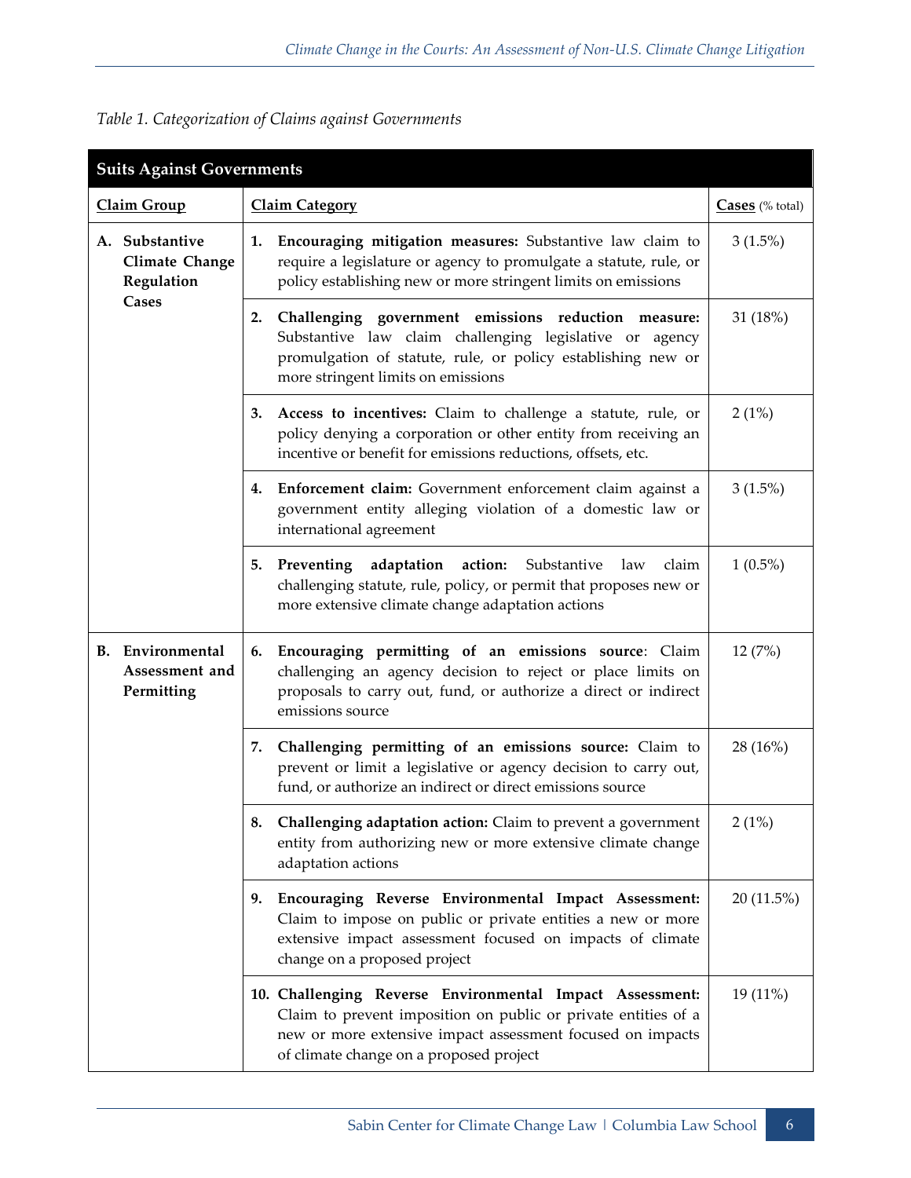*Table 1. Categorization of Claims against Governments*

| Suits Against Governments | | |
|---|---|---|
| **Claim Group** | **Claim Category** | **Cases** (% total) |
| **A. Substantive Climate Change Regulation Cases** | **1. Encouraging mitigation measures:** Substantive law claim to require a legislature or agency to promulgate a statute, rule, or policy establishing new or more stringent limits on emissions | 3 (1.5%) |
| | **2. Challenging government emissions reduction measure:** Substantive law claim challenging legislative or agency promulgation of statute, rule, or policy establishing new or more stringent limits on emissions | 31 (18%) |
| | **3. Access to incentives:** Claim to challenge a statute, rule, or policy denying a corporation or other entity from receiving an incentive or benefit for emissions reductions, offsets, etc. | 2 (1%) |
| | **4. Enforcement claim:** Government enforcement claim against a government entity alleging violation of a domestic law or international agreement | 3 (1.5%) |
| | **5. Preventing adaptation action:** Substantive law claim challenging statute, rule, policy, or permit that proposes new or more extensive climate change adaptation actions | 1 (0.5%) |
| **B. Environmental Assessment and Permitting** | **6. Encouraging permitting of an emissions source**: Claim challenging an agency decision to reject or place limits on proposals to carry out, fund, or authorize a direct or indirect emissions source | 12 (7%) |
| | **7. Challenging permitting of an emissions source:** Claim to prevent or limit a legislative or agency decision to carry out, fund, or authorize an indirect or direct emissions source | 28 (16%) |
| | **8. Challenging adaptation action:** Claim to prevent a government entity from authorizing new or more extensive climate change adaptation actions | 2 (1%) |
| | **9. Encouraging Reverse Environmental Impact Assessment:** Claim to impose on public or private entities a new or more extensive impact assessment focused on impacts of climate change on a proposed project | 20 (11.5%) |
| | **10. Challenging Reverse Environmental Impact Assessment:** Claim to prevent imposition on public or private entities of a new or more extensive impact assessment focused on impacts of climate change on a proposed project | 19 (11%) |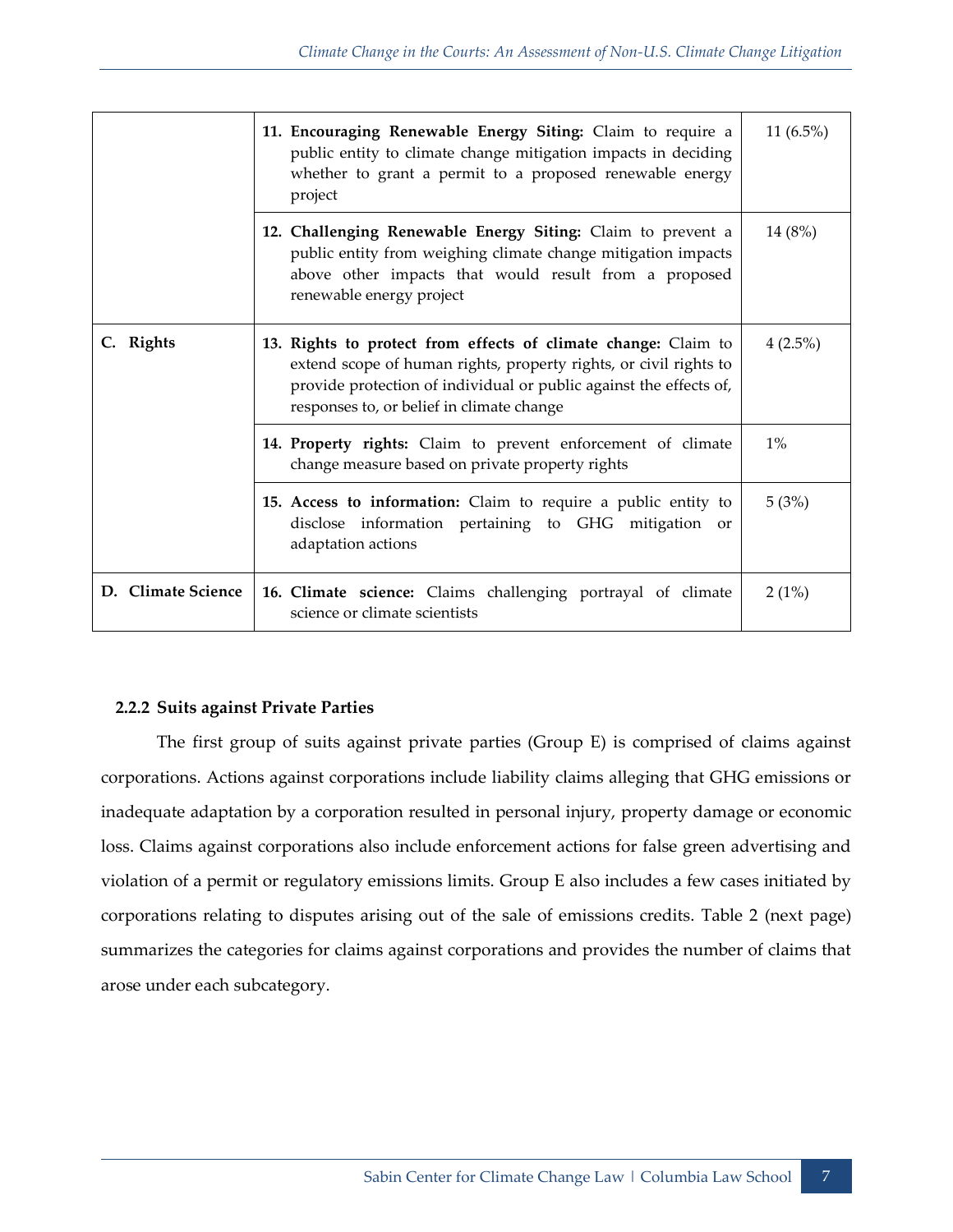| | | |
|---|---|---|
| | **11. Encouraging Renewable Energy Siting:** Claim to require a public entity to climate change mitigation impacts in deciding whether to grant a permit to a proposed renewable energy project | 11 (6.5%) |
| | **12. Challenging Renewable Energy Siting:** Claim to prevent a public entity from weighing climate change mitigation impacts above other impacts that would result from a proposed renewable energy project | 14 (8%) |
| **C. Rights** | **13. Rights to protect from effects of climate change:** Claim to extend scope of human rights, property rights, or civil rights to provide protection of individual or public against the effects of, responses to, or belief in climate change | 4 (2.5%) |
| | **14. Property rights:** Claim to prevent enforcement of climate change measure based on private property rights | 1% |
| | **15. Access to information:** Claim to require a public entity to disclose information pertaining to GHG mitigation or adaptation actions | 5 (3%) |
| **D. Climate Science** | **16. Climate science:** Claims challenging portrayal of climate science or climate scientists | 2 (1%) |

### 2.2.2 Suits against Private Parties

The first group of suits against private parties (Group E) is comprised of claims against corporations. Actions against corporations include liability claims alleging that GHG emissions or inadequate adaptation by a corporation resulted in personal injury, property damage or economic loss. Claims against corporations also include enforcement actions for false green advertising and violation of a permit or regulatory emissions limits. Group E also includes a few cases initiated by corporations relating to disputes arising out of the sale of emissions credits. Table 2 (next page) summarizes the categories for claims against corporations and provides the number of claims that arose under each subcategory.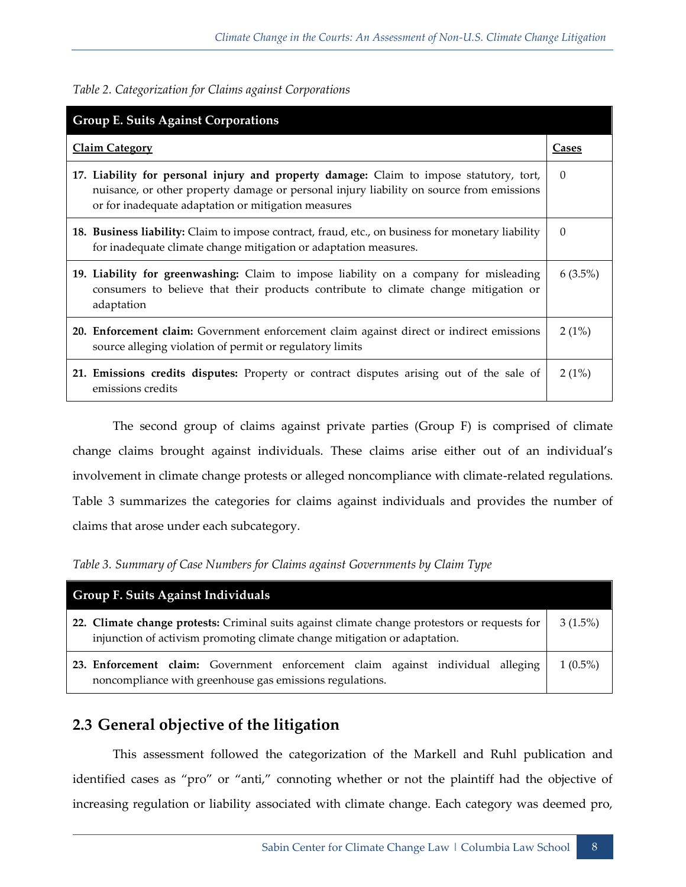*Table 2. Categorization for Claims against Corporations*

| Group E. Suits Against Corporations | |
|---|---|
| **Claim Category** | **Cases** |
| **17. Liability for personal injury and property damage:** Claim to impose statutory, tort, nuisance, or other property damage or personal injury liability on source from emissions or for inadequate adaptation or mitigation measures | 0 |
| **18. Business liability:** Claim to impose contract, fraud, etc., on business for monetary liability for inadequate climate change mitigation or adaptation measures. | 0 |
| **19. Liability for greenwashing:** Claim to impose liability on a company for misleading consumers to believe that their products contribute to climate change mitigation or adaptation | 6 (3.5%) |
| **20. Enforcement claim:** Government enforcement claim against direct or indirect emissions source alleging violation of permit or regulatory limits | 2 (1%) |
| **21. Emissions credits disputes:** Property or contract disputes arising out of the sale of emissions credits | 2 (1%) |

The second group of claims against private parties (Group F) is comprised of climate change claims brought against individuals. These claims arise either out of an individual's involvement in climate change protests or alleged noncompliance with climate-related regulations. Table 3 summarizes the categories for claims against individuals and provides the number of claims that arose under each subcategory.

*Table 3. Summary of Case Numbers for Claims against Governments by Claim Type*

| Group F. Suits Against Individuals | |
|---|---|
| **22. Climate change protests:** Criminal suits against climate change protestors or requests for injunction of activism promoting climate change mitigation or adaptation. | 3 (1.5%) |
| **23. Enforcement claim:** Government enforcement claim against individual alleging noncompliance with greenhouse gas emissions regulations. | 1 (0.5%) |

## 2.3 General objective of the litigation

This assessment followed the categorization of the Markell and Ruhl publication and identified cases as "pro" or "anti," connoting whether or not the plaintiff had the objective of increasing regulation or liability associated with climate change. Each category was deemed pro,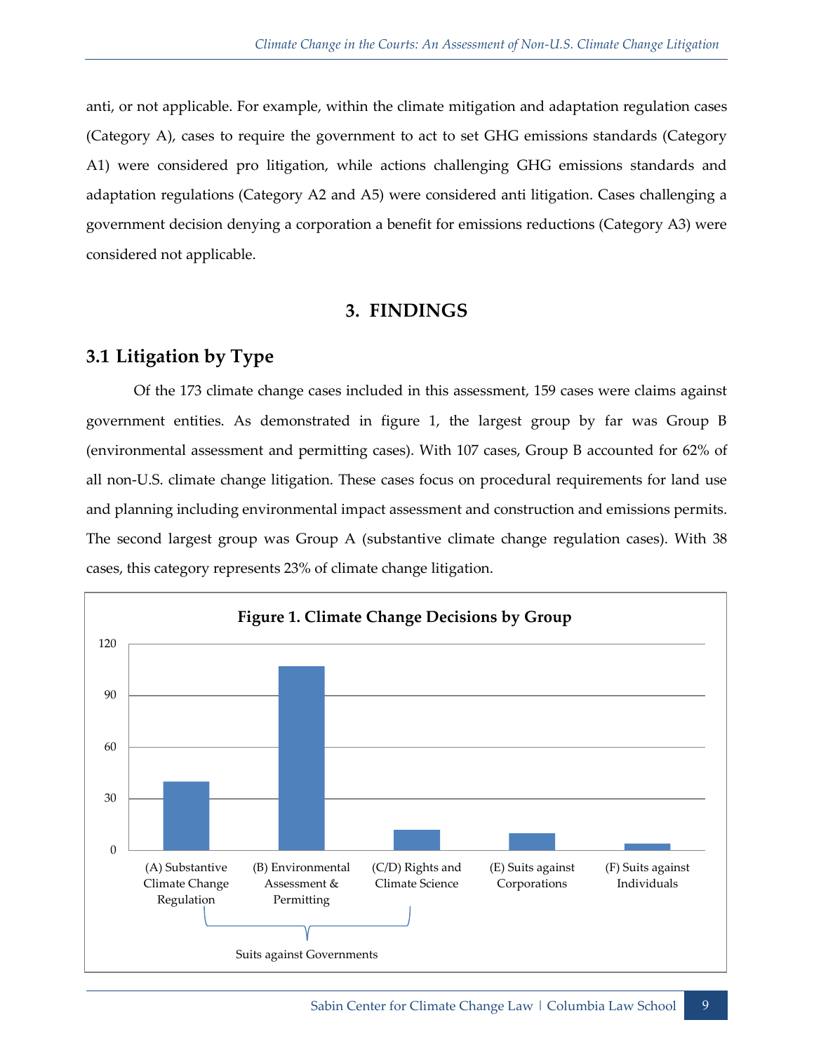anti, or not applicable. For example, within the climate mitigation and adaptation regulation cases (Category A), cases to require the government to act to set GHG emissions standards (Category A1) were considered pro litigation, while actions challenging GHG emissions standards and adaptation regulations (Category A2 and A5) were considered anti litigation. Cases challenging a government decision denying a corporation a benefit for emissions reductions (Category A3) were considered not applicable.

# 3. FINDINGS

## 3.1 Litigation by Type

Of the 173 climate change cases included in this assessment, 159 cases were claims against government entities. As demonstrated in figure 1, the largest group by far was Group B (environmental assessment and permitting cases). With 107 cases, Group B accounted for 62% of all non-U.S. climate change litigation. These cases focus on procedural requirements for land use and planning including environmental impact assessment and construction and emissions permits. The second largest group was Group A (substantive climate change regulation cases). With 38 cases, this category represents 23% of climate change litigation.

**Figure 1. Climate Change Decisions by Group**

(A) Substantive Climate Change Regulation | (B) Environmental Assessment & Permitting | (C/D) Rights and Climate Science | (E) Suits against Corporations | (F) Suits against Individuals

Suits against Governments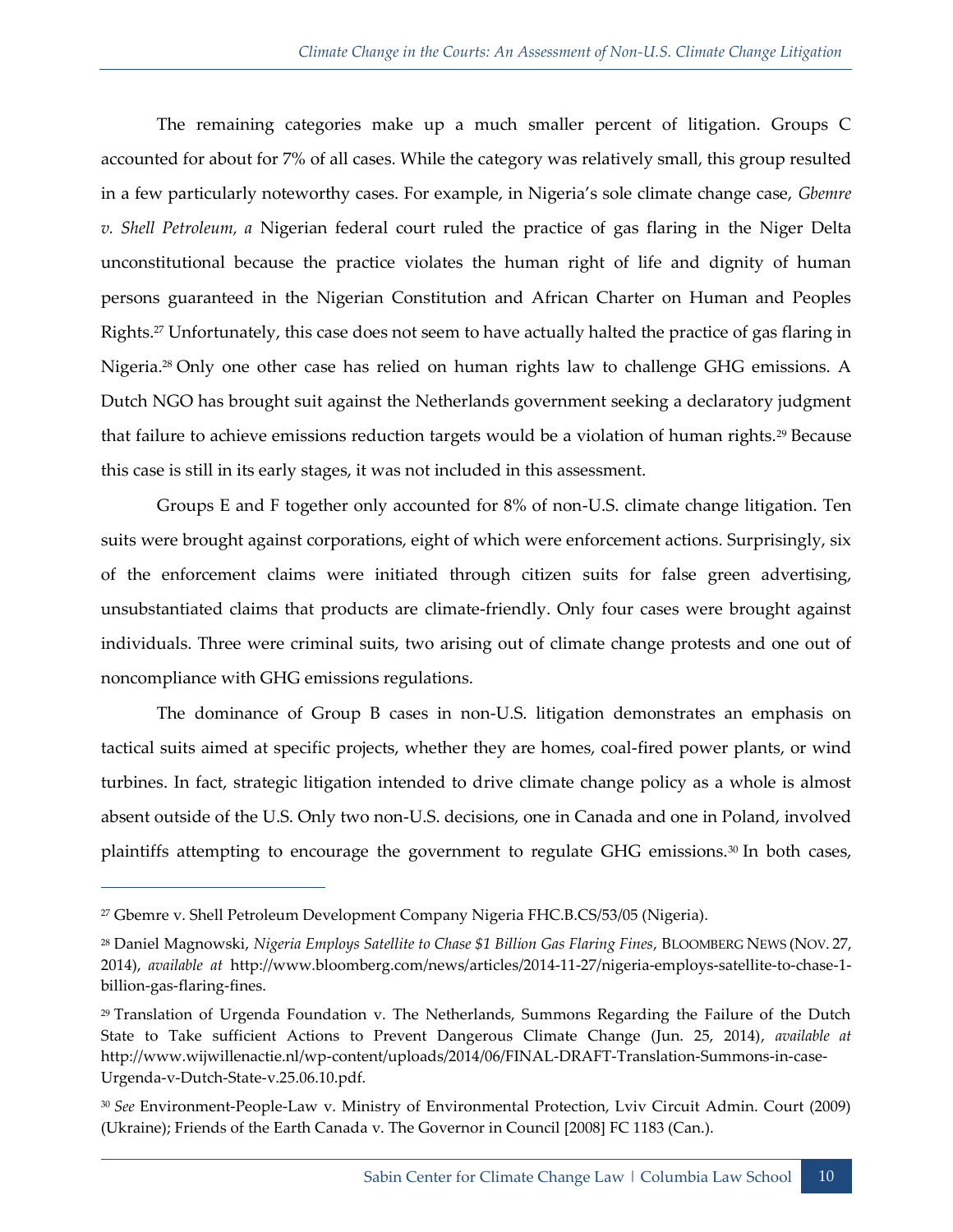The remaining categories make up a much smaller percent of litigation. Groups C accounted for about for 7% of all cases. While the category was relatively small, this group resulted in a few particularly noteworthy cases. For example, in Nigeria's sole climate change case, *Gbemre v. Shell Petroleum, a* Nigerian federal court ruled the practice of gas flaring in the Niger Delta unconstitutional because the practice violates the human right of life and dignity of human persons guaranteed in the Nigerian Constitution and African Charter on Human and Peoples Rights.[27] Unfortunately, this case does not seem to have actually halted the practice of gas flaring in Nigeria.[28] Only one other case has relied on human rights law to challenge GHG emissions. A Dutch NGO has brought suit against the Netherlands government seeking a declaratory judgment that failure to achieve emissions reduction targets would be a violation of human rights.[29] Because this case is still in its early stages, it was not included in this assessment.

Groups E and F together only accounted for 8% of non-U.S. climate change litigation. Ten suits were brought against corporations, eight of which were enforcement actions. Surprisingly, six of the enforcement claims were initiated through citizen suits for false green advertising, unsubstantiated claims that products are climate-friendly. Only four cases were brought against individuals. Three were criminal suits, two arising out of climate change protests and one out of noncompliance with GHG emissions regulations.

The dominance of Group B cases in non-U.S. litigation demonstrates an emphasis on tactical suits aimed at specific projects, whether they are homes, coal-fired power plants, or wind turbines. In fact, strategic litigation intended to drive climate change policy as a whole is almost absent outside of the U.S. Only two non-U.S. decisions, one in Canada and one in Poland, involved plaintiffs attempting to encourage the government to regulate GHG emissions.[30] In both cases,

---

[27] Gbemre v. Shell Petroleum Development Company Nigeria FHC.B.CS/53/05 (Nigeria).

[28] Daniel Magnowski, *Nigeria Employs Satellite to Chase $1 Billion Gas Flaring Fines*, BLOOMBERG NEWS (NOV. 27, 2014), *available at* http://www.bloomberg.com/news/articles/2014-11-27/nigeria-employs-satellite-to-chase-1-billion-gas-flaring-fines.

[29] Translation of Urgenda Foundation v. The Netherlands, Summons Regarding the Failure of the Dutch State to Take sufficient Actions to Prevent Dangerous Climate Change (Jun. 25, 2014), *available at* http://www.wijwillenactie.nl/wp-content/uploads/2014/06/FINAL-DRAFT-Translation-Summons-in-case-Urgenda-v-Dutch-State-v.25.06.10.pdf.

[30] *See* Environment-People-Law v. Ministry of Environmental Protection, Lviv Circuit Admin. Court (2009) (Ukraine); Friends of the Earth Canada v. The Governor in Council [2008] FC 1183 (Can.).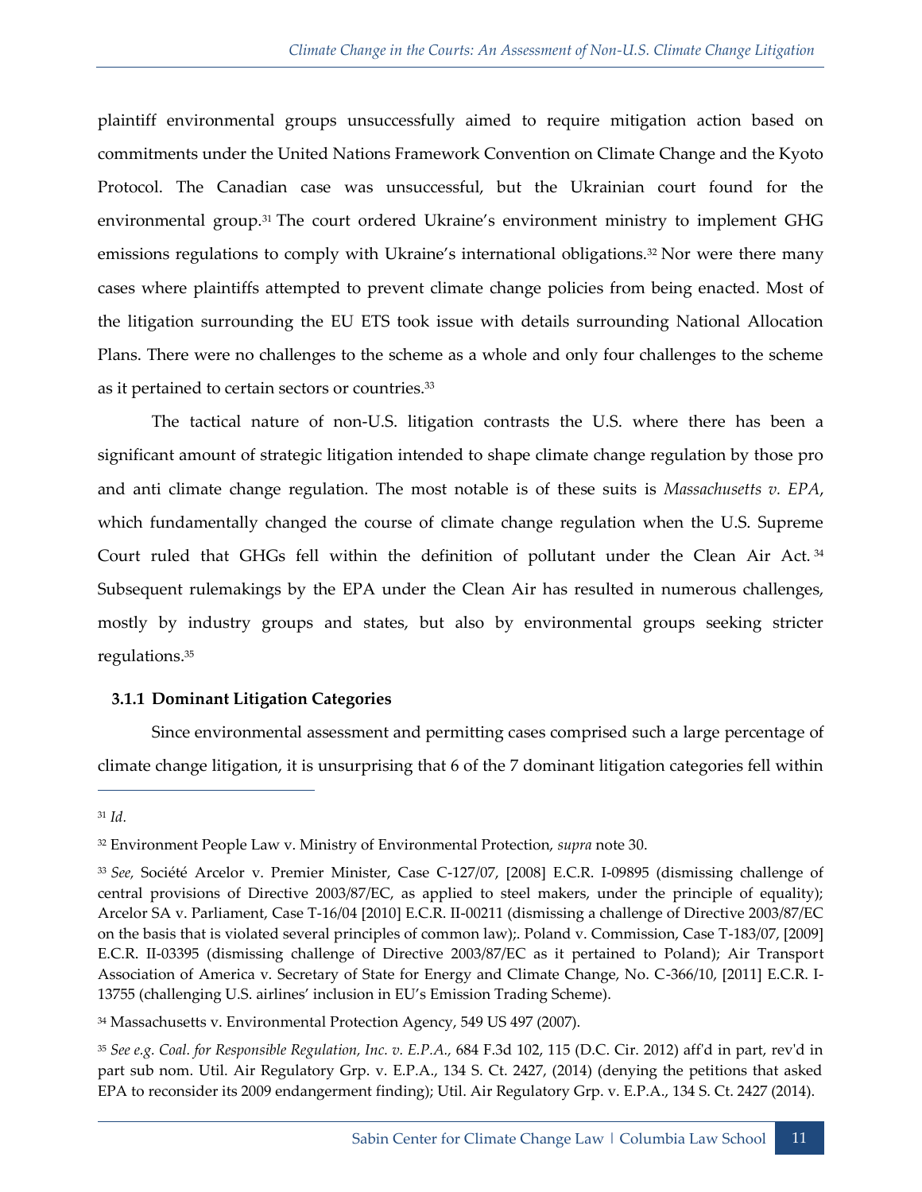plaintiff environmental groups unsuccessfully aimed to require mitigation action based on commitments under the United Nations Framework Convention on Climate Change and the Kyoto Protocol. The Canadian case was unsuccessful, but the Ukrainian court found for the environmental group.[31] The court ordered Ukraine's environment ministry to implement GHG emissions regulations to comply with Ukraine's international obligations.[32] Nor were there many cases where plaintiffs attempted to prevent climate change policies from being enacted. Most of the litigation surrounding the EU ETS took issue with details surrounding National Allocation Plans. There were no challenges to the scheme as a whole and only four challenges to the scheme as it pertained to certain sectors or countries.[33]

The tactical nature of non-U.S. litigation contrasts the U.S. where there has been a significant amount of strategic litigation intended to shape climate change regulation by those pro and anti climate change regulation. The most notable is of these suits is *Massachusetts v. EPA*, which fundamentally changed the course of climate change regulation when the U.S. Supreme Court ruled that GHGs fell within the definition of pollutant under the Clean Air Act.[34] Subsequent rulemakings by the EPA under the Clean Air has resulted in numerous challenges, mostly by industry groups and states, but also by environmental groups seeking stricter regulations.[35]

### 3.1.1 Dominant Litigation Categories

Since environmental assessment and permitting cases comprised such a large percentage of climate change litigation, it is unsurprising that 6 of the 7 dominant litigation categories fell within

---

[31] *Id.*

[32] Environment People Law v. Ministry of Environmental Protection, *supra* note 30.

[33] *See,* Société Arcelor v. Premier Minister, Case C-127/07, [2008] E.C.R. I-09895 (dismissing challenge of central provisions of Directive 2003/87/EC, as applied to steel makers, under the principle of equality); Arcelor SA v. Parliament, Case T-16/04 [2010] E.C.R. II-00211 (dismissing a challenge of Directive 2003/87/EC on the basis that is violated several principles of common law);. Poland v. Commission, Case T-183/07, [2009] E.C.R. II-03395 (dismissing challenge of Directive 2003/87/EC as it pertained to Poland); Air Transport Association of America v. Secretary of State for Energy and Climate Change, No. C-366/10, [2011] E.C.R. I-13755 (challenging U.S. airlines' inclusion in EU's Emission Trading Scheme).

[34] Massachusetts v. Environmental Protection Agency, 549 US 497 (2007).

[35] *See e.g. Coal. for Responsible Regulation, Inc. v. E.P.A.,* 684 F.3d 102, 115 (D.C. Cir. 2012) aff'd in part, rev'd in part sub nom. Util. Air Regulatory Grp. v. E.P.A., 134 S. Ct. 2427, (2014) (denying the petitions that asked EPA to reconsider its 2009 endangerment finding); Util. Air Regulatory Grp. v. E.P.A., 134 S. Ct. 2427 (2014).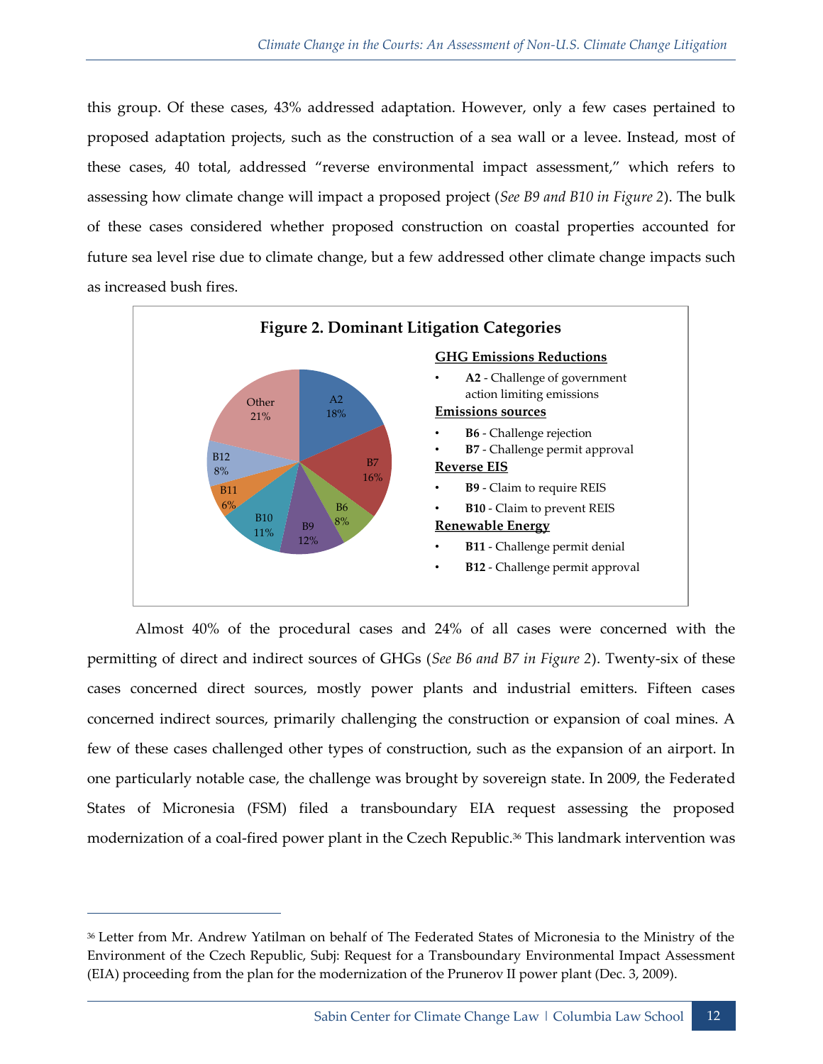this group. Of these cases, 43% addressed adaptation. However, only a few cases pertained to proposed adaptation projects, such as the construction of a sea wall or a levee. Instead, most of these cases, 40 total, addressed "reverse environmental impact assessment," which refers to assessing how climate change will impact a proposed project (*See B9 and B10 in Figure 2*). The bulk of these cases considered whether proposed construction on coastal properties accounted for future sea level rise due to climate change, but a few addressed other climate change impacts such as increased bush fires.

**Figure 2. Dominant Litigation Categories**

| Category | Share |
| --- | --- |
| A2 | 18% |
| B7 | 16% |
| B6 | 8% |
| B9 | 12% |
| B10 | 11% |
| B11 | 6% |
| B12 | 8% |
| Other | 21% |

**GHG Emissions Reductions**

- **A2** - Challenge of government action limiting emissions

**Emissions sources**

- **B6** - Challenge rejection
- **B7** - Challenge permit approval

**Reverse EIS**

- **B9** - Claim to require REIS
- **B10** - Claim to prevent REIS

**Renewable Energy**

- **B11** - Challenge permit denial
- **B12** - Challenge permit approval

Almost 40% of the procedural cases and 24% of all cases were concerned with the permitting of direct and indirect sources of GHGs (*See B6 and B7 in Figure 2*). Twenty-six of these cases concerned direct sources, mostly power plants and industrial emitters. Fifteen cases concerned indirect sources, primarily challenging the construction or expansion of coal mines. A few of these cases challenged other types of construction, such as the expansion of an airport. In one particularly notable case, the challenge was brought by sovereign state. In 2009, the Federated States of Micronesia (FSM) filed a transboundary EIA request assessing the proposed modernization of a coal-fired power plant in the Czech Republic.[36] This landmark intervention was

---

[36] Letter from Mr. Andrew Yatilman on behalf of The Federated States of Micronesia to the Ministry of the Environment of the Czech Republic, Subj: Request for a Transboundary Environmental Impact Assessment (EIA) proceeding from the plan for the modernization of the Prunerov II power plant (Dec. 3, 2009).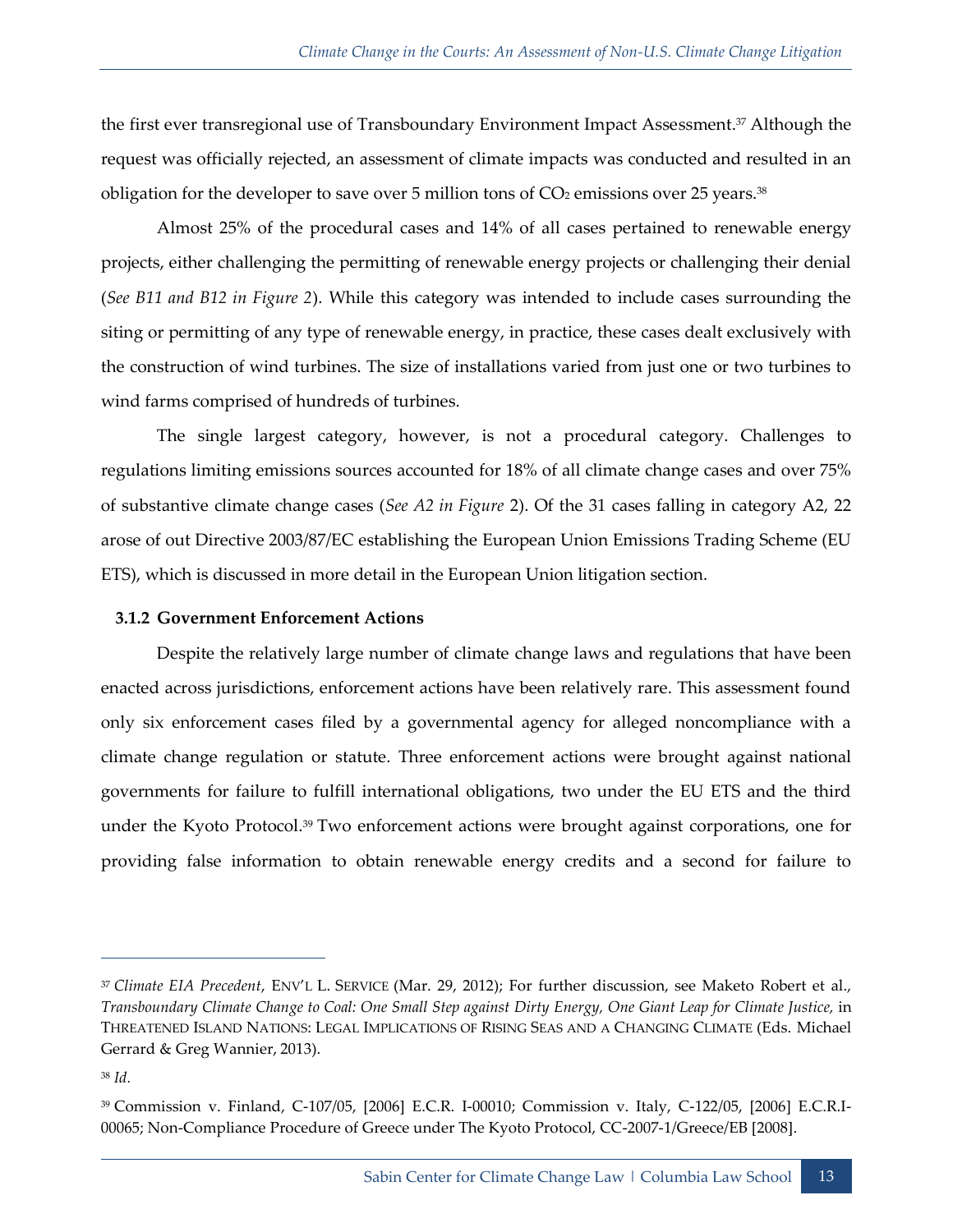the first ever transregional use of Transboundary Environment Impact Assessment.[37] Although the request was officially rejected, an assessment of climate impacts was conducted and resulted in an obligation for the developer to save over 5 million tons of $CO_2$ emissions over 25 years.[38]

Almost 25% of the procedural cases and 14% of all cases pertained to renewable energy projects, either challenging the permitting of renewable energy projects or challenging their denial (*See B11 and B12 in Figure 2*). While this category was intended to include cases surrounding the siting or permitting of any type of renewable energy, in practice, these cases dealt exclusively with the construction of wind turbines. The size of installations varied from just one or two turbines to wind farms comprised of hundreds of turbines.

The single largest category, however, is not a procedural category. Challenges to regulations limiting emissions sources accounted for 18% of all climate change cases and over 75% of substantive climate change cases (*See A2 in Figure* 2). Of the 31 cases falling in category A2, 22 arose of out Directive 2003/87/EC establishing the European Union Emissions Trading Scheme (EU ETS), which is discussed in more detail in the European Union litigation section.

### 3.1.2 Government Enforcement Actions

Despite the relatively large number of climate change laws and regulations that have been enacted across jurisdictions, enforcement actions have been relatively rare. This assessment found only six enforcement cases filed by a governmental agency for alleged noncompliance with a climate change regulation or statute. Three enforcement actions were brought against national governments for failure to fulfill international obligations, two under the EU ETS and the third under the Kyoto Protocol.[39] Two enforcement actions were brought against corporations, one for providing false information to obtain renewable energy credits and a second for failure to

---

[37] *Climate EIA Precedent*, ENV'L L. SERVICE (Mar. 29, 2012); For further discussion, see Maketo Robert et al., *Transboundary Climate Change to Coal: One Small Step against Dirty Energy, One Giant Leap for Climate Justice,* in THREATENED ISLAND NATIONS: LEGAL IMPLICATIONS OF RISING SEAS AND A CHANGING CLIMATE (Eds. Michael Gerrard & Greg Wannier, 2013).

[38] *Id.*

[39] Commission v. Finland, C-107/05, [2006] E.C.R. I-00010; Commission v. Italy, C-122/05, [2006] E.C.R.I-00065; Non-Compliance Procedure of Greece under The Kyoto Protocol, CC-2007-1/Greece/EB [2008].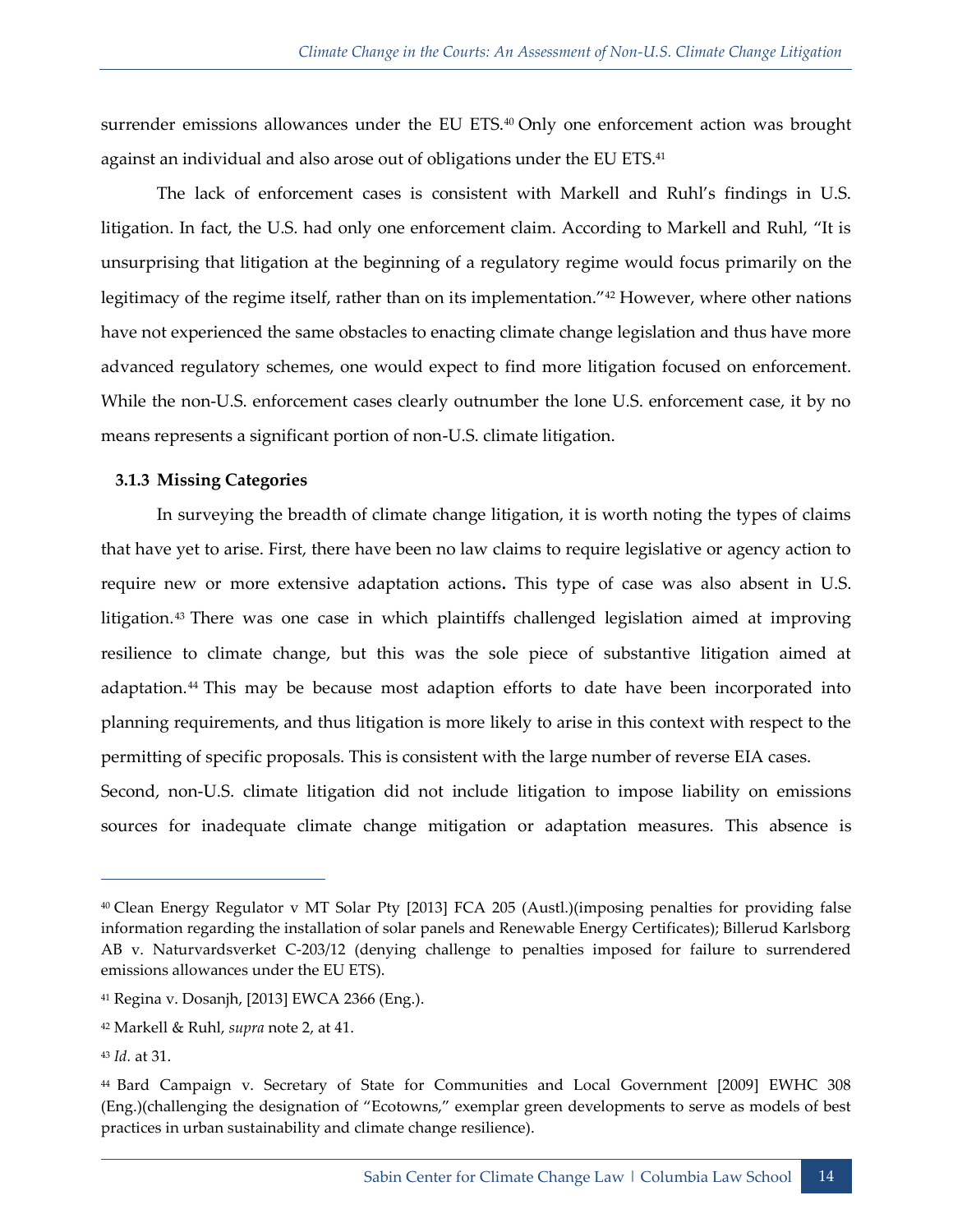surrender emissions allowances under the EU ETS.[40] Only one enforcement action was brought against an individual and also arose out of obligations under the EU ETS.[41]

The lack of enforcement cases is consistent with Markell and Ruhl's findings in U.S. litigation. In fact, the U.S. had only one enforcement claim. According to Markell and Ruhl, "It is unsurprising that litigation at the beginning of a regulatory regime would focus primarily on the legitimacy of the regime itself, rather than on its implementation."[42] However, where other nations have not experienced the same obstacles to enacting climate change legislation and thus have more advanced regulatory schemes, one would expect to find more litigation focused on enforcement. While the non-U.S. enforcement cases clearly outnumber the lone U.S. enforcement case, it by no means represents a significant portion of non-U.S. climate litigation.

### 3.1.3 Missing Categories

In surveying the breadth of climate change litigation, it is worth noting the types of claims that have yet to arise. First, there have been no law claims to require legislative or agency action to require new or more extensive adaptation actions**.** This type of case was also absent in U.S. litigation.[43] There was one case in which plaintiffs challenged legislation aimed at improving resilience to climate change, but this was the sole piece of substantive litigation aimed at adaptation.[44] This may be because most adaption efforts to date have been incorporated into planning requirements, and thus litigation is more likely to arise in this context with respect to the permitting of specific proposals. This is consistent with the large number of reverse EIA cases.

Second, non-U.S. climate litigation did not include litigation to impose liability on emissions sources for inadequate climate change mitigation or adaptation measures. This absence is

---

[40] Clean Energy Regulator v MT Solar Pty [2013] FCA 205 (Austl.)(imposing penalties for providing false information regarding the installation of solar panels and Renewable Energy Certificates); Billerud Karlsborg AB v. Naturvardsverket C-203/12 (denying challenge to penalties imposed for failure to surrendered emissions allowances under the EU ETS).

[41] Regina v. Dosanjh, [2013] EWCA 2366 (Eng.).

[42] Markell & Ruhl, *supra* note 2, at 41.

[43] *Id.* at 31.

[44] Bard Campaign v. Secretary of State for Communities and Local Government [2009] EWHC 308 (Eng.)(challenging the designation of "Ecotowns," exemplar green developments to serve as models of best practices in urban sustainability and climate change resilience).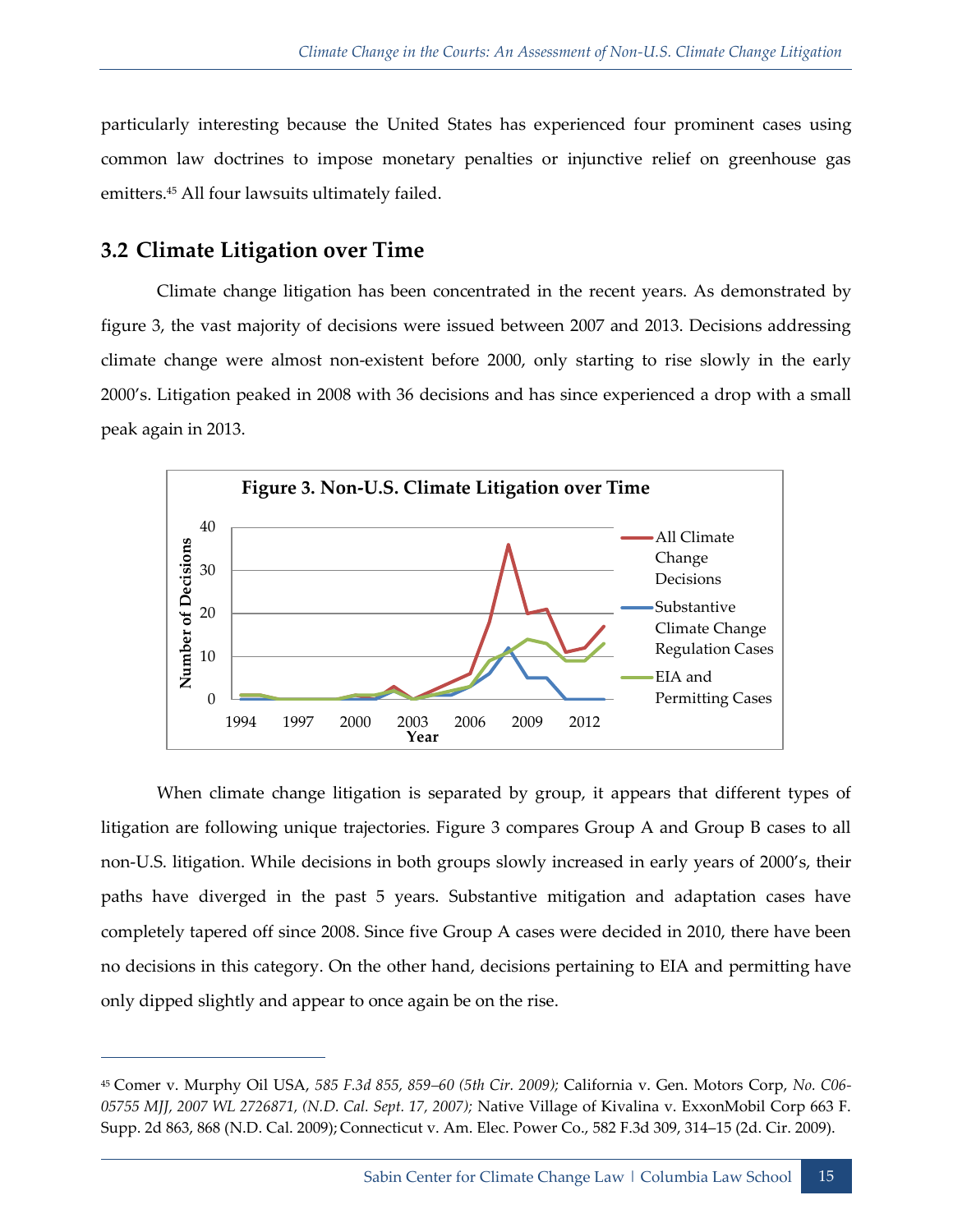particularly interesting because the United States has experienced four prominent cases using common law doctrines to impose monetary penalties or injunctive relief on greenhouse gas emitters.[45] All four lawsuits ultimately failed.

## 3.2 Climate Litigation over Time

Climate change litigation has been concentrated in the recent years. As demonstrated by figure 3, the vast majority of decisions were issued between 2007 and 2013. Decisions addressing climate change were almost non-existent before 2000, only starting to rise slowly in the early 2000's. Litigation peaked in 2008 with 36 decisions and has since experienced a drop with a small peak again in 2013.

**Figure 3. Non-U.S. Climate Litigation over Time**

When climate change litigation is separated by group, it appears that different types of litigation are following unique trajectories. Figure 3 compares Group A and Group B cases to all non-U.S. litigation. While decisions in both groups slowly increased in early years of 2000's, their paths have diverged in the past 5 years. Substantive mitigation and adaptation cases have completely tapered off since 2008. Since five Group A cases were decided in 2010, there have been no decisions in this category. On the other hand, decisions pertaining to EIA and permitting have only dipped slightly and appear to once again be on the rise.

---

[45] Comer v. Murphy Oil USA, *585 F.3d 855, 859–60 (5th Cir. 2009);* California v. Gen. Motors Corp, *No. C06-05755 MJJ, 2007 WL 2726871, (N.D. Cal. Sept. 17, 2007);* Native Village of Kivalina v. ExxonMobil Corp 663 F. Supp. 2d 863, 868 (N.D. Cal. 2009); Connecticut v. Am. Elec. Power Co., 582 F.3d 309, 314–15 (2d. Cir. 2009).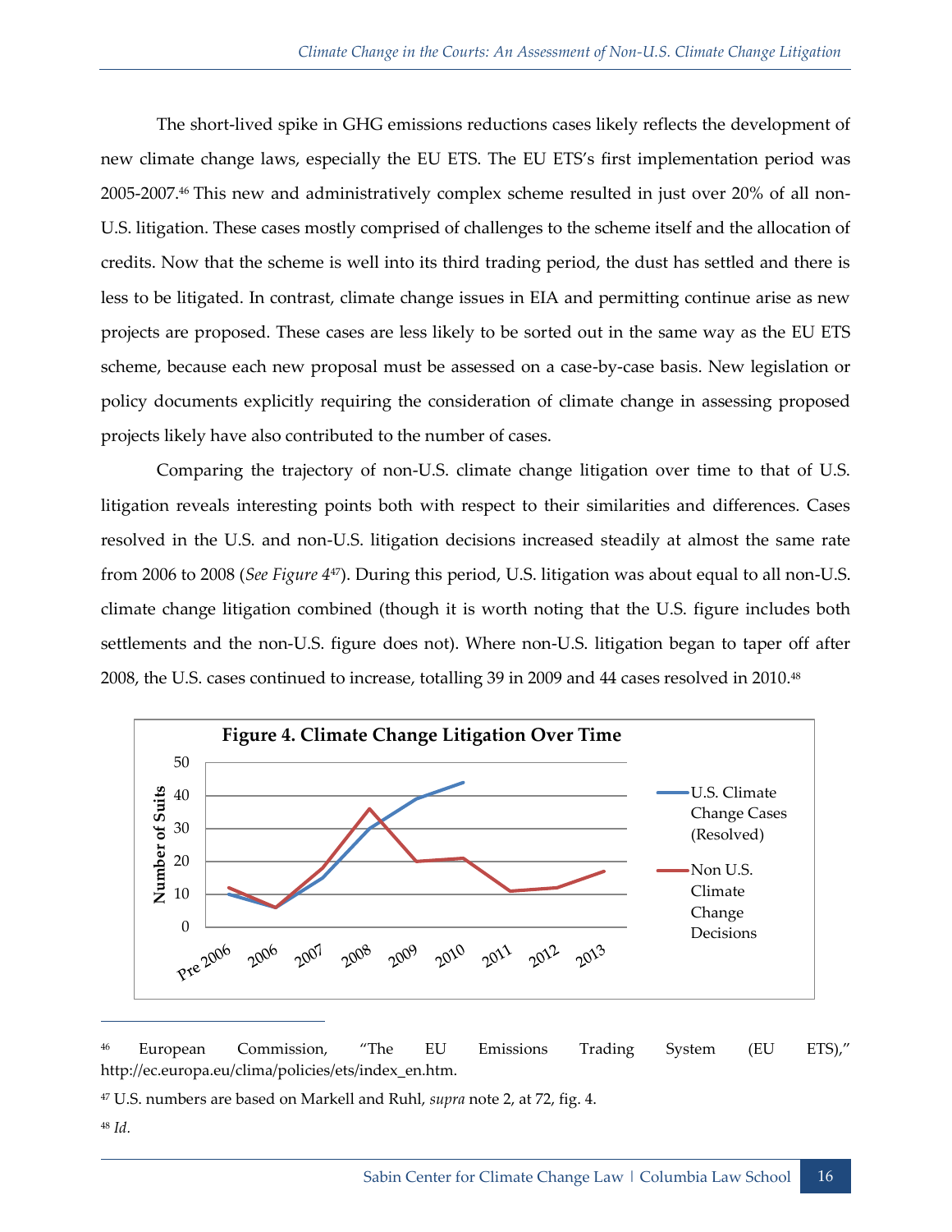The short-lived spike in GHG emissions reductions cases likely reflects the development of new climate change laws, especially the EU ETS. The EU ETS's first implementation period was 2005-2007.[46] This new and administratively complex scheme resulted in just over 20% of all non-U.S. litigation. These cases mostly comprised of challenges to the scheme itself and the allocation of credits. Now that the scheme is well into its third trading period, the dust has settled and there is less to be litigated. In contrast, climate change issues in EIA and permitting continue arise as new projects are proposed. These cases are less likely to be sorted out in the same way as the EU ETS scheme, because each new proposal must be assessed on a case-by-case basis. New legislation or policy documents explicitly requiring the consideration of climate change in assessing proposed projects likely have also contributed to the number of cases.

Comparing the trajectory of non-U.S. climate change litigation over time to that of U.S. litigation reveals interesting points both with respect to their similarities and differences. Cases resolved in the U.S. and non-U.S. litigation decisions increased steadily at almost the same rate from 2006 to 2008 (*See Figure 4*[47]). During this period, U.S. litigation was about equal to all non-U.S. climate change litigation combined (though it is worth noting that the U.S. figure includes both settlements and the non-U.S. figure does not). Where non-U.S. litigation began to taper off after 2008, the U.S. cases continued to increase, totalling 39 in 2009 and 44 cases resolved in 2010.[48]

**Figure 4. Climate Change Litigation Over Time**

---

[46] European Commission, "The EU Emissions Trading System (EU ETS)," http://ec.europa.eu/clima/policies/ets/index_en.htm.

[47] U.S. numbers are based on Markell and Ruhl, *supra* note 2, at 72, fig. 4.

[48] *Id.*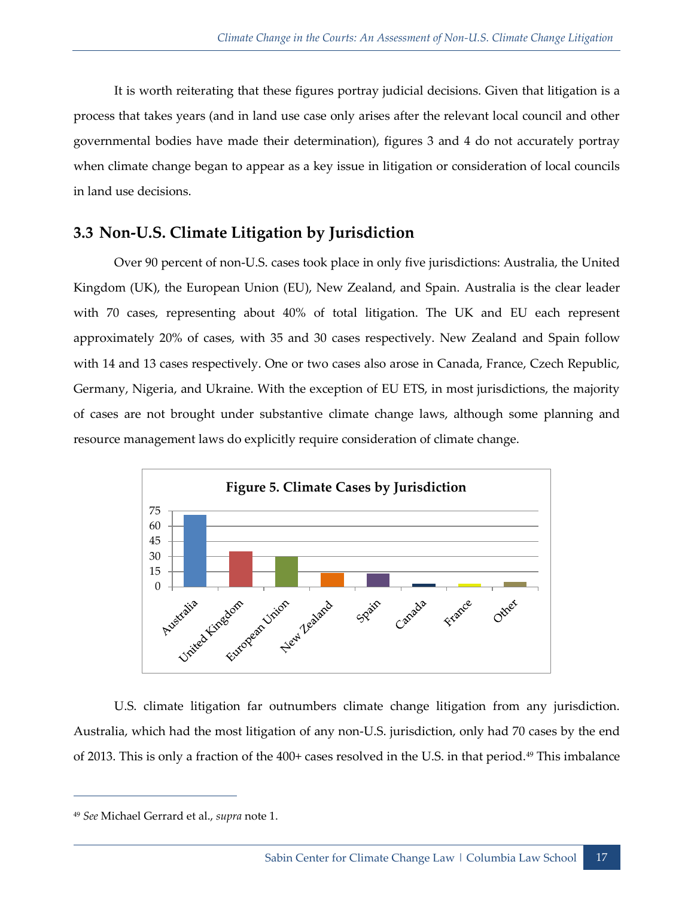It is worth reiterating that these figures portray judicial decisions. Given that litigation is a process that takes years (and in land use case only arises after the relevant local council and other governmental bodies have made their determination), figures 3 and 4 do not accurately portray when climate change began to appear as a key issue in litigation or consideration of local councils in land use decisions.

## 3.3 Non-U.S. Climate Litigation by Jurisdiction

Over 90 percent of non-U.S. cases took place in only five jurisdictions: Australia, the United Kingdom (UK), the European Union (EU), New Zealand, and Spain. Australia is the clear leader with 70 cases, representing about 40% of total litigation. The UK and EU each represent approximately 20% of cases, with 35 and 30 cases respectively. New Zealand and Spain follow with 14 and 13 cases respectively. One or two cases also arose in Canada, France, Czech Republic, Germany, Nigeria, and Ukraine. With the exception of EU ETS, in most jurisdictions, the majority of cases are not brought under substantive climate change laws, although some planning and resource management laws do explicitly require consideration of climate change.

**Figure 5. Climate Cases by Jurisdiction**

U.S. climate litigation far outnumbers climate change litigation from any jurisdiction. Australia, which had the most litigation of any non-U.S. jurisdiction, only had 70 cases by the end of 2013. This is only a fraction of the 400+ cases resolved in the U.S. in that period.[49] This imbalance

[49] *See* Michael Gerrard et al., *supra* note 1.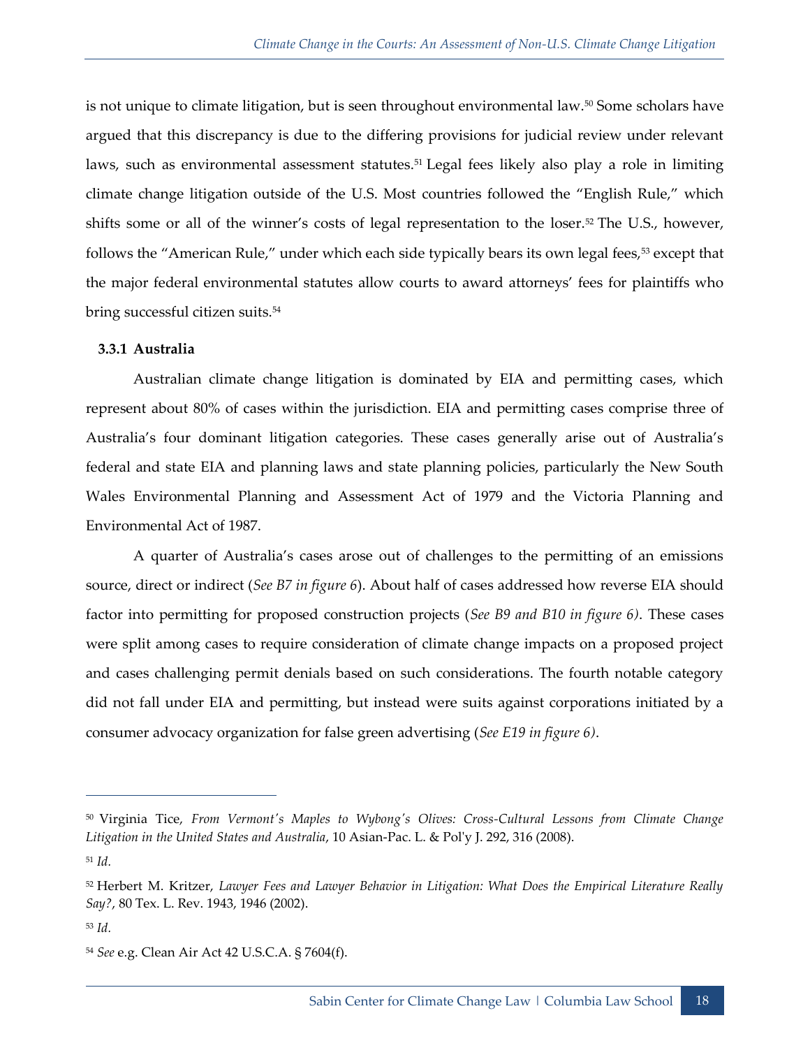is not unique to climate litigation, but is seen throughout environmental law.[50] Some scholars have argued that this discrepancy is due to the differing provisions for judicial review under relevant laws, such as environmental assessment statutes.[51] Legal fees likely also play a role in limiting climate change litigation outside of the U.S. Most countries followed the "English Rule," which shifts some or all of the winner's costs of legal representation to the loser.[52] The U.S., however, follows the "American Rule," under which each side typically bears its own legal fees,[53] except that the major federal environmental statutes allow courts to award attorneys' fees for plaintiffs who bring successful citizen suits.[54]

### 3.3.1 Australia

Australian climate change litigation is dominated by EIA and permitting cases, which represent about 80% of cases within the jurisdiction. EIA and permitting cases comprise three of Australia's four dominant litigation categories. These cases generally arise out of Australia's federal and state EIA and planning laws and state planning policies, particularly the New South Wales Environmental Planning and Assessment Act of 1979 and the Victoria Planning and Environmental Act of 1987.

A quarter of Australia's cases arose out of challenges to the permitting of an emissions source, direct or indirect (*See B7 in figure 6*). About half of cases addressed how reverse EIA should factor into permitting for proposed construction projects (*See B9 and B10 in figure 6)*. These cases were split among cases to require consideration of climate change impacts on a proposed project and cases challenging permit denials based on such considerations. The fourth notable category did not fall under EIA and permitting, but instead were suits against corporations initiated by a consumer advocacy organization for false green advertising (*See E19 in figure 6)*.

---

[50] Virginia Tice, *From Vermont's Maples to Wybong's Olives: Cross-Cultural Lessons from Climate Change Litigation in the United States and Australia*, 10 Asian-Pac. L. & Pol'y J. 292, 316 (2008).

[51] *Id*.

[52] Herbert M. Kritzer, *Lawyer Fees and Lawyer Behavior in Litigation: What Does the Empirical Literature Really Say?*, 80 Tex. L. Rev. 1943, 1946 (2002).

[53] *Id*.

[54] *See* e.g. Clean Air Act 42 U.S.C.A. § 7604(f).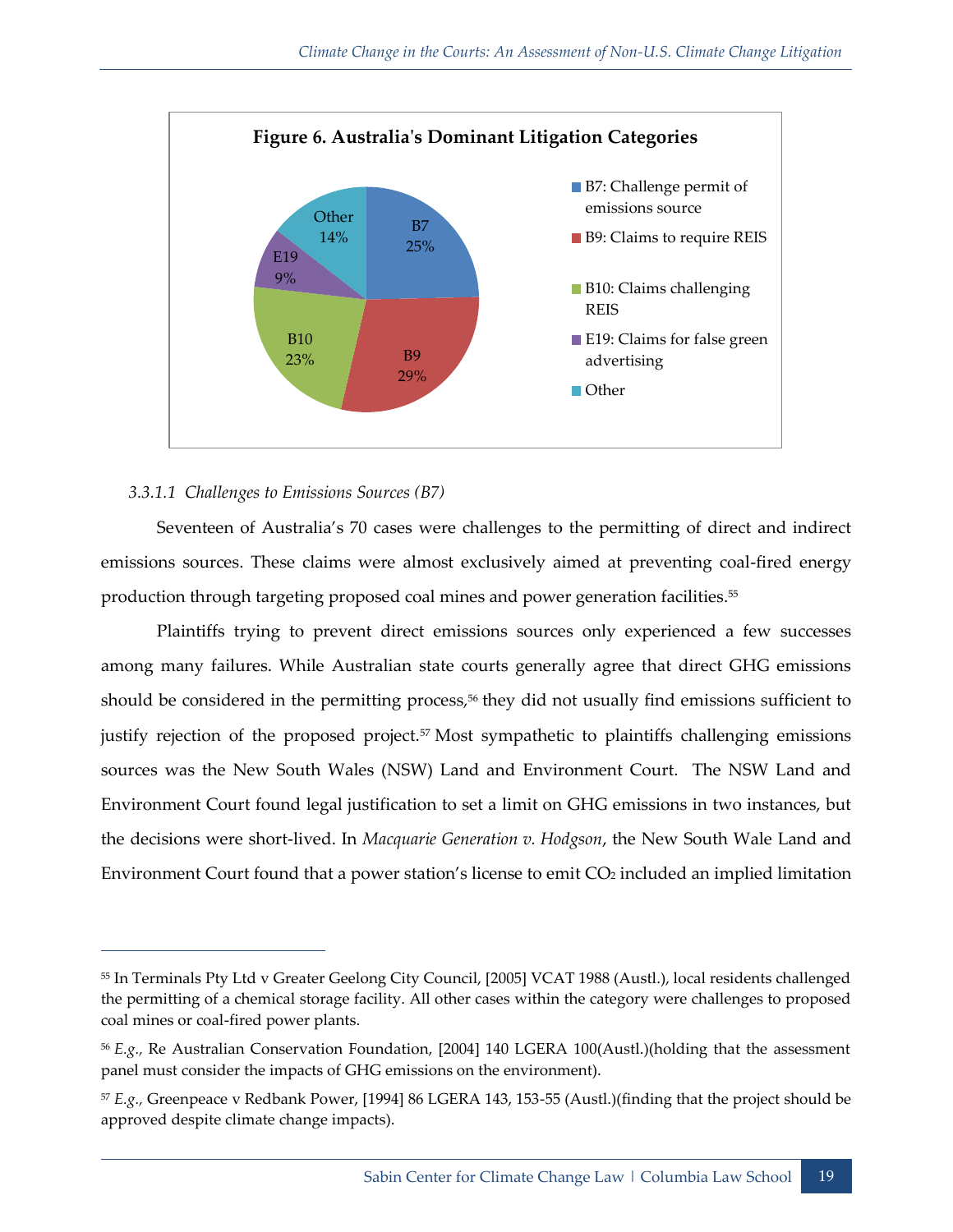**Figure 6. Australia's Dominant Litigation Categories**

| Category | Share |
| --- | --- |
| B7: Challenge permit of emissions source | 25% |
| B9: Claims to require REIS | 29% |
| B10: Claims challenging REIS | 23% |
| E19: Claims for false green advertising | 9% |
| Other | 14% |

#### 3.3.1.1 *Challenges to Emissions Sources (B7)*

Seventeen of Australia's 70 cases were challenges to the permitting of direct and indirect emissions sources. These claims were almost exclusively aimed at preventing coal-fired energy production through targeting proposed coal mines and power generation facilities.[55]

Plaintiffs trying to prevent direct emissions sources only experienced a few successes among many failures. While Australian state courts generally agree that direct GHG emissions should be considered in the permitting process,[56] they did not usually find emissions sufficient to justify rejection of the proposed project.[57] Most sympathetic to plaintiffs challenging emissions sources was the New South Wales (NSW) Land and Environment Court. The NSW Land and Environment Court found legal justification to set a limit on GHG emissions in two instances, but the decisions were short-lived. In *Macquarie Generation v. Hodgson*, the New South Wale Land and Environment Court found that a power station's license to emit $CO_2$ included an implied limitation

---

[55] In Terminals Pty Ltd v Greater Geelong City Council, [2005] VCAT 1988 (Austl.), local residents challenged the permitting of a chemical storage facility. All other cases within the category were challenges to proposed coal mines or coal-fired power plants.

[56] *E.g.,* Re Australian Conservation Foundation, [2004] 140 LGERA 100(Austl.)(holding that the assessment panel must consider the impacts of GHG emissions on the environment).

[57] *E.g.*, Greenpeace v Redbank Power, [1994] 86 LGERA 143, 153-55 (Austl.)(finding that the project should be approved despite climate change impacts).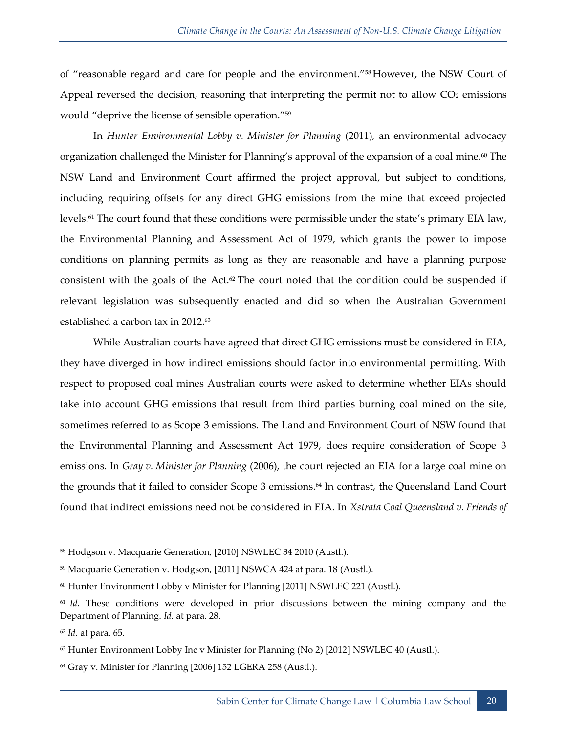of "reasonable regard and care for people and the environment."[58] However, the NSW Court of Appeal reversed the decision, reasoning that interpreting the permit not to allow $CO_2$ emissions would "deprive the license of sensible operation."[59]

In *Hunter Environmental Lobby v. Minister for Planning* (2011), an environmental advocacy organization challenged the Minister for Planning's approval of the expansion of a coal mine.[60] The NSW Land and Environment Court affirmed the project approval, but subject to conditions, including requiring offsets for any direct GHG emissions from the mine that exceed projected levels.[61] The court found that these conditions were permissible under the state's primary EIA law, the Environmental Planning and Assessment Act of 1979, which grants the power to impose conditions on planning permits as long as they are reasonable and have a planning purpose consistent with the goals of the Act.[62] The court noted that the condition could be suspended if relevant legislation was subsequently enacted and did so when the Australian Government established a carbon tax in 2012.[63]

While Australian courts have agreed that direct GHG emissions must be considered in EIA, they have diverged in how indirect emissions should factor into environmental permitting. With respect to proposed coal mines Australian courts were asked to determine whether EIAs should take into account GHG emissions that result from third parties burning coal mined on the site, sometimes referred to as Scope 3 emissions. The Land and Environment Court of NSW found that the Environmental Planning and Assessment Act 1979, does require consideration of Scope 3 emissions. In *Gray v. Minister for Planning* (2006), the court rejected an EIA for a large coal mine on the grounds that it failed to consider Scope 3 emissions.[64] In contrast, the Queensland Land Court found that indirect emissions need not be considered in EIA. In *Xstrata Coal Queensland v. Friends of*

---

[58] Hodgson v. Macquarie Generation, [2010] NSWLEC 34 2010 (Austl.).

[59] Macquarie Generation v. Hodgson, [2011] NSWCA 424 at para. 18 (Austl.).

[60] Hunter Environment Lobby v Minister for Planning [2011] NSWLEC 221 (Austl.).

[61] *Id.* These conditions were developed in prior discussions between the mining company and the Department of Planning. *Id.* at para. 28.

[62] *Id.* at para. 65.

[63] Hunter Environment Lobby Inc v Minister for Planning (No 2) [2012] NSWLEC 40 (Austl.).

[64] Gray v. Minister for Planning [2006] 152 LGERA 258 (Austl.).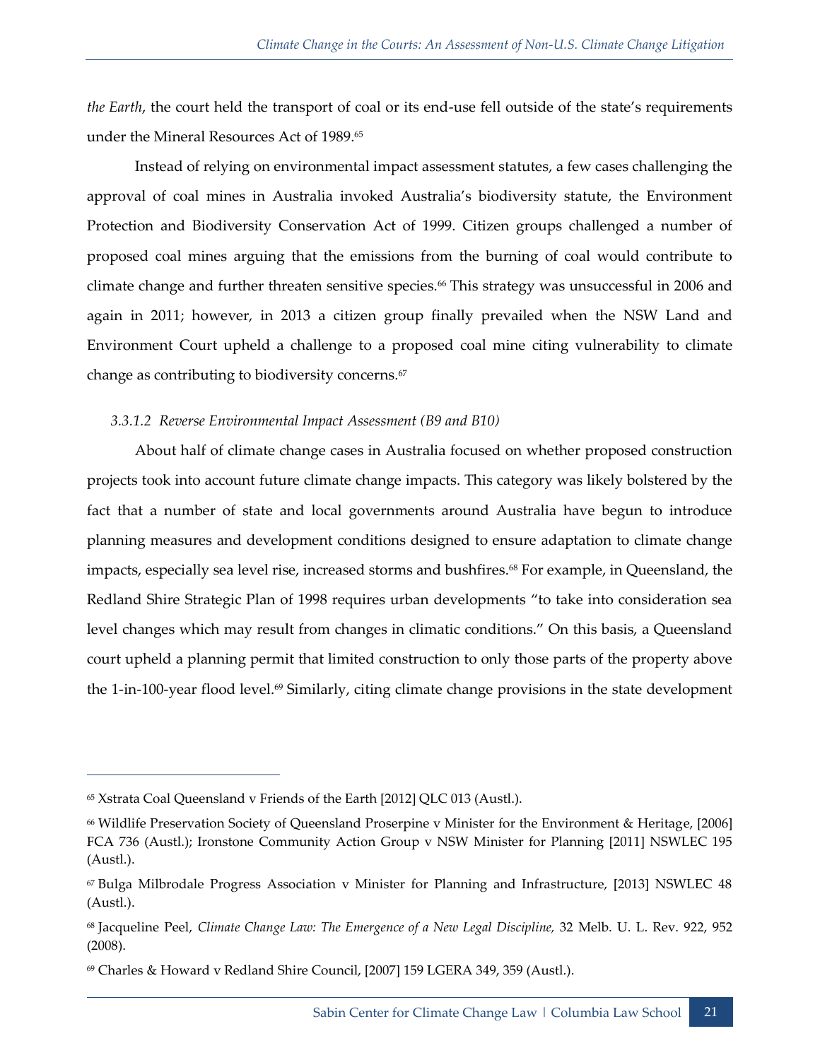*the Earth*, the court held the transport of coal or its end-use fell outside of the state's requirements under the Mineral Resources Act of 1989.[65]

Instead of relying on environmental impact assessment statutes, a few cases challenging the approval of coal mines in Australia invoked Australia's biodiversity statute, the Environment Protection and Biodiversity Conservation Act of 1999. Citizen groups challenged a number of proposed coal mines arguing that the emissions from the burning of coal would contribute to climate change and further threaten sensitive species.[66] This strategy was unsuccessful in 2006 and again in 2011; however, in 2013 a citizen group finally prevailed when the NSW Land and Environment Court upheld a challenge to a proposed coal mine citing vulnerability to climate change as contributing to biodiversity concerns.[67]

#### *3.3.1.2 Reverse Environmental Impact Assessment (B9 and B10)*

About half of climate change cases in Australia focused on whether proposed construction projects took into account future climate change impacts. This category was likely bolstered by the fact that a number of state and local governments around Australia have begun to introduce planning measures and development conditions designed to ensure adaptation to climate change impacts, especially sea level rise, increased storms and bushfires.[68] For example, in Queensland, the Redland Shire Strategic Plan of 1998 requires urban developments "to take into consideration sea level changes which may result from changes in climatic conditions." On this basis, a Queensland court upheld a planning permit that limited construction to only those parts of the property above the 1-in-100-year flood level.[69] Similarly, citing climate change provisions in the state development

---

[65] Xstrata Coal Queensland v Friends of the Earth [2012] QLC 013 (Austl.).

[66] Wildlife Preservation Society of Queensland Proserpine v Minister for the Environment & Heritage, [2006] FCA 736 (Austl.); Ironstone Community Action Group v NSW Minister for Planning [2011] NSWLEC 195 (Austl.).

[67] Bulga Milbrodale Progress Association v Minister for Planning and Infrastructure, [2013] NSWLEC 48 (Austl.).

[68] Jacqueline Peel, *Climate Change Law: The Emergence of a New Legal Discipline,* 32 Melb. U. L. Rev. 922, 952 (2008).

[69] Charles & Howard v Redland Shire Council, [2007] 159 LGERA 349, 359 (Austl.).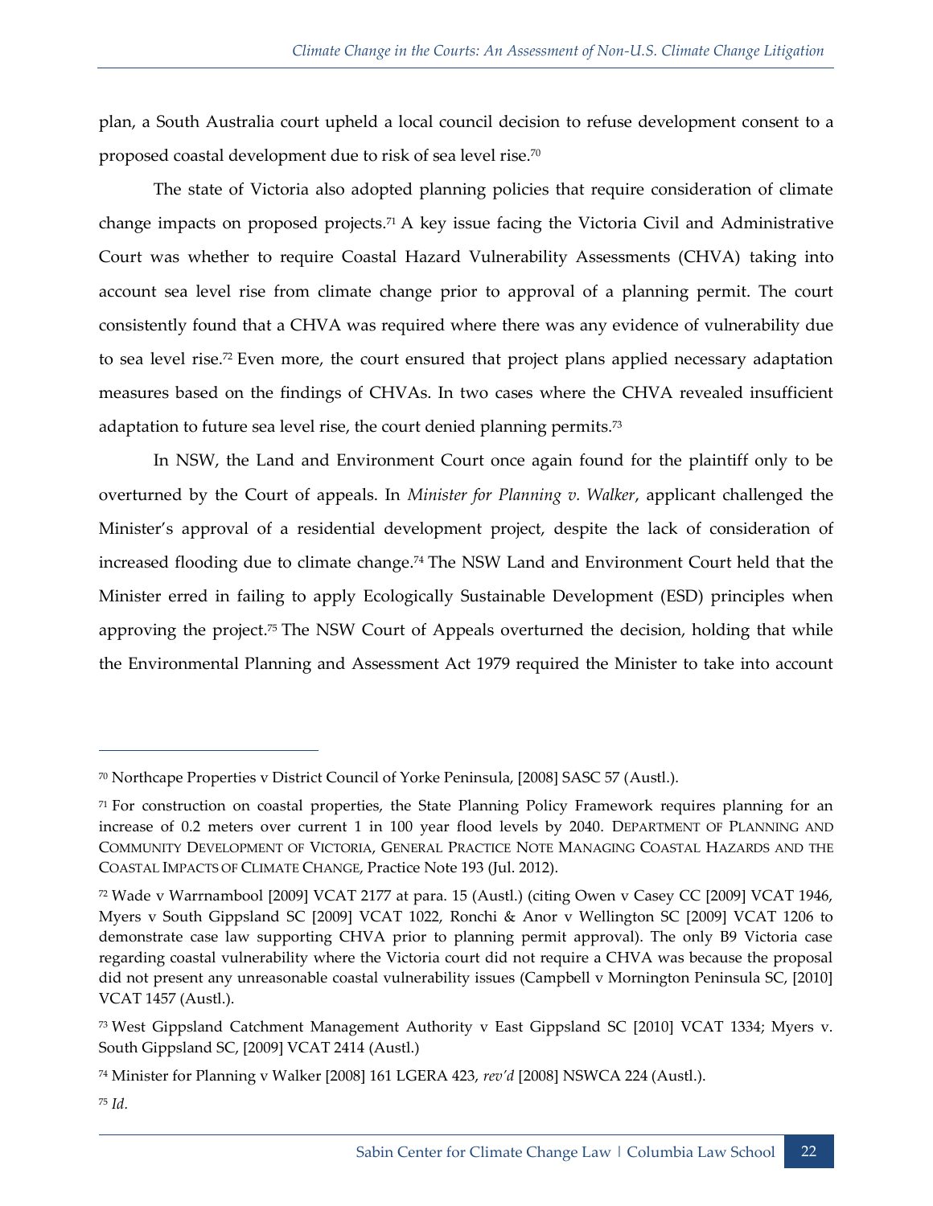plan, a South Australia court upheld a local council decision to refuse development consent to a proposed coastal development due to risk of sea level rise.[70]

The state of Victoria also adopted planning policies that require consideration of climate change impacts on proposed projects.[71] A key issue facing the Victoria Civil and Administrative Court was whether to require Coastal Hazard Vulnerability Assessments (CHVA) taking into account sea level rise from climate change prior to approval of a planning permit. The court consistently found that a CHVA was required where there was any evidence of vulnerability due to sea level rise.[72] Even more, the court ensured that project plans applied necessary adaptation measures based on the findings of CHVAs. In two cases where the CHVA revealed insufficient adaptation to future sea level rise, the court denied planning permits.[73]

In NSW, the Land and Environment Court once again found for the plaintiff only to be overturned by the Court of appeals. In *Minister for Planning v. Walker*, applicant challenged the Minister's approval of a residential development project, despite the lack of consideration of increased flooding due to climate change.[74] The NSW Land and Environment Court held that the Minister erred in failing to apply Ecologically Sustainable Development (ESD) principles when approving the project.[75] The NSW Court of Appeals overturned the decision, holding that while the Environmental Planning and Assessment Act 1979 required the Minister to take into account

---

[70] Northcape Properties v District Council of Yorke Peninsula, [2008] SASC 57 (Austl.).

[71] For construction on coastal properties, the State Planning Policy Framework requires planning for an increase of 0.2 meters over current 1 in 100 year flood levels by 2040. DEPARTMENT OF PLANNING AND COMMUNITY DEVELOPMENT OF VICTORIA, GENERAL PRACTICE NOTE MANAGING COASTAL HAZARDS AND THE COASTAL IMPACTS OF CLIMATE CHANGE, Practice Note 193 (Jul. 2012).

[72] Wade v Warrnambool [2009] VCAT 2177 at para. 15 (Austl.) (citing Owen v Casey CC [2009] VCAT 1946, Myers v South Gippsland SC [2009] VCAT 1022, Ronchi & Anor v Wellington SC [2009] VCAT 1206 to demonstrate case law supporting CHVA prior to planning permit approval). The only B9 Victoria case regarding coastal vulnerability where the Victoria court did not require a CHVA was because the proposal did not present any unreasonable coastal vulnerability issues (Campbell v Mornington Peninsula SC, [2010] VCAT 1457 (Austl.).

[73] West Gippsland Catchment Management Authority v East Gippsland SC [2010] VCAT 1334; Myers v. South Gippsland SC, [2009] VCAT 2414 (Austl.)

[74] Minister for Planning v Walker [2008] 161 LGERA 423, *rev'd* [2008] NSWCA 224 (Austl.).

[75] *Id.*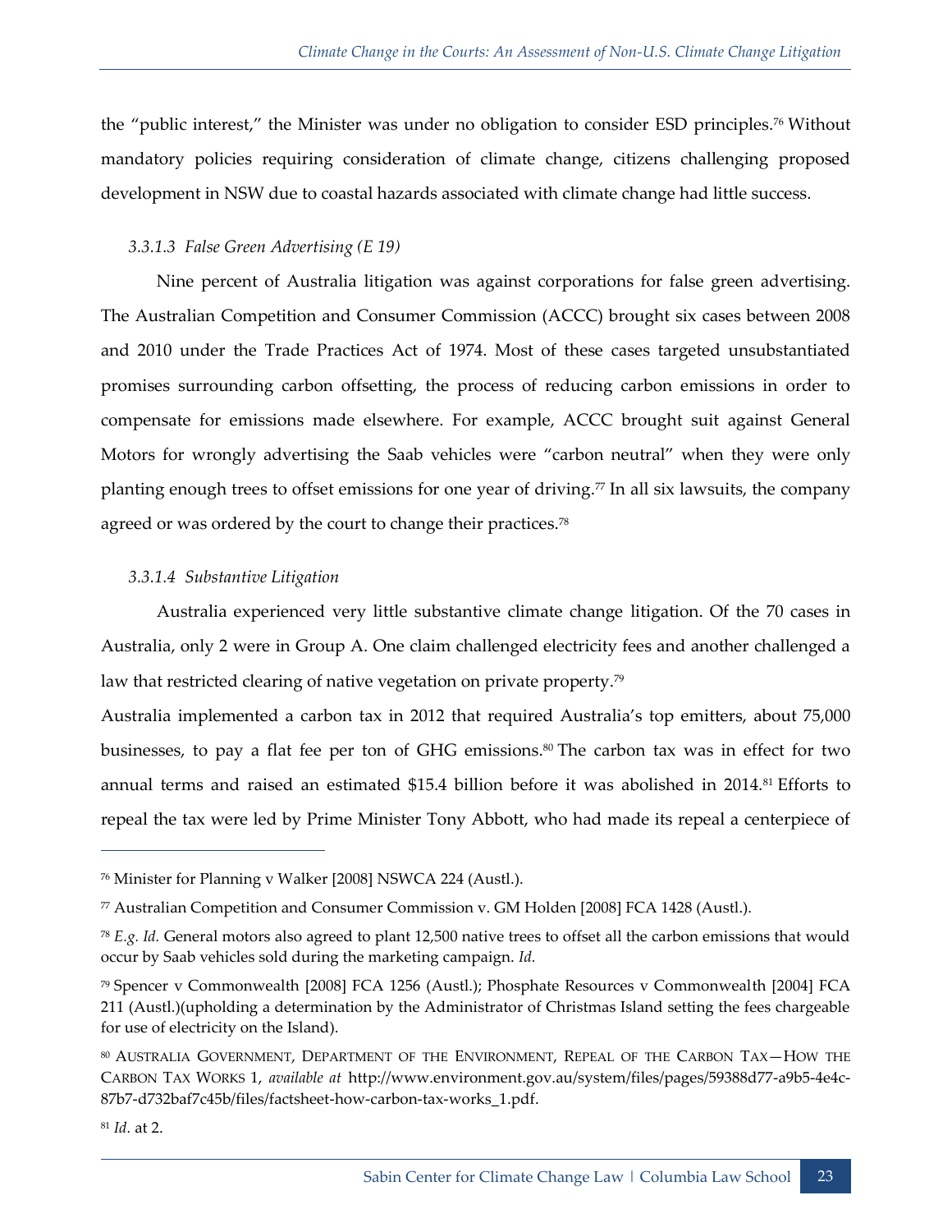the "public interest," the Minister was under no obligation to consider ESD principles.[76] Without mandatory policies requiring consideration of climate change, citizens challenging proposed development in NSW due to coastal hazards associated with climate change had little success.

#### *3.3.1.3 False Green Advertising (E 19)*

Nine percent of Australia litigation was against corporations for false green advertising. The Australian Competition and Consumer Commission (ACCC) brought six cases between 2008 and 2010 under the Trade Practices Act of 1974. Most of these cases targeted unsubstantiated promises surrounding carbon offsetting, the process of reducing carbon emissions in order to compensate for emissions made elsewhere. For example, ACCC brought suit against General Motors for wrongly advertising the Saab vehicles were "carbon neutral" when they were only planting enough trees to offset emissions for one year of driving.[77] In all six lawsuits, the company agreed or was ordered by the court to change their practices.[78]

#### *3.3.1.4 Substantive Litigation*

Australia experienced very little substantive climate change litigation. Of the 70 cases in Australia, only 2 were in Group A. One claim challenged electricity fees and another challenged a law that restricted clearing of native vegetation on private property.[79]

Australia implemented a carbon tax in 2012 that required Australia's top emitters, about 75,000 businesses, to pay a flat fee per ton of GHG emissions.[80] The carbon tax was in effect for two annual terms and raised an estimated $15.4 billion before it was abolished in 2014.[81] Efforts to repeal the tax were led by Prime Minister Tony Abbott, who had made its repeal a centerpiece of

---

[76] Minister for Planning v Walker [2008] NSWCA 224 (Austl.).

[77] Australian Competition and Consumer Commission v. GM Holden [2008] FCA 1428 (Austl.).

[78] *E.g. Id.* General motors also agreed to plant 12,500 native trees to offset all the carbon emissions that would occur by Saab vehicles sold during the marketing campaign. *Id.*

[79] Spencer v Commonwealth [2008] FCA 1256 (Austl.); Phosphate Resources v Commonwealth [2004] FCA 211 (Austl.)(upholding a determination by the Administrator of Christmas Island setting the fees chargeable for use of electricity on the Island).

[80] AUSTRALIA GOVERNMENT, DEPARTMENT OF THE ENVIRONMENT, REPEAL OF THE CARBON TAX—HOW THE CARBON TAX WORKS 1, *available at* http://www.environment.gov.au/system/files/pages/59388d77-a9b5-4e4c-87b7-d732baf7c45b/files/factsheet-how-carbon-tax-works_1.pdf.

[81] *Id.* at 2.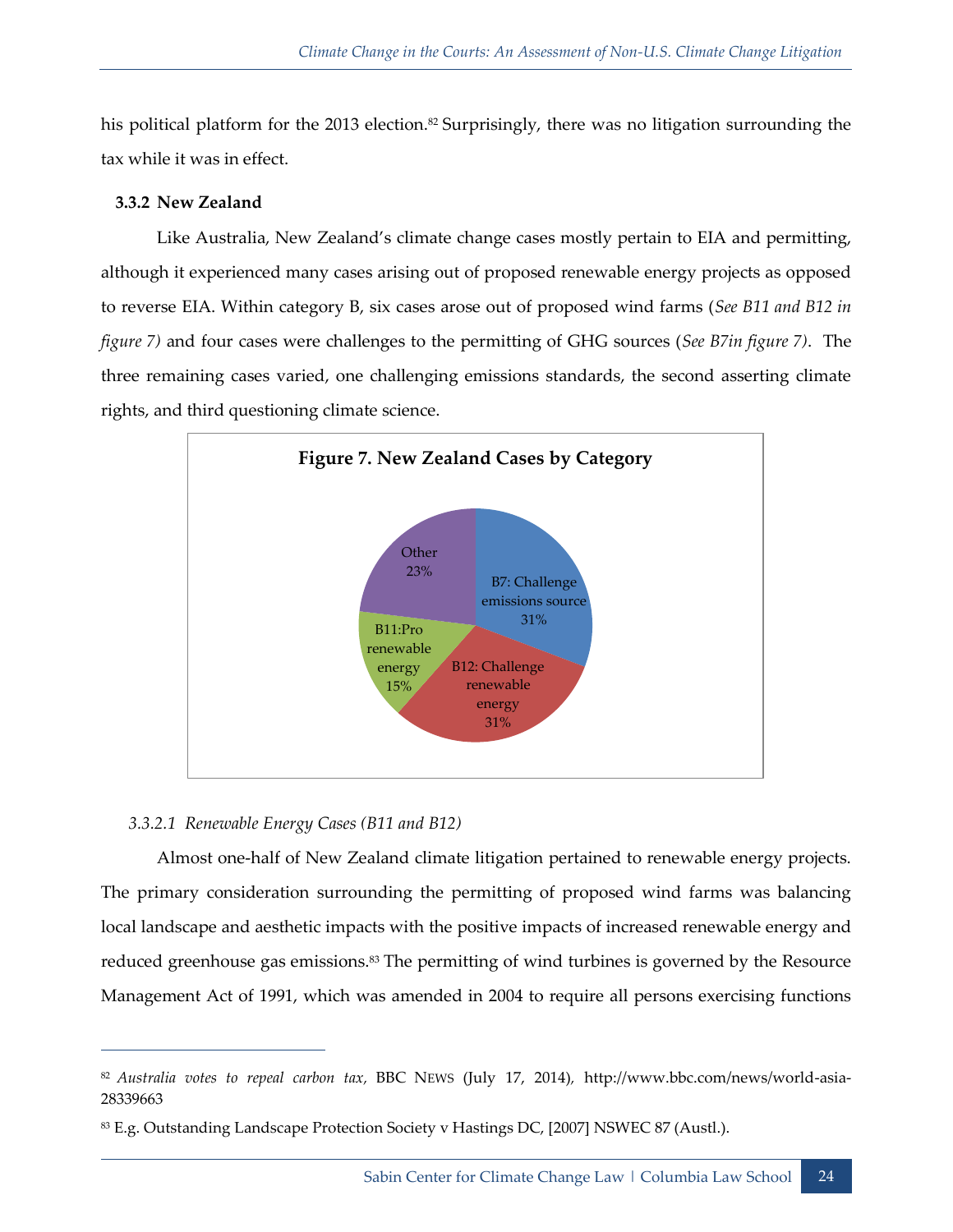his political platform for the 2013 election.[82] Surprisingly, there was no litigation surrounding the tax while it was in effect.

### 3.3.2 New Zealand

Like Australia, New Zealand's climate change cases mostly pertain to EIA and permitting, although it experienced many cases arising out of proposed renewable energy projects as opposed to reverse EIA. Within category B, six cases arose out of proposed wind farms (*See B11 and B12 in figure 7)* and four cases were challenges to the permitting of GHG sources (*See B7in figure 7)*. The three remaining cases varied, one challenging emissions standards, the second asserting climate rights, and third questioning climate science.

**Figure 7. New Zealand Cases by Category**

| Category | Share |
|---|---|
| B7: Challenge emissions source | 31% |
| B12: Challenge renewable energy | 31% |
| B11:Pro renewable energy | 15% |
| Other | 23% |

#### *3.3.2.1 Renewable Energy Cases (B11 and B12)*

Almost one-half of New Zealand climate litigation pertained to renewable energy projects. The primary consideration surrounding the permitting of proposed wind farms was balancing local landscape and aesthetic impacts with the positive impacts of increased renewable energy and reduced greenhouse gas emissions.[83] The permitting of wind turbines is governed by the Resource Management Act of 1991, which was amended in 2004 to require all persons exercising functions

---

[82] *Australia votes to repeal carbon tax,* BBC NEWS (July 17, 2014), http://www.bbc.com/news/world-asia-28339663

[83] E.g. Outstanding Landscape Protection Society v Hastings DC, [2007] NSWEC 87 (Austl.).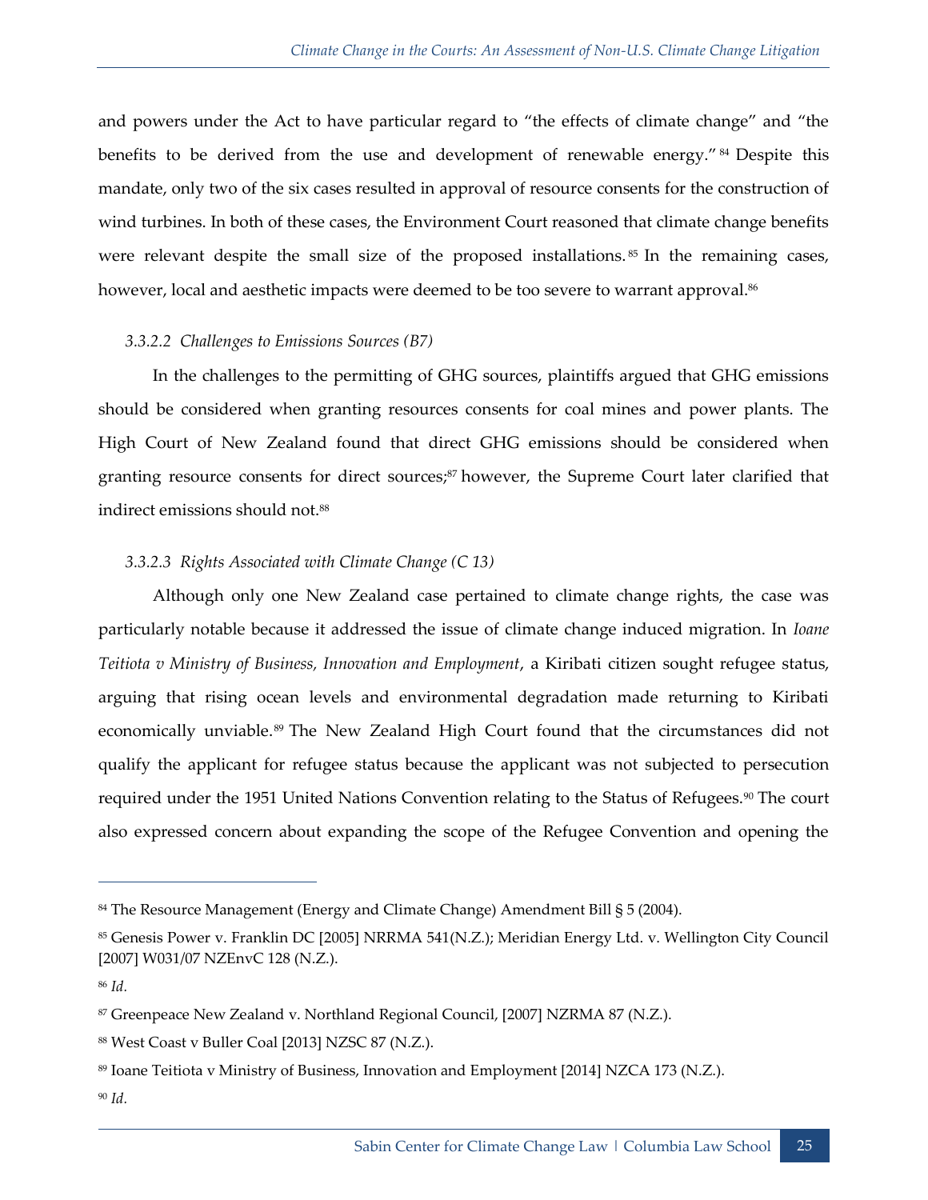and powers under the Act to have particular regard to "the effects of climate change" and "the benefits to be derived from the use and development of renewable energy."[84] Despite this mandate, only two of the six cases resulted in approval of resource consents for the construction of wind turbines. In both of these cases, the Environment Court reasoned that climate change benefits were relevant despite the small size of the proposed installations.[85] In the remaining cases, however, local and aesthetic impacts were deemed to be too severe to warrant approval.[86]

#### *3.3.2.2 Challenges to Emissions Sources (B7)*

In the challenges to the permitting of GHG sources, plaintiffs argued that GHG emissions should be considered when granting resources consents for coal mines and power plants. The High Court of New Zealand found that direct GHG emissions should be considered when granting resource consents for direct sources;[87] however, the Supreme Court later clarified that indirect emissions should not.[88]

#### *3.3.2.3 Rights Associated with Climate Change (C 13)*

Although only one New Zealand case pertained to climate change rights, the case was particularly notable because it addressed the issue of climate change induced migration. In *Ioane Teitiota v Ministry of Business, Innovation and Employment*, a Kiribati citizen sought refugee status, arguing that rising ocean levels and environmental degradation made returning to Kiribati economically unviable.[89] The New Zealand High Court found that the circumstances did not qualify the applicant for refugee status because the applicant was not subjected to persecution required under the 1951 United Nations Convention relating to the Status of Refugees.[90] The court also expressed concern about expanding the scope of the Refugee Convention and opening the

---

[84] The Resource Management (Energy and Climate Change) Amendment Bill § 5 (2004).

[85] Genesis Power v. Franklin DC [2005] NRRMA 541(N.Z.); Meridian Energy Ltd. v. Wellington City Council [2007] W031/07 NZEnvC 128 (N.Z.).

[86] *Id.*

[87] Greenpeace New Zealand v. Northland Regional Council, [2007] NZRMA 87 (N.Z.).

[88] West Coast v Buller Coal [2013] NZSC 87 (N.Z.).

[89] Ioane Teitiota v Ministry of Business, Innovation and Employment [2014] NZCA 173 (N.Z.).

[90] *Id.*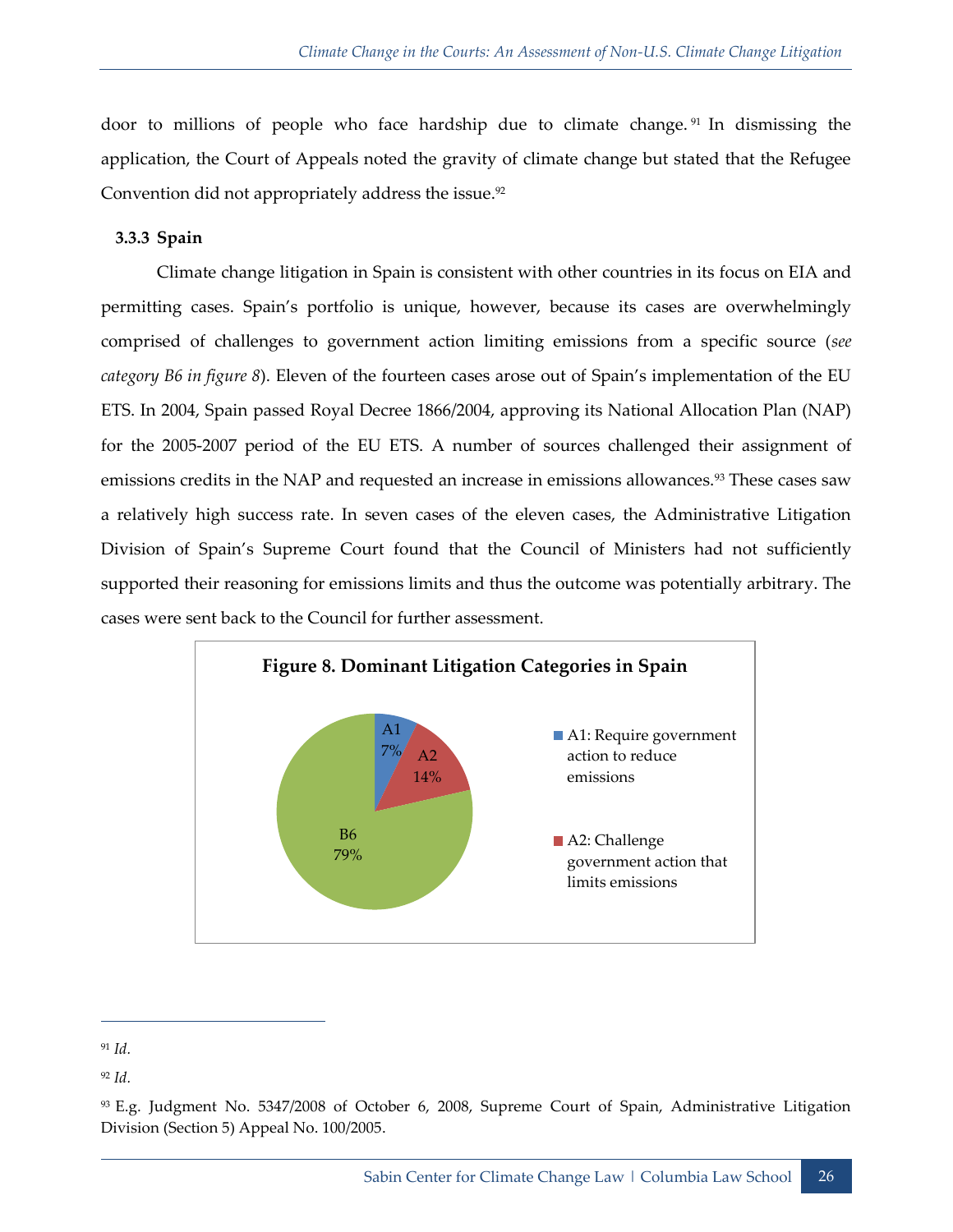door to millions of people who face hardship due to climate change.[91] In dismissing the application, the Court of Appeals noted the gravity of climate change but stated that the Refugee Convention did not appropriately address the issue.[92]

### 3.3.3 Spain

Climate change litigation in Spain is consistent with other countries in its focus on EIA and permitting cases. Spain's portfolio is unique, however, because its cases are overwhelmingly comprised of challenges to government action limiting emissions from a specific source (*see category B6 in figure 8*). Eleven of the fourteen cases arose out of Spain's implementation of the EU ETS. In 2004, Spain passed Royal Decree 1866/2004, approving its National Allocation Plan (NAP) for the 2005-2007 period of the EU ETS. A number of sources challenged their assignment of emissions credits in the NAP and requested an increase in emissions allowances.[93] These cases saw a relatively high success rate. In seven cases of the eleven cases, the Administrative Litigation Division of Spain's Supreme Court found that the Council of Ministers had not sufficiently supported their reasoning for emissions limits and thus the outcome was potentially arbitrary. The cases were sent back to the Council for further assessment.

**Figure 8. Dominant Litigation Categories in Spain**

| Category | Share |
|---|---|
| A1: Require government action to reduce emissions | 7% |
| A2: Challenge government action that limits emissions | 14% |
| B6 | 79% |

---

[91] *Id.*

[92] *Id.*

[93] E.g. Judgment No. 5347/2008 of October 6, 2008, Supreme Court of Spain, Administrative Litigation Division (Section 5) Appeal No. 100/2005.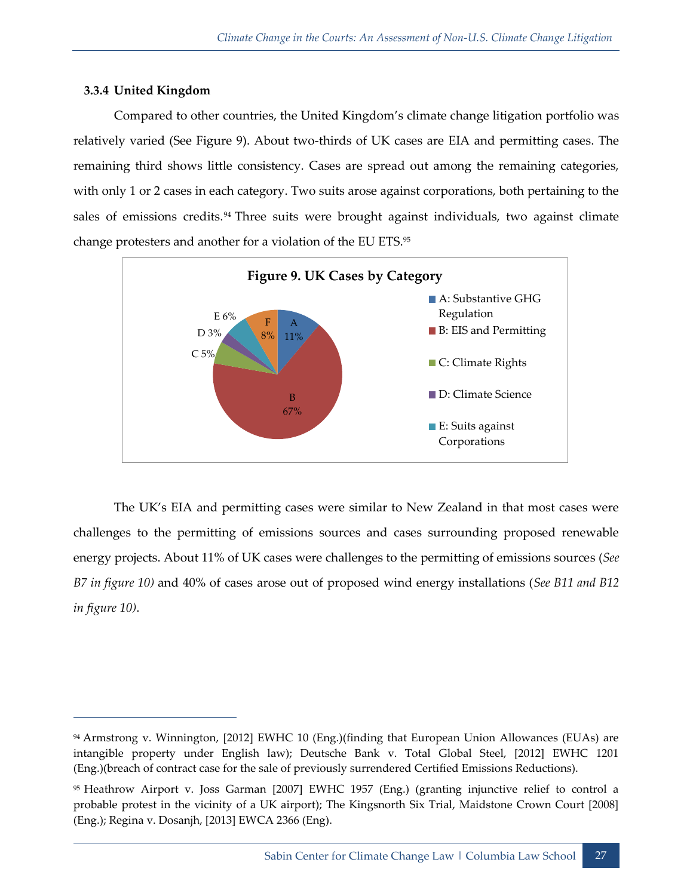### 3.3.4 United Kingdom

Compared to other countries, the United Kingdom's climate change litigation portfolio was relatively varied (See Figure 9). About two-thirds of UK cases are EIA and permitting cases. The remaining third shows little consistency. Cases are spread out among the remaining categories, with only 1 or 2 cases in each category. Two suits arose against corporations, both pertaining to the sales of emissions credits.[94] Three suits were brought against individuals, two against climate change protesters and another for a violation of the EU ETS.[95]

**Figure 9. UK Cases by Category**

- A: Substantive GHG Regulation — 11%
- B: EIS and Permitting — 67%
- C: Climate Rights — 5%
- D: Climate Science — 3%
- E: Suits against Corporations — 6%
- F — 8%

The UK's EIA and permitting cases were similar to New Zealand in that most cases were challenges to the permitting of emissions sources and cases surrounding proposed renewable energy projects. About 11% of UK cases were challenges to the permitting of emissions sources (*See B7 in figure 10)* and 40% of cases arose out of proposed wind energy installations (*See B11 and B12 in figure 10)*.

---

[94] Armstrong v. Winnington, [2012] EWHC 10 (Eng.)(finding that European Union Allowances (EUAs) are intangible property under English law); Deutsche Bank v. Total Global Steel, [2012] EWHC 1201 (Eng.)(breach of contract case for the sale of previously surrendered Certified Emissions Reductions).

[95] Heathrow Airport v. Joss Garman [2007] EWHC 1957 (Eng.) (granting injunctive relief to control a probable protest in the vicinity of a UK airport); The Kingsnorth Six Trial, Maidstone Crown Court [2008] (Eng.); Regina v. Dosanjh, [2013] EWCA 2366 (Eng).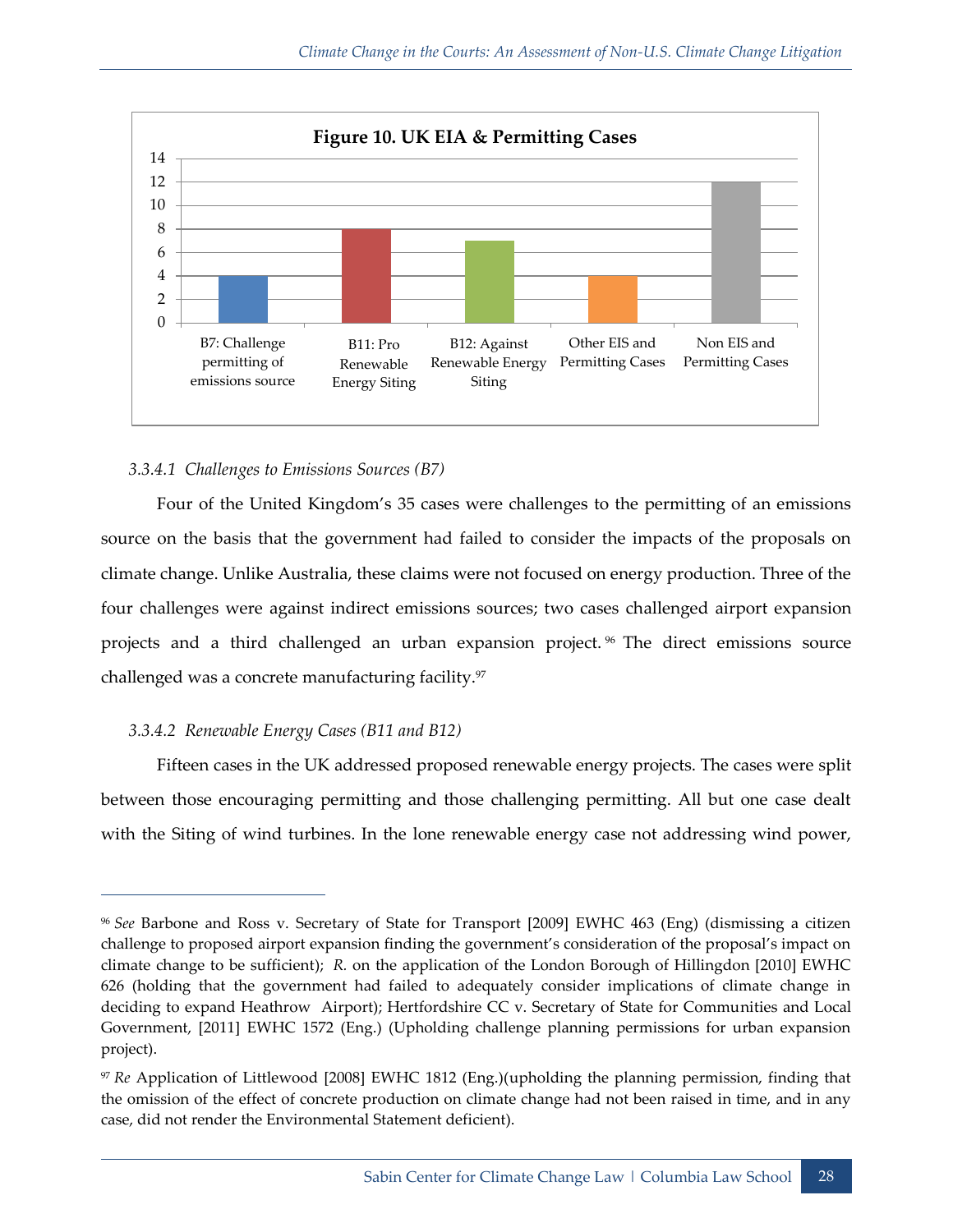**Figure 10. UK EIA & Permitting Cases**

| Category | Cases |
| --- | --- |
| B7: Challenge permitting of emissions source | 4 |
| B11: Pro Renewable Energy Siting | 8 |
| B12: Against Renewable Energy Siting | 7 |
| Other EIS and Permitting Cases | 4 |
| Non EIS and Permitting Cases | 12 |

#### *3.3.4.1 Challenges to Emissions Sources (B7)*

Four of the United Kingdom's 35 cases were challenges to the permitting of an emissions source on the basis that the government had failed to consider the impacts of the proposals on climate change. Unlike Australia, these claims were not focused on energy production. Three of the four challenges were against indirect emissions sources; two cases challenged airport expansion projects and a third challenged an urban expansion project.[96] The direct emissions source challenged was a concrete manufacturing facility.[97]

#### *3.3.4.2 Renewable Energy Cases (B11 and B12)*

Fifteen cases in the UK addressed proposed renewable energy projects. The cases were split between those encouraging permitting and those challenging permitting. All but one case dealt with the Siting of wind turbines. In the lone renewable energy case not addressing wind power,

---

[96] *See* Barbone and Ross v. Secretary of State for Transport [2009] EWHC 463 (Eng) (dismissing a citizen challenge to proposed airport expansion finding the government's consideration of the proposal's impact on climate change to be sufficient); *R.* on the application of the London Borough of Hillingdon [2010] EWHC 626 (holding that the government had failed to adequately consider implications of climate change in deciding to expand Heathrow Airport); Hertfordshire CC v. Secretary of State for Communities and Local Government, [2011] EWHC 1572 (Eng.) (Upholding challenge planning permissions for urban expansion project).

[97] *Re* Application of Littlewood [2008] EWHC 1812 (Eng.)(upholding the planning permission, finding that the omission of the effect of concrete production on climate change had not been raised in time, and in any case, did not render the Environmental Statement deficient).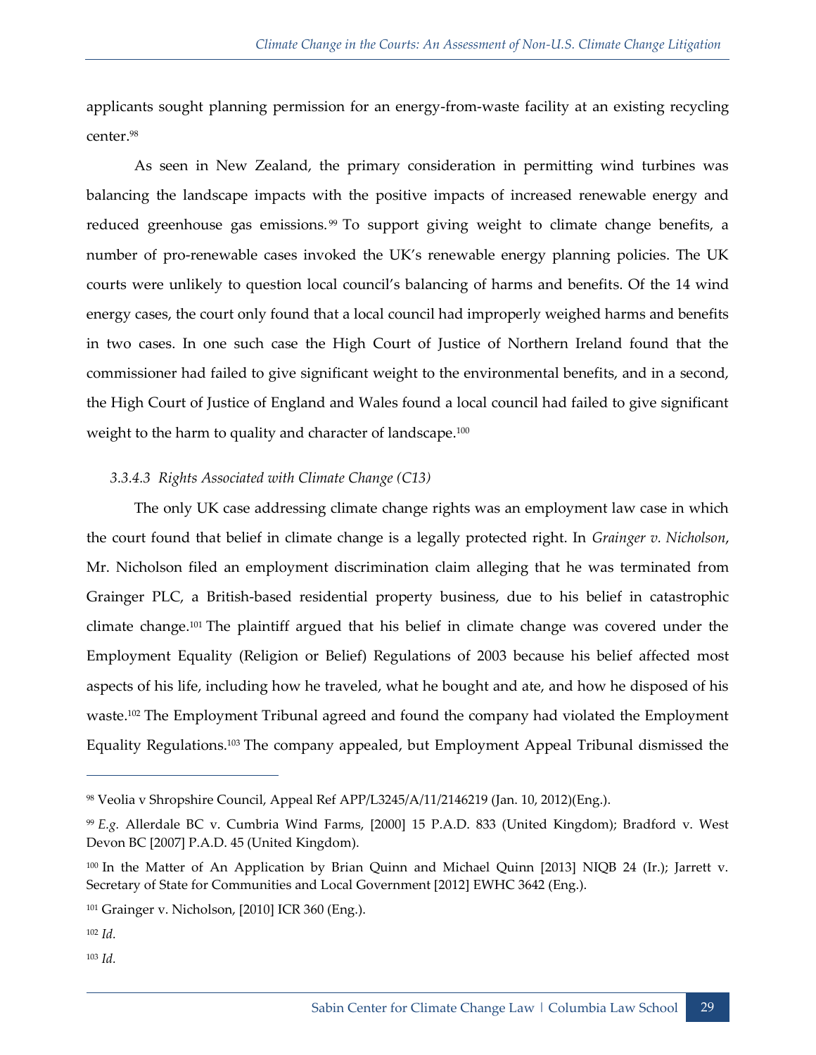applicants sought planning permission for an energy-from-waste facility at an existing recycling center.[98]

As seen in New Zealand, the primary consideration in permitting wind turbines was balancing the landscape impacts with the positive impacts of increased renewable energy and reduced greenhouse gas emissions.[99] To support giving weight to climate change benefits, a number of pro-renewable cases invoked the UK's renewable energy planning policies. The UK courts were unlikely to question local council's balancing of harms and benefits. Of the 14 wind energy cases, the court only found that a local council had improperly weighed harms and benefits in two cases. In one such case the High Court of Justice of Northern Ireland found that the commissioner had failed to give significant weight to the environmental benefits, and in a second, the High Court of Justice of England and Wales found a local council had failed to give significant weight to the harm to quality and character of landscape.[100]

#### *3.3.4.3 Rights Associated with Climate Change (C13)*

The only UK case addressing climate change rights was an employment law case in which the court found that belief in climate change is a legally protected right. In *Grainger v. Nicholson*, Mr. Nicholson filed an employment discrimination claim alleging that he was terminated from Grainger PLC, a British-based residential property business, due to his belief in catastrophic climate change.[101] The plaintiff argued that his belief in climate change was covered under the Employment Equality (Religion or Belief) Regulations of 2003 because his belief affected most aspects of his life, including how he traveled, what he bought and ate, and how he disposed of his waste.[102] The Employment Tribunal agreed and found the company had violated the Employment Equality Regulations.[103] The company appealed, but Employment Appeal Tribunal dismissed the

---

[98] Veolia v Shropshire Council, Appeal Ref APP/L3245/A/11/2146219 (Jan. 10, 2012)(Eng.).

[99] *E.g.* Allerdale BC v. Cumbria Wind Farms, [2000] 15 P.A.D. 833 (United Kingdom); Bradford v. West Devon BC [2007] P.A.D. 45 (United Kingdom).

[100] In the Matter of An Application by Brian Quinn and Michael Quinn [2013] NIQB 24 (Ir.); Jarrett v. Secretary of State for Communities and Local Government [2012] EWHC 3642 (Eng.).

[101] Grainger v. Nicholson, [2010] ICR 360 (Eng.).

[102] *Id.*

[103] *Id.*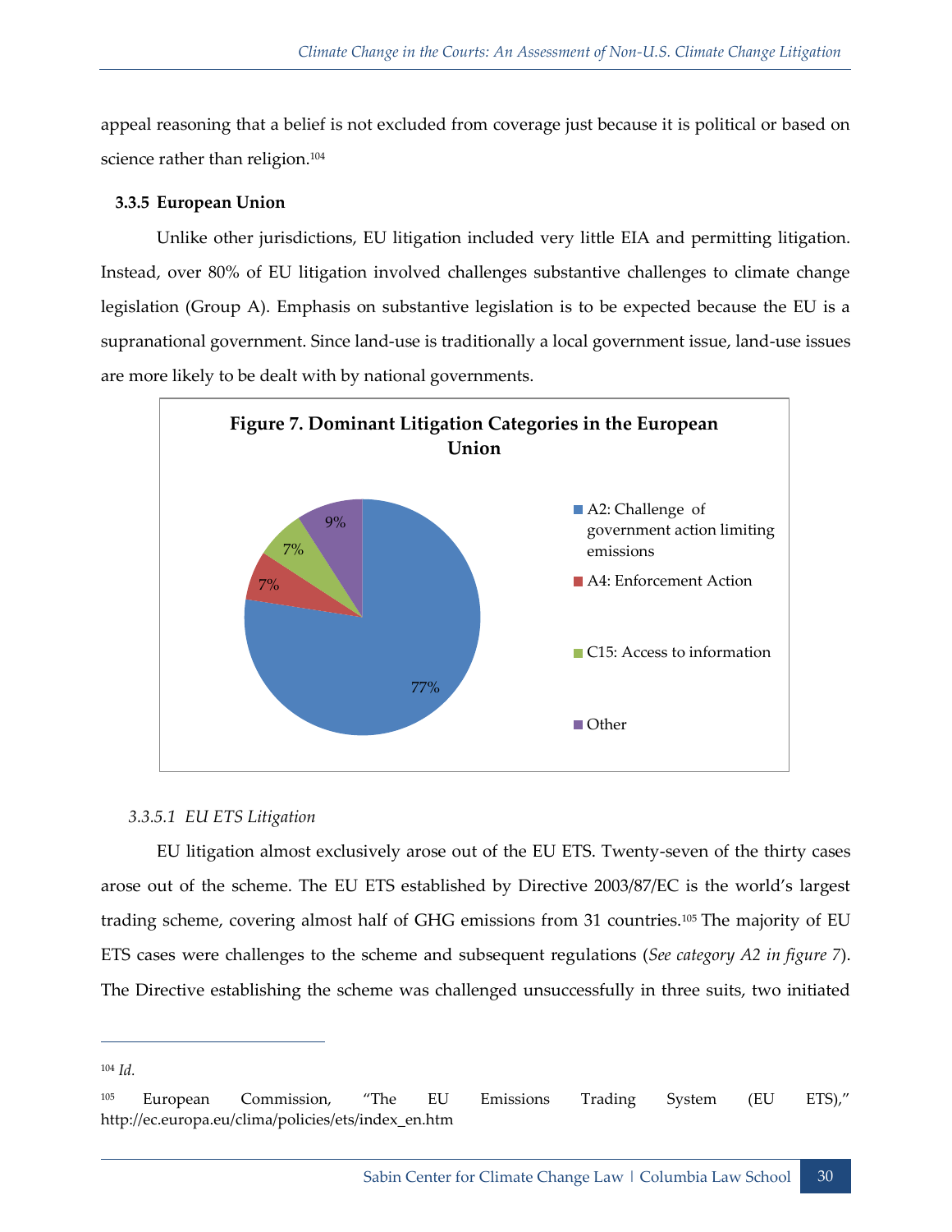appeal reasoning that a belief is not excluded from coverage just because it is political or based on science rather than religion.[104]

### 3.3.5 European Union

Unlike other jurisdictions, EU litigation included very little EIA and permitting litigation. Instead, over 80% of EU litigation involved challenges substantive challenges to climate change legislation (Group A). Emphasis on substantive legislation is to be expected because the EU is a supranational government. Since land-use is traditionally a local government issue, land-use issues are more likely to be dealt with by national governments.

**Figure 7. Dominant Litigation Categories in the European Union**

| Category | Share |
|---|---|
| A2: Challenge of government action limiting emissions | 77% |
| A4: Enforcement Action | 7% |
| C15: Access to information | 7% |
| Other | 9% |

#### *3.3.5.1 EU ETS Litigation*

EU litigation almost exclusively arose out of the EU ETS. Twenty-seven of the thirty cases arose out of the scheme. The EU ETS established by Directive 2003/87/EC is the world's largest trading scheme, covering almost half of GHG emissions from 31 countries.[105] The majority of EU ETS cases were challenges to the scheme and subsequent regulations (*See category A2 in figure 7*). The Directive establishing the scheme was challenged unsuccessfully in three suits, two initiated

---

[104] *Id.*

[105] European Commission, "The EU Emissions Trading System (EU ETS)," http://ec.europa.eu/clima/policies/ets/index_en.htm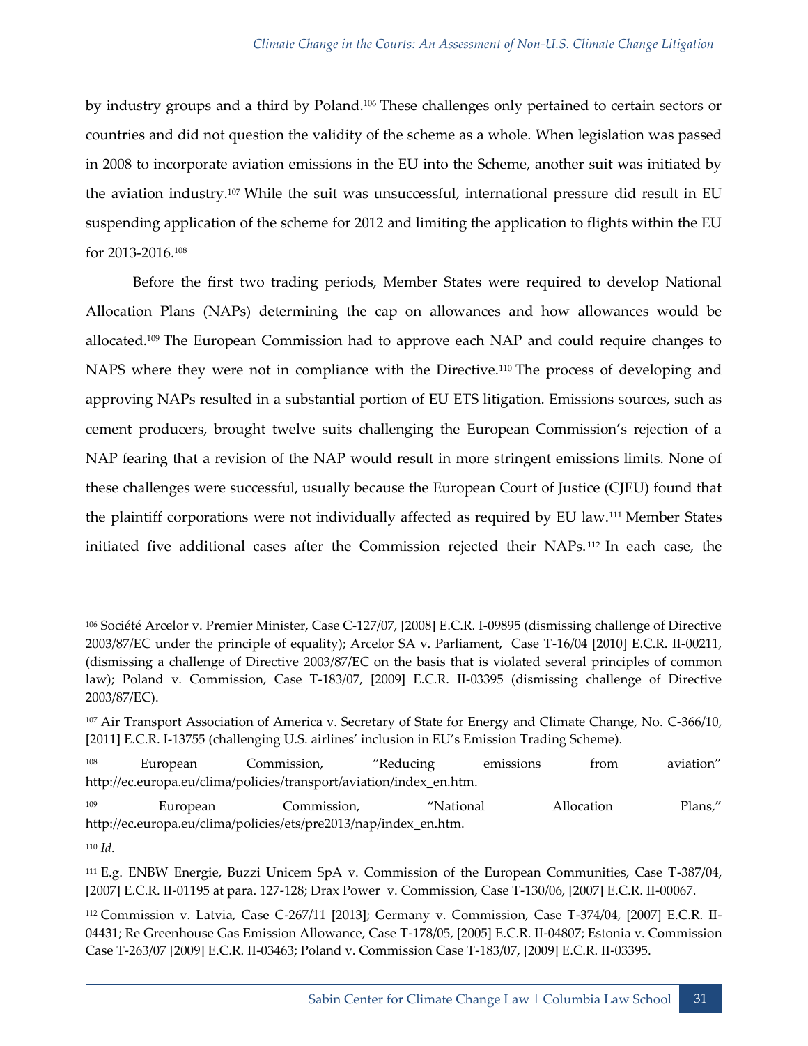by industry groups and a third by Poland.[106] These challenges only pertained to certain sectors or countries and did not question the validity of the scheme as a whole. When legislation was passed in 2008 to incorporate aviation emissions in the EU into the Scheme, another suit was initiated by the aviation industry.[107] While the suit was unsuccessful, international pressure did result in EU suspending application of the scheme for 2012 and limiting the application to flights within the EU for 2013-2016.[108]

Before the first two trading periods, Member States were required to develop National Allocation Plans (NAPs) determining the cap on allowances and how allowances would be allocated.[109] The European Commission had to approve each NAP and could require changes to NAPS where they were not in compliance with the Directive.[110] The process of developing and approving NAPs resulted in a substantial portion of EU ETS litigation. Emissions sources, such as cement producers, brought twelve suits challenging the European Commission's rejection of a NAP fearing that a revision of the NAP would result in more stringent emissions limits. None of these challenges were successful, usually because the European Court of Justice (CJEU) found that the plaintiff corporations were not individually affected as required by EU law.[111] Member States initiated five additional cases after the Commission rejected their NAPs.[112] In each case, the

---

[106] Société Arcelor v. Premier Minister, Case C-127/07, [2008] E.C.R. I-09895 (dismissing challenge of Directive 2003/87/EC under the principle of equality); Arcelor SA v. Parliament, Case T-16/04 [2010] E.C.R. II-00211, (dismissing a challenge of Directive 2003/87/EC on the basis that is violated several principles of common law); Poland v. Commission, Case T-183/07, [2009] E.C.R. II-03395 (dismissing challenge of Directive 2003/87/EC).

[107] Air Transport Association of America v. Secretary of State for Energy and Climate Change, No. C-366/10, [2011] E.C.R. I-13755 (challenging U.S. airlines' inclusion in EU's Emission Trading Scheme).

[108] European Commission, "Reducing emissions from aviation" http://ec.europa.eu/clima/policies/transport/aviation/index_en.htm.

[109] European Commission, "National Allocation Plans," http://ec.europa.eu/clima/policies/ets/pre2013/nap/index_en.htm.

[110] *Id.*

[111] E.g. ENBW Energie, Buzzi Unicem SpA v. Commission of the European Communities, Case T-387/04, [2007] E.C.R. II-01195 at para. 127-128; Drax Power v. Commission, Case T-130/06, [2007] E.C.R. II-00067.

[112] Commission v. Latvia, Case C-267/11 [2013]; Germany v. Commission, Case T-374/04, [2007] E.C.R. II-04431; Re Greenhouse Gas Emission Allowance, Case T-178/05, [2005] E.C.R. II-04807; Estonia v. Commission Case T-263/07 [2009] E.C.R. II-03463; Poland v. Commission Case T-183/07, [2009] E.C.R. II-03395.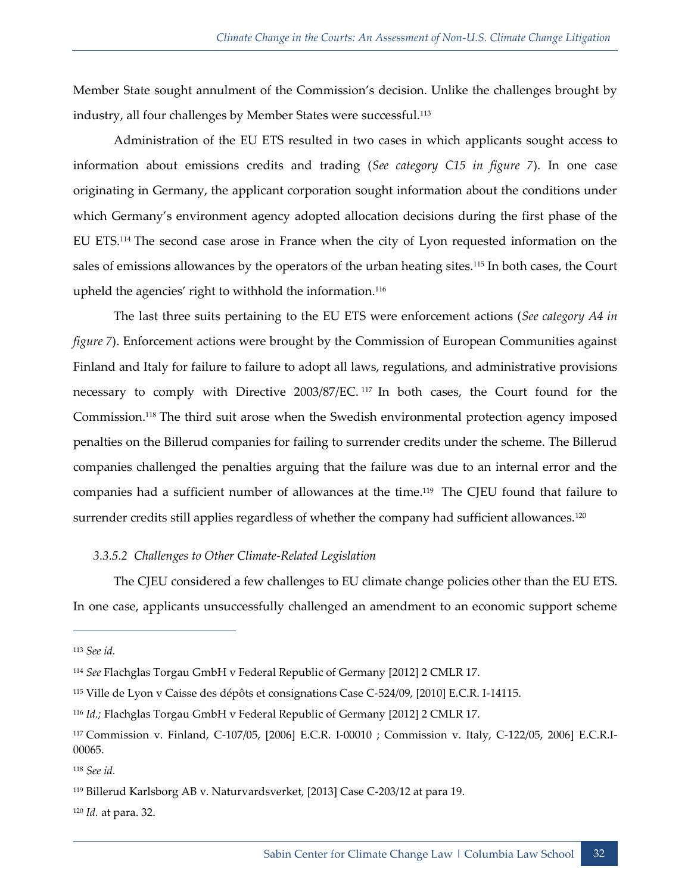Member State sought annulment of the Commission's decision. Unlike the challenges brought by industry, all four challenges by Member States were successful.[113]

Administration of the EU ETS resulted in two cases in which applicants sought access to information about emissions credits and trading (*See category C15 in figure 7*). In one case originating in Germany, the applicant corporation sought information about the conditions under which Germany's environment agency adopted allocation decisions during the first phase of the EU ETS.[114] The second case arose in France when the city of Lyon requested information on the sales of emissions allowances by the operators of the urban heating sites.[115] In both cases, the Court upheld the agencies' right to withhold the information.[116]

The last three suits pertaining to the EU ETS were enforcement actions (*See category A4 in figure 7*). Enforcement actions were brought by the Commission of European Communities against Finland and Italy for failure to failure to adopt all laws, regulations, and administrative provisions necessary to comply with Directive 2003/87/EC.[117] In both cases, the Court found for the Commission.[118] The third suit arose when the Swedish environmental protection agency imposed penalties on the Billerud companies for failing to surrender credits under the scheme. The Billerud companies challenged the penalties arguing that the failure was due to an internal error and the companies had a sufficient number of allowances at the time.[119] The CJEU found that failure to surrender credits still applies regardless of whether the company had sufficient allowances.[120]

#### *3.3.5.2 Challenges to Other Climate-Related Legislation*

The CJEU considered a few challenges to EU climate change policies other than the EU ETS. In one case, applicants unsuccessfully challenged an amendment to an economic support scheme

---

[113] *See id.*

[114] *See* Flachglas Torgau GmbH v Federal Republic of Germany [2012] 2 CMLR 17.

[115] Ville de Lyon v Caisse des dépôts et consignations Case C-524/09, [2010] E.C.R. I-14115.

[116] *Id.;* Flachglas Torgau GmbH v Federal Republic of Germany [2012] 2 CMLR 17.

[117] Commission v. Finland, C-107/05, [2006] E.C.R. I-00010 ; Commission v. Italy, C-122/05, 2006] E.C.R.I-00065.

[118] *See id.*

[119] Billerud Karlsborg AB v. Naturvardsverket, [2013] Case C-203/12 at para 19.

[120] *Id.* at para. 32.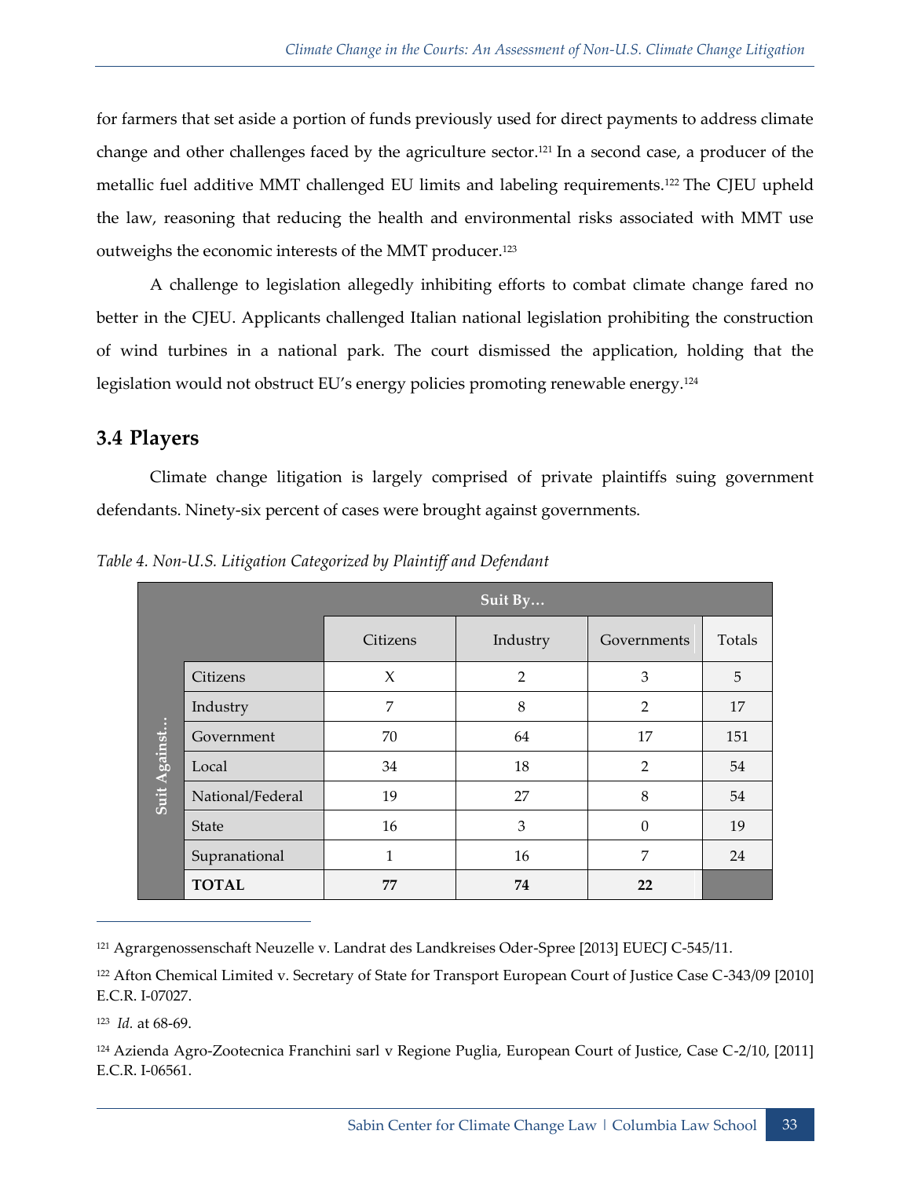for farmers that set aside a portion of funds previously used for direct payments to address climate change and other challenges faced by the agriculture sector.[121] In a second case, a producer of the metallic fuel additive MMT challenged EU limits and labeling requirements.[122] The CJEU upheld the law, reasoning that reducing the health and environmental risks associated with MMT use outweighs the economic interests of the MMT producer.[123]

A challenge to legislation allegedly inhibiting efforts to combat climate change fared no better in the CJEU. Applicants challenged Italian national legislation prohibiting the construction of wind turbines in a national park. The court dismissed the application, holding that the legislation would not obstruct EU's energy policies promoting renewable energy.[124]

## 3.4 Players

Climate change litigation is largely comprised of private plaintiffs suing government defendants. Ninety-six percent of cases were brought against governments.

*Table 4. Non-U.S. Litigation Categorized by Plaintiff and Defendant*

| | | Suit By... | | | |
|---|---|---|---|---|---|
| | | Citizens | Industry | Governments | Totals |
| Suit Against... | Citizens | X | 2 | 3 | 5 |
| | Industry | 7 | 8 | 2 | 17 |
| | Government | 70 | 64 | 17 | 151 |
| | Local | 34 | 18 | 2 | 54 |
| | National/Federal | 19 | 27 | 8 | 54 |
| | State | 16 | 3 | 0 | 19 |
| | Supranational | 1 | 16 | 7 | 24 |
| | **TOTAL** | **77** | **74** | **22** | |

---

[121] Agrargenossenschaft Neuzelle v. Landrat des Landkreises Oder-Spree [2013] EUECJ C-545/11.

[122] Afton Chemical Limited v. Secretary of State for Transport European Court of Justice Case C-343/09 [2010] E.C.R. I-07027.

[123] *Id.* at 68-69.

[124] Azienda Agro-Zootecnica Franchini sarl v Regione Puglia, European Court of Justice, Case C-2/10, [2011] E.C.R. I-06561.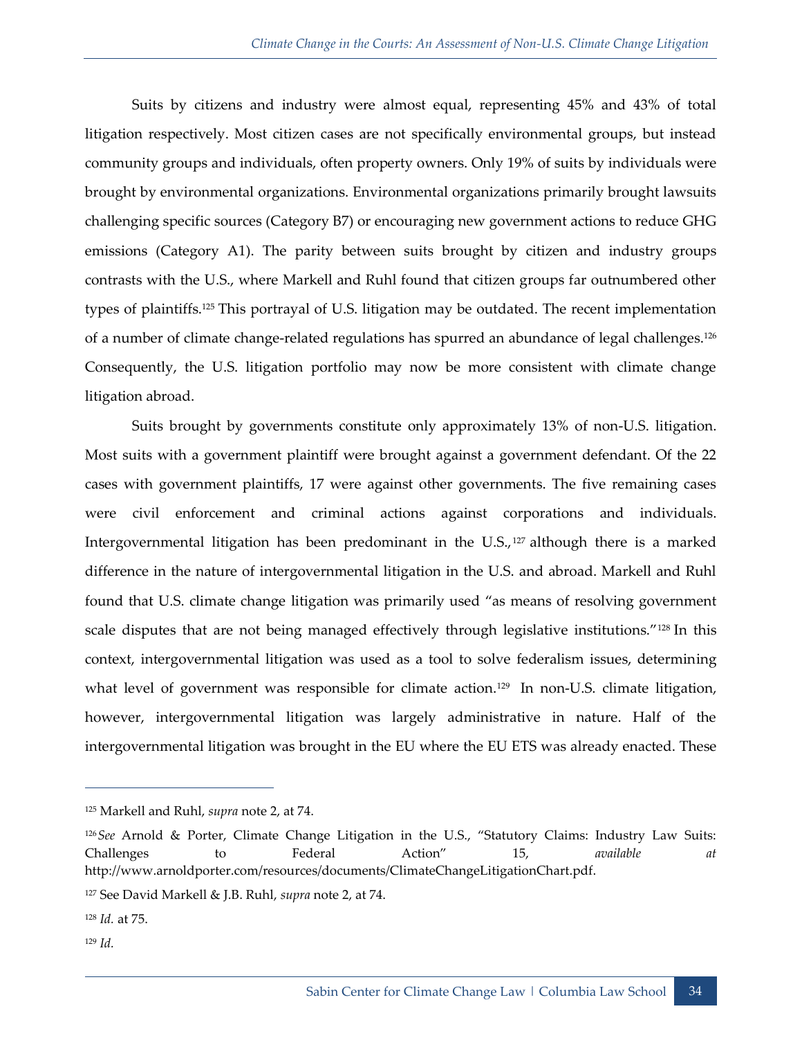Suits by citizens and industry were almost equal, representing 45% and 43% of total litigation respectively. Most citizen cases are not specifically environmental groups, but instead community groups and individuals, often property owners. Only 19% of suits by individuals were brought by environmental organizations. Environmental organizations primarily brought lawsuits challenging specific sources (Category B7) or encouraging new government actions to reduce GHG emissions (Category A1). The parity between suits brought by citizen and industry groups contrasts with the U.S., where Markell and Ruhl found that citizen groups far outnumbered other types of plaintiffs.[125] This portrayal of U.S. litigation may be outdated. The recent implementation of a number of climate change-related regulations has spurred an abundance of legal challenges.[126] Consequently, the U.S. litigation portfolio may now be more consistent with climate change litigation abroad.

Suits brought by governments constitute only approximately 13% of non-U.S. litigation. Most suits with a government plaintiff were brought against a government defendant. Of the 22 cases with government plaintiffs, 17 were against other governments. The five remaining cases were civil enforcement and criminal actions against corporations and individuals. Intergovernmental litigation has been predominant in the U.S.,[127] although there is a marked difference in the nature of intergovernmental litigation in the U.S. and abroad. Markell and Ruhl found that U.S. climate change litigation was primarily used "as means of resolving government scale disputes that are not being managed effectively through legislative institutions."[128] In this context, intergovernmental litigation was used as a tool to solve federalism issues, determining what level of government was responsible for climate action.[129] In non-U.S. climate litigation, however, intergovernmental litigation was largely administrative in nature. Half of the intergovernmental litigation was brought in the EU where the EU ETS was already enacted. These

---

[125] Markell and Ruhl, *supra* note 2, at 74.

[126] *See* Arnold & Porter, Climate Change Litigation in the U.S., "Statutory Claims: Industry Law Suits: Challenges to Federal Action" 15, *available at* http://www.arnoldporter.com/resources/documents/ClimateChangeLitigationChart.pdf.

[127] See David Markell & J.B. Ruhl, *supra* note 2, at 74.

[128] *Id.* at 75.

[129] *Id.*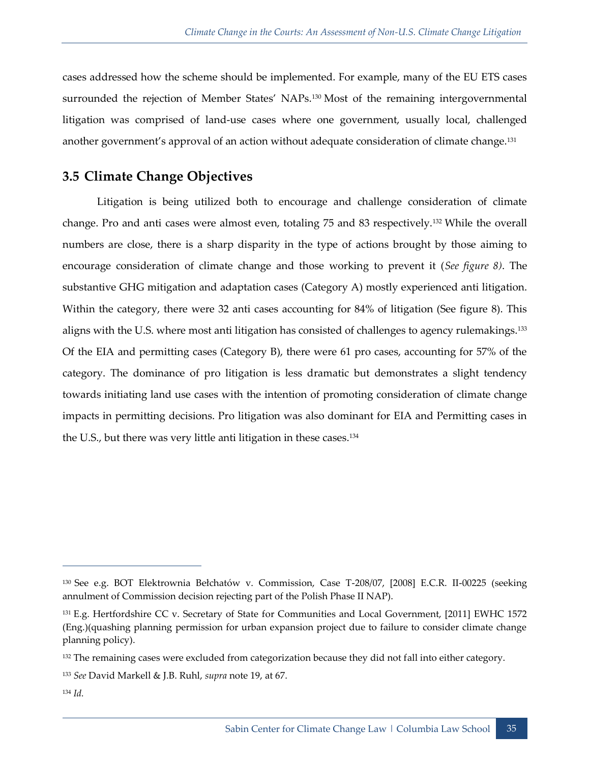cases addressed how the scheme should be implemented. For example, many of the EU ETS cases surrounded the rejection of Member States' NAPs.[130] Most of the remaining intergovernmental litigation was comprised of land-use cases where one government, usually local, challenged another government's approval of an action without adequate consideration of climate change.[131]

## 3.5 Climate Change Objectives

Litigation is being utilized both to encourage and challenge consideration of climate change. Pro and anti cases were almost even, totaling 75 and 83 respectively.[132] While the overall numbers are close, there is a sharp disparity in the type of actions brought by those aiming to encourage consideration of climate change and those working to prevent it (*See figure 8)*. The substantive GHG mitigation and adaptation cases (Category A) mostly experienced anti litigation. Within the category, there were 32 anti cases accounting for 84% of litigation (See figure 8). This aligns with the U.S. where most anti litigation has consisted of challenges to agency rulemakings.[133] Of the EIA and permitting cases (Category B), there were 61 pro cases, accounting for 57% of the category. The dominance of pro litigation is less dramatic but demonstrates a slight tendency towards initiating land use cases with the intention of promoting consideration of climate change impacts in permitting decisions. Pro litigation was also dominant for EIA and Permitting cases in the U.S., but there was very little anti litigation in these cases.[134]

---

[130] See e.g. BOT Elektrownia Bełchatów v. Commission, Case T-208/07, [2008] E.C.R. II-00225 (seeking annulment of Commission decision rejecting part of the Polish Phase II NAP).

[131] E.g. Hertfordshire CC v. Secretary of State for Communities and Local Government, [2011] EWHC 1572 (Eng.)(quashing planning permission for urban expansion project due to failure to consider climate change planning policy).

[132] The remaining cases were excluded from categorization because they did not fall into either category.

[133] *See* David Markell & J.B. Ruhl, *supra* note 19, at 67.

[134] *Id.*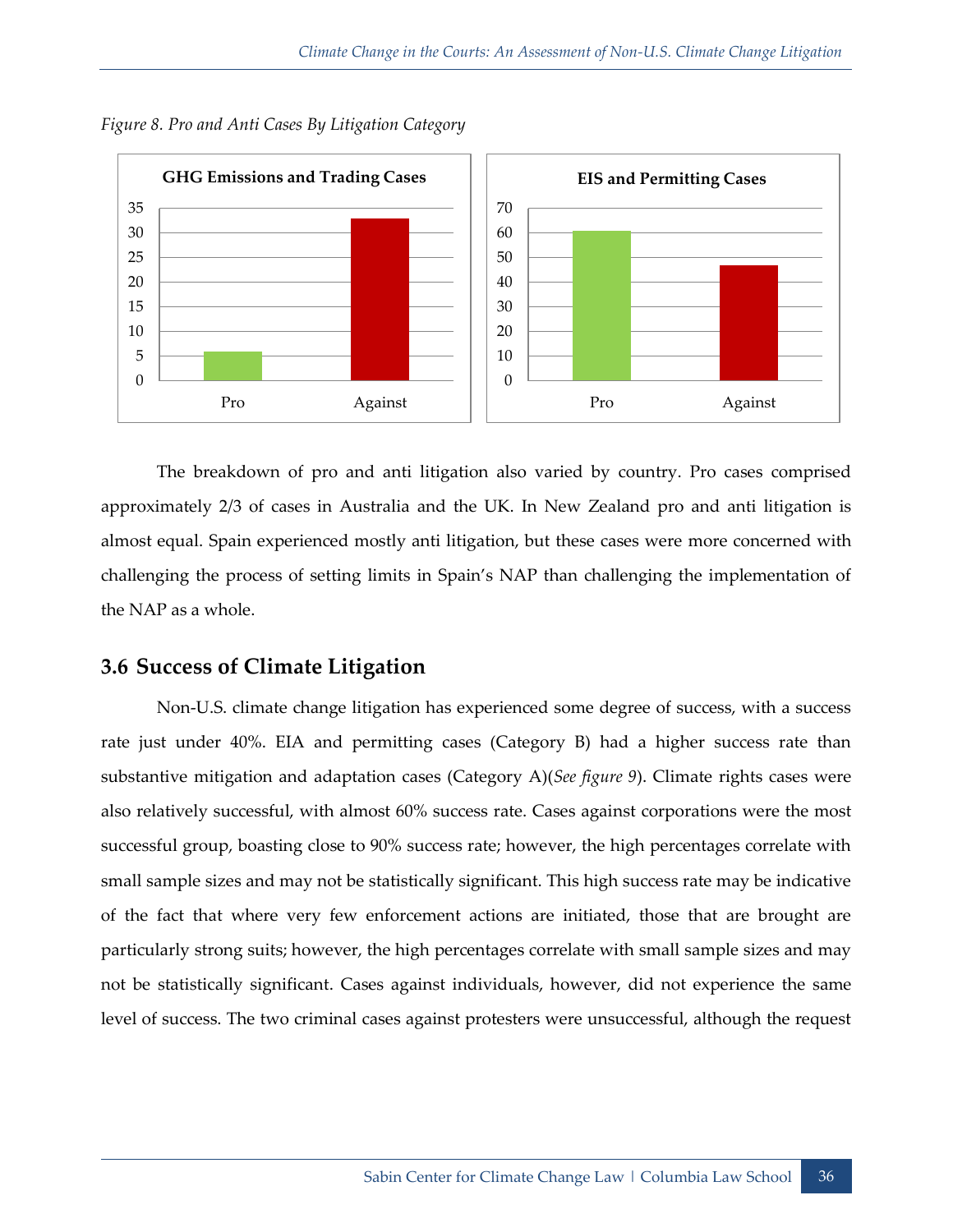*Figure 8. Pro and Anti Cases By Litigation Category*

The breakdown of pro and anti litigation also varied by country. Pro cases comprised approximately 2/3 of cases in Australia and the UK. In New Zealand pro and anti litigation is almost equal. Spain experienced mostly anti litigation, but these cases were more concerned with challenging the process of setting limits in Spain's NAP than challenging the implementation of the NAP as a whole.

## 3.6 Success of Climate Litigation

Non-U.S. climate change litigation has experienced some degree of success, with a success rate just under 40%. EIA and permitting cases (Category B) had a higher success rate than substantive mitigation and adaptation cases (Category A)(*See figure 9*). Climate rights cases were also relatively successful, with almost 60% success rate. Cases against corporations were the most successful group, boasting close to 90% success rate; however, the high percentages correlate with small sample sizes and may not be statistically significant. This high success rate may be indicative of the fact that where very few enforcement actions are initiated, those that are brought are particularly strong suits; however, the high percentages correlate with small sample sizes and may not be statistically significant. Cases against individuals, however, did not experience the same level of success. The two criminal cases against protesters were unsuccessful, although the request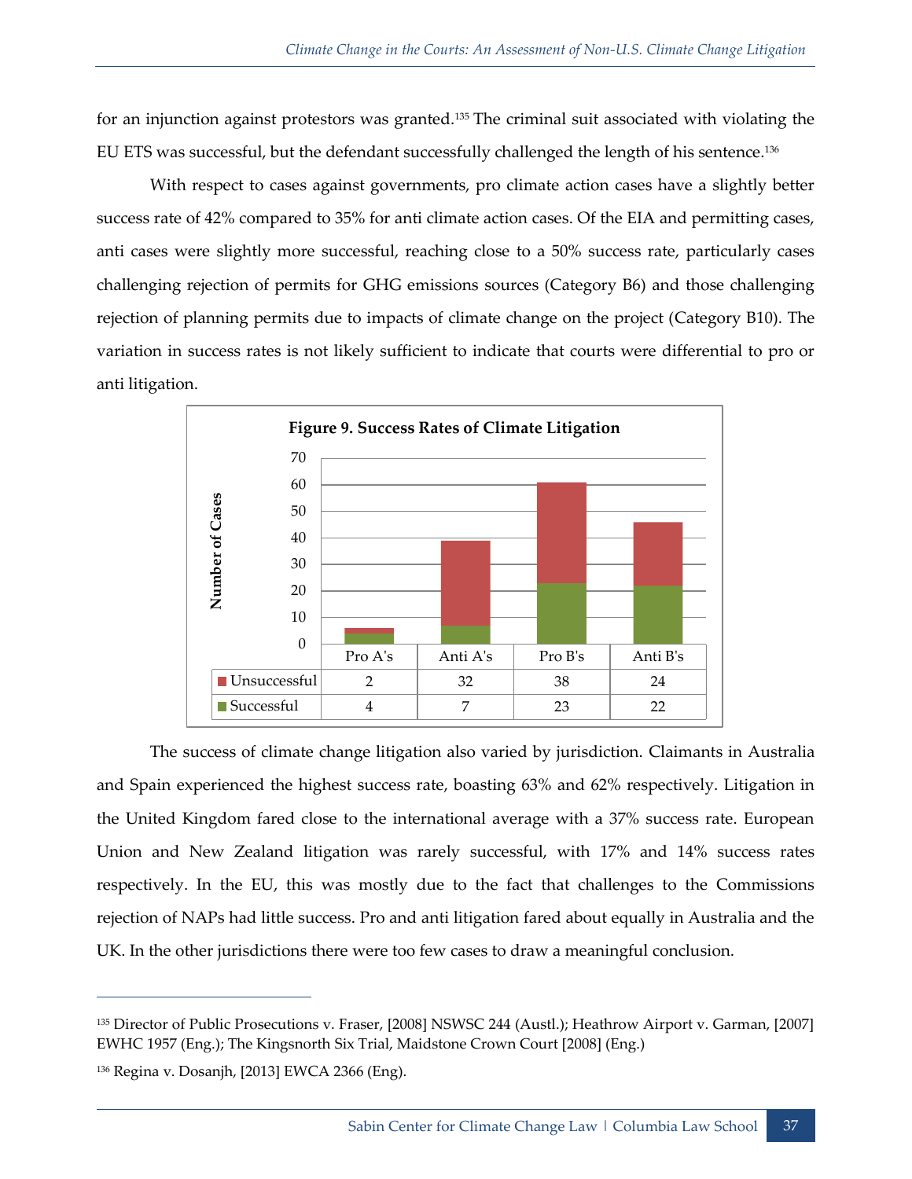for an injunction against protestors was granted.[135] The criminal suit associated with violating the EU ETS was successful, but the defendant successfully challenged the length of his sentence.[136]

With respect to cases against governments, pro climate action cases have a slightly better success rate of 42% compared to 35% for anti climate action cases. Of the EIA and permitting cases, anti cases were slightly more successful, reaching close to a 50% success rate, particularly cases challenging rejection of permits for GHG emissions sources (Category B6) and those challenging rejection of planning permits due to impacts of climate change on the project (Category B10). The variation in success rates is not likely sufficient to indicate that courts were differential to pro or anti litigation.

**Figure 9. Success Rates of Climate Litigation**

| | Pro A's | Anti A's | Pro B's | Anti B's |
|---|---|---|---|---|
| Unsuccessful | 2 | 32 | 38 | 24 |
| Successful | 4 | 7 | 23 | 22 |

The success of climate change litigation also varied by jurisdiction. Claimants in Australia and Spain experienced the highest success rate, boasting 63% and 62% respectively. Litigation in the United Kingdom fared close to the international average with a 37% success rate. European Union and New Zealand litigation was rarely successful, with 17% and 14% success rates respectively. In the EU, this was mostly due to the fact that challenges to the Commissions rejection of NAPs had little success. Pro and anti litigation fared about equally in Australia and the UK. In the other jurisdictions there were too few cases to draw a meaningful conclusion.

[135] Director of Public Prosecutions v. Fraser, [2008] NSWSC 244 (Austl.); Heathrow Airport v. Garman, [2007] EWHC 1957 (Eng.); The Kingsnorth Six Trial, Maidstone Crown Court [2008] (Eng.)

[136] Regina v. Dosanjh, [2013] EWCA 2366 (Eng).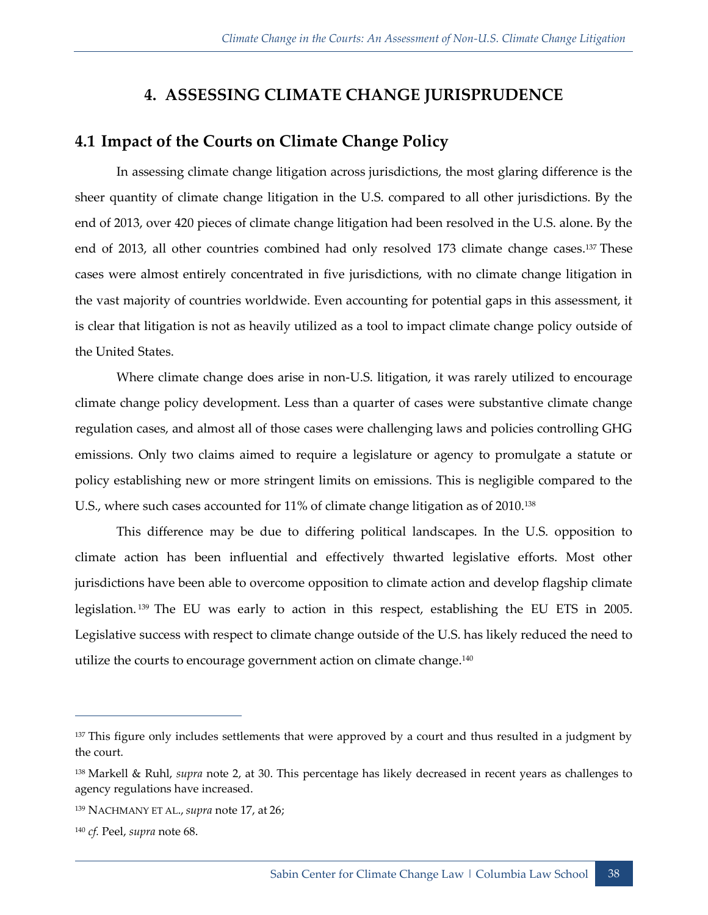# 4. ASSESSING CLIMATE CHANGE JURISPRUDENCE

## 4.1 Impact of the Courts on Climate Change Policy

In assessing climate change litigation across jurisdictions, the most glaring difference is the sheer quantity of climate change litigation in the U.S. compared to all other jurisdictions. By the end of 2013, over 420 pieces of climate change litigation had been resolved in the U.S. alone. By the end of 2013, all other countries combined had only resolved 173 climate change cases.[137] These cases were almost entirely concentrated in five jurisdictions, with no climate change litigation in the vast majority of countries worldwide. Even accounting for potential gaps in this assessment, it is clear that litigation is not as heavily utilized as a tool to impact climate change policy outside of the United States.

Where climate change does arise in non-U.S. litigation, it was rarely utilized to encourage climate change policy development. Less than a quarter of cases were substantive climate change regulation cases, and almost all of those cases were challenging laws and policies controlling GHG emissions. Only two claims aimed to require a legislature or agency to promulgate a statute or policy establishing new or more stringent limits on emissions. This is negligible compared to the U.S., where such cases accounted for 11% of climate change litigation as of 2010.[138]

This difference may be due to differing political landscapes. In the U.S. opposition to climate action has been influential and effectively thwarted legislative efforts. Most other jurisdictions have been able to overcome opposition to climate action and develop flagship climate legislation.[139] The EU was early to action in this respect, establishing the EU ETS in 2005. Legislative success with respect to climate change outside of the U.S. has likely reduced the need to utilize the courts to encourage government action on climate change.[140]

---

[137] This figure only includes settlements that were approved by a court and thus resulted in a judgment by the court.

[138] Markell & Ruhl, *supra* note 2, at 30. This percentage has likely decreased in recent years as challenges to agency regulations have increased.

[139] NACHMANY ET AL., *supra* note 17, at 26;

[140] *cf.* Peel, *supra* note 68.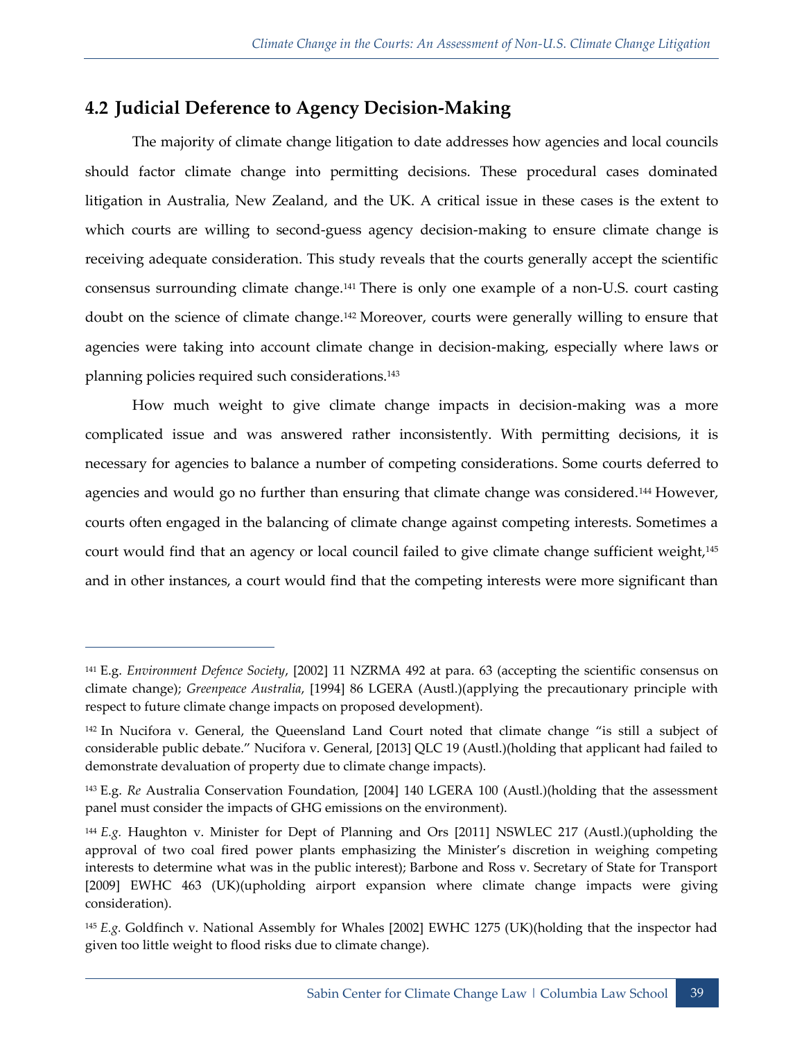## 4.2 Judicial Deference to Agency Decision-Making

The majority of climate change litigation to date addresses how agencies and local councils should factor climate change into permitting decisions. These procedural cases dominated litigation in Australia, New Zealand, and the UK. A critical issue in these cases is the extent to which courts are willing to second-guess agency decision-making to ensure climate change is receiving adequate consideration. This study reveals that the courts generally accept the scientific consensus surrounding climate change.[141] There is only one example of a non-U.S. court casting doubt on the science of climate change.[142] Moreover, courts were generally willing to ensure that agencies were taking into account climate change in decision-making, especially where laws or planning policies required such considerations.[143]

How much weight to give climate change impacts in decision-making was a more complicated issue and was answered rather inconsistently. With permitting decisions, it is necessary for agencies to balance a number of competing considerations. Some courts deferred to agencies and would go no further than ensuring that climate change was considered.[144] However, courts often engaged in the balancing of climate change against competing interests. Sometimes a court would find that an agency or local council failed to give climate change sufficient weight,[145] and in other instances, a court would find that the competing interests were more significant than

---

[141] E.g. *Environment Defence Society*, [2002] 11 NZRMA 492 at para. 63 (accepting the scientific consensus on climate change); *Greenpeace Australia*, [1994] 86 LGERA (Austl.)(applying the precautionary principle with respect to future climate change impacts on proposed development).

[142] In Nucifora v. General, the Queensland Land Court noted that climate change "is still a subject of considerable public debate." Nucifora v. General, [2013] QLC 19 (Austl.)(holding that applicant had failed to demonstrate devaluation of property due to climate change impacts).

[143] E.g. *Re* Australia Conservation Foundation, [2004] 140 LGERA 100 (Austl.)(holding that the assessment panel must consider the impacts of GHG emissions on the environment).

[144] *E.g.* Haughton v. Minister for Dept of Planning and Ors [2011] NSWLEC 217 (Austl.)(upholding the approval of two coal fired power plants emphasizing the Minister's discretion in weighing competing interests to determine what was in the public interest); Barbone and Ross v. Secretary of State for Transport [2009] EWHC 463 (UK)(upholding airport expansion where climate change impacts were giving consideration).

[145] *E.g.* Goldfinch v. National Assembly for Whales [2002] EWHC 1275 (UK)(holding that the inspector had given too little weight to flood risks due to climate change).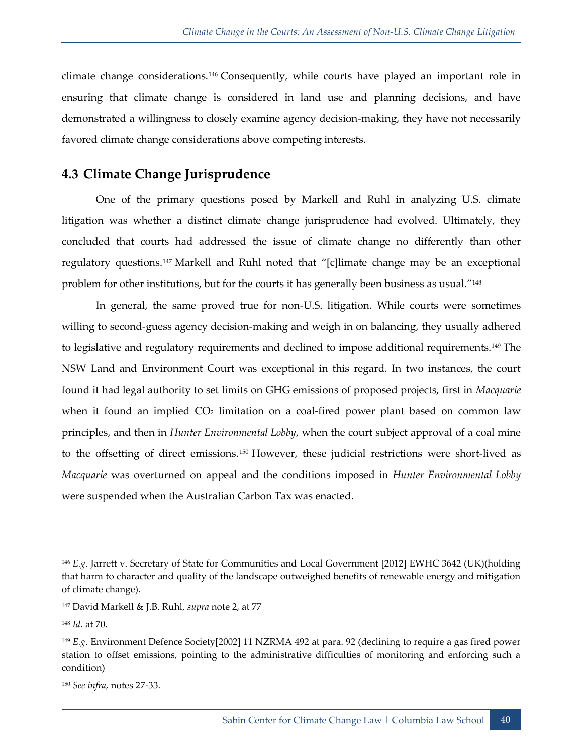climate change considerations.[146] Consequently, while courts have played an important role in ensuring that climate change is considered in land use and planning decisions, and have demonstrated a willingness to closely examine agency decision-making, they have not necessarily favored climate change considerations above competing interests.

## 4.3 Climate Change Jurisprudence

One of the primary questions posed by Markell and Ruhl in analyzing U.S. climate litigation was whether a distinct climate change jurisprudence had evolved. Ultimately, they concluded that courts had addressed the issue of climate change no differently than other regulatory questions.[147] Markell and Ruhl noted that "[c]limate change may be an exceptional problem for other institutions, but for the courts it has generally been business as usual."[148]

In general, the same proved true for non-U.S. litigation. While courts were sometimes willing to second-guess agency decision-making and weigh in on balancing, they usually adhered to legislative and regulatory requirements and declined to impose additional requirements.[149] The NSW Land and Environment Court was exceptional in this regard. In two instances, the court found it had legal authority to set limits on GHG emissions of proposed projects, first in *Macquarie* when it found an implied $CO_2$ limitation on a coal-fired power plant based on common law principles, and then in *Hunter Environmental Lobby*, when the court subject approval of a coal mine to the offsetting of direct emissions.[150] However, these judicial restrictions were short-lived as *Macquarie* was overturned on appeal and the conditions imposed in *Hunter Environmental Lobby* were suspended when the Australian Carbon Tax was enacted.

---

[146] *E.g.* Jarrett v. Secretary of State for Communities and Local Government [2012] EWHC 3642 (UK)(holding that harm to character and quality of the landscape outweighed benefits of renewable energy and mitigation of climate change).

[147] David Markell & J.B. Ruhl, *supra* note 2, at 77

[148] *Id.* at 70.

[149] *E.g.* Environment Defence Society[2002] 11 NZRMA 492 at para. 92 (declining to require a gas fired power station to offset emissions, pointing to the administrative difficulties of monitoring and enforcing such a condition)

[150] *See infra*, notes 27-33.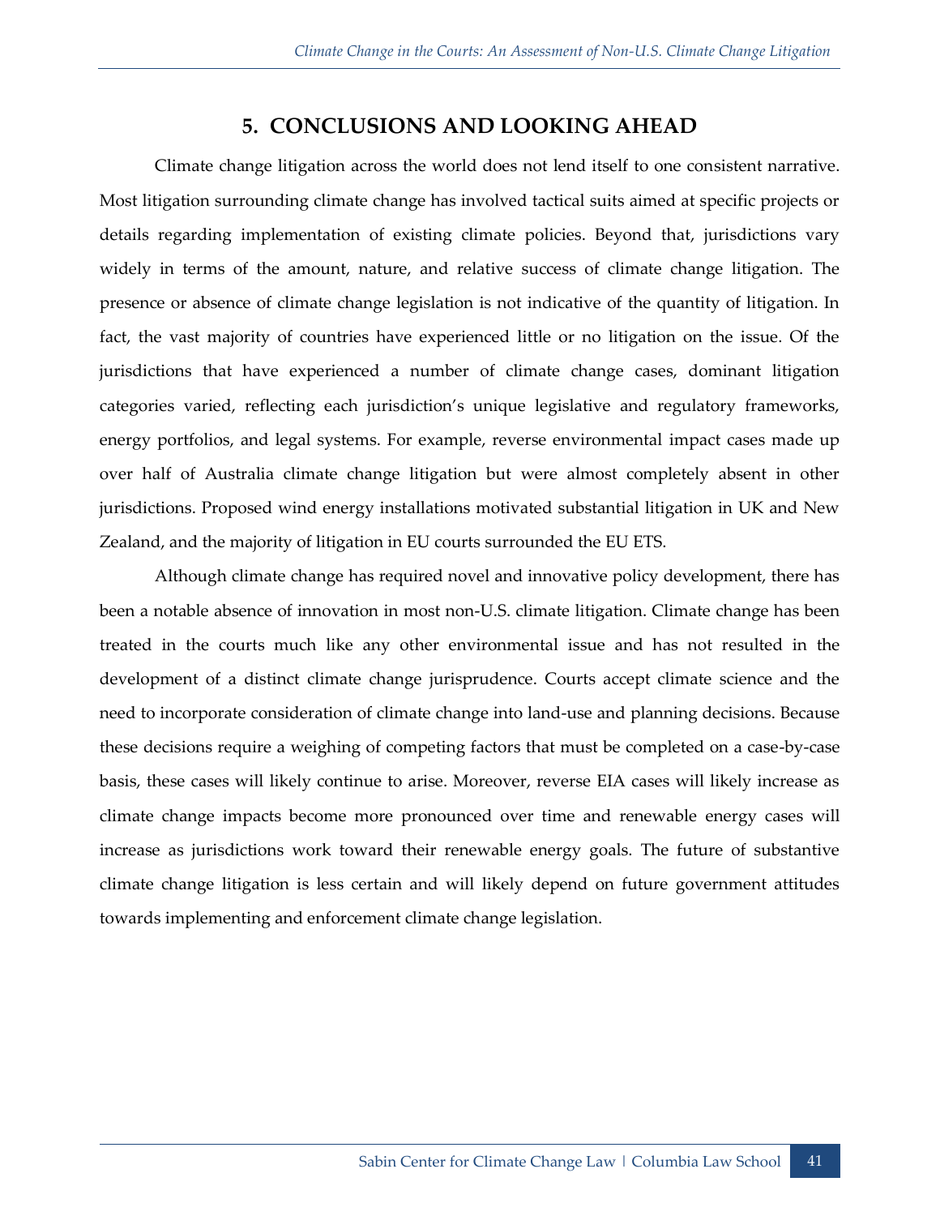# 5. CONCLUSIONS AND LOOKING AHEAD

Climate change litigation across the world does not lend itself to one consistent narrative. Most litigation surrounding climate change has involved tactical suits aimed at specific projects or details regarding implementation of existing climate policies. Beyond that, jurisdictions vary widely in terms of the amount, nature, and relative success of climate change litigation. The presence or absence of climate change legislation is not indicative of the quantity of litigation. In fact, the vast majority of countries have experienced little or no litigation on the issue. Of the jurisdictions that have experienced a number of climate change cases, dominant litigation categories varied, reflecting each jurisdiction's unique legislative and regulatory frameworks, energy portfolios, and legal systems. For example, reverse environmental impact cases made up over half of Australia climate change litigation but were almost completely absent in other jurisdictions. Proposed wind energy installations motivated substantial litigation in UK and New Zealand, and the majority of litigation in EU courts surrounded the EU ETS.

Although climate change has required novel and innovative policy development, there has been a notable absence of innovation in most non-U.S. climate litigation. Climate change has been treated in the courts much like any other environmental issue and has not resulted in the development of a distinct climate change jurisprudence. Courts accept climate science and the need to incorporate consideration of climate change into land-use and planning decisions. Because these decisions require a weighing of competing factors that must be completed on a case-by-case basis, these cases will likely continue to arise. Moreover, reverse EIA cases will likely increase as climate change impacts become more pronounced over time and renewable energy cases will increase as jurisdictions work toward their renewable energy goals. The future of substantive climate change litigation is less certain and will likely depend on future government attitudes towards implementing and enforcement climate change legislation.